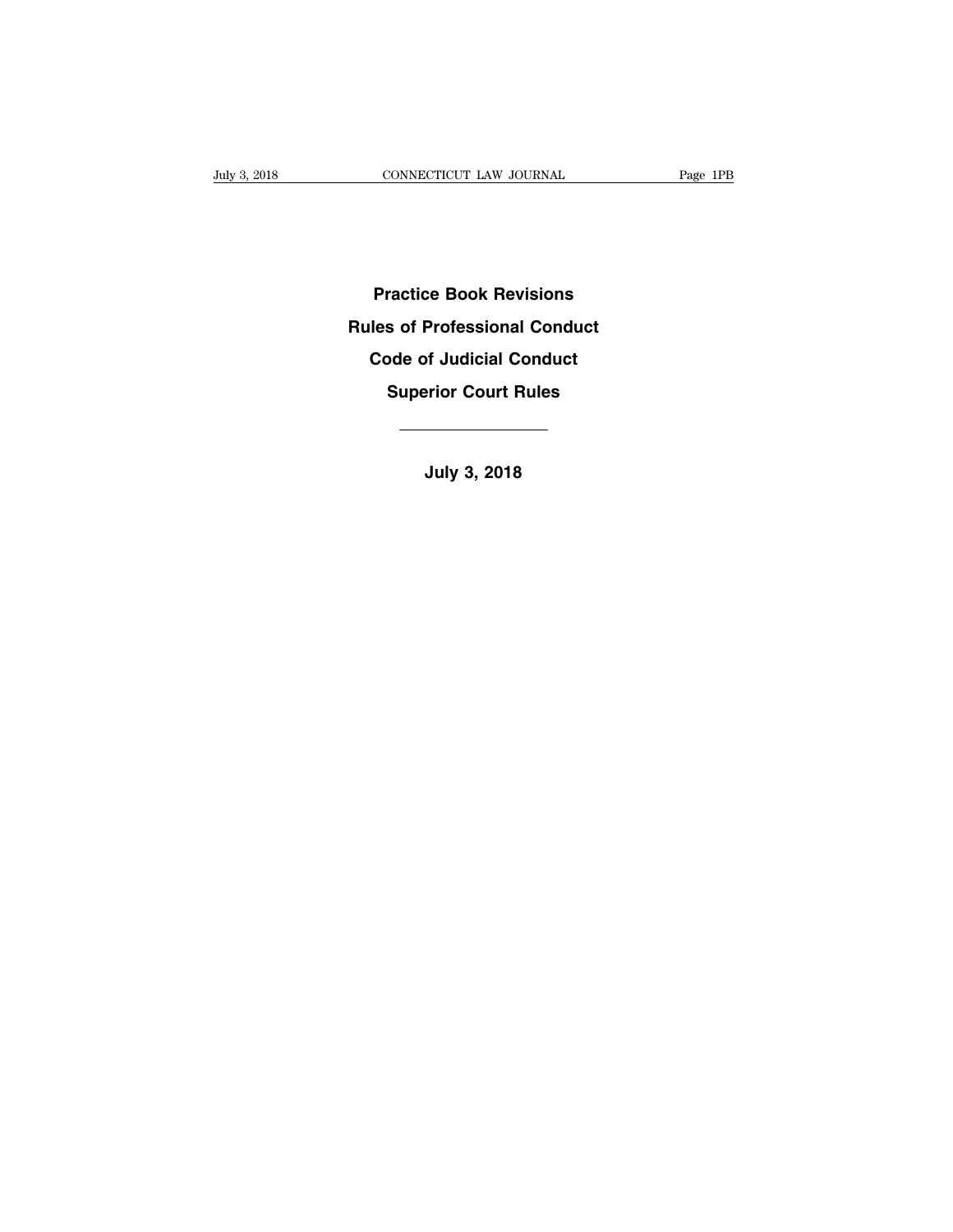# Practice Book Revisions

# Rules of Professional Conduct

# Code of Judicial Conduct

# Superior Court Rules

---

**July 3, 2018**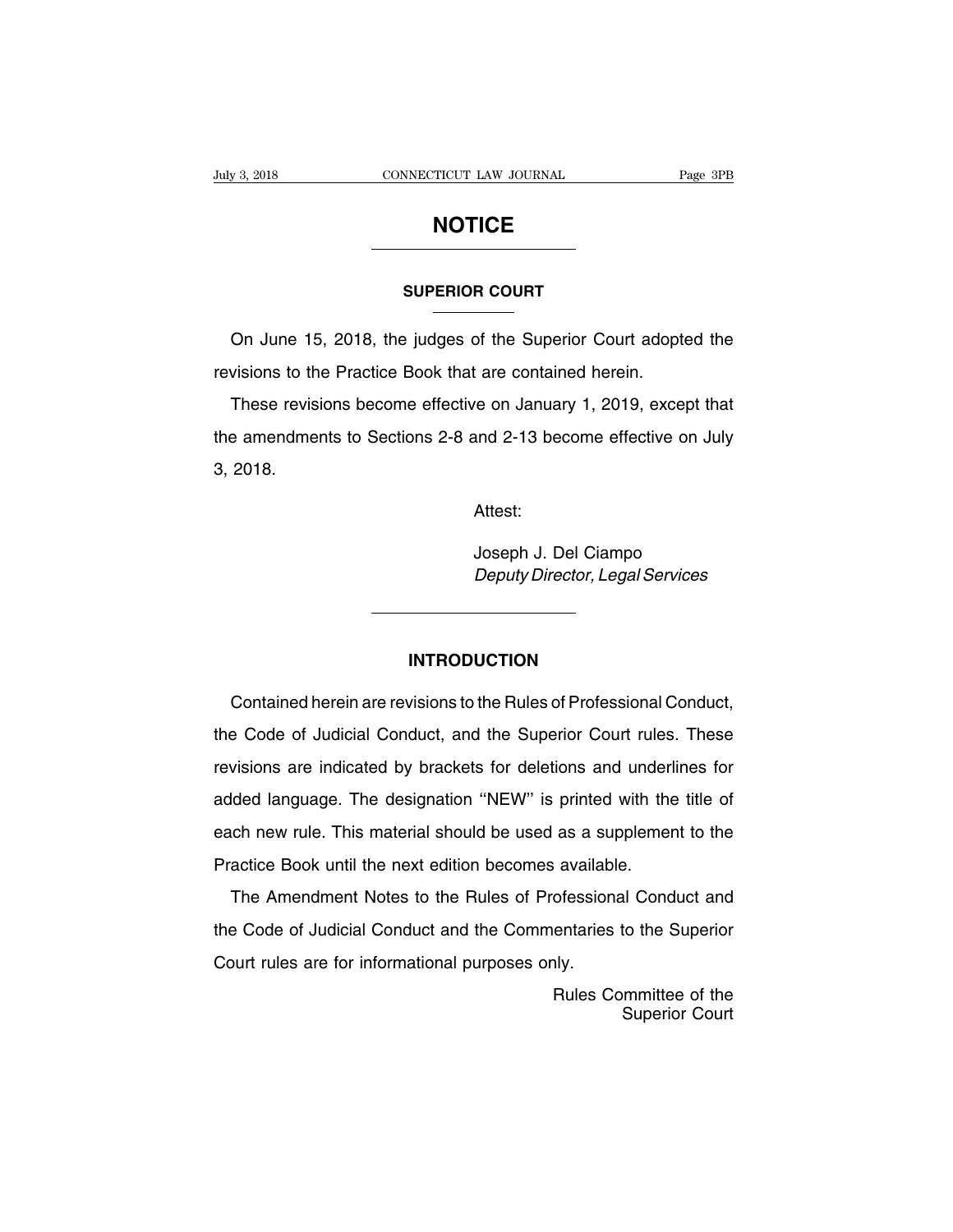# NOTICE

## SUPERIOR COURT

On June 15, 2018, the judges of the Superior Court adopted the revisions to the Practice Book that are contained herein.

These revisions become effective on January 1, 2019, except that the amendments to Sections 2-8 and 2-13 become effective on July 3, 2018.

Attest:

Joseph J. Del Ciampo
*Deputy Director, Legal Services*

## INTRODUCTION

Contained herein are revisions to the Rules of Professional Conduct, the Code of Judicial Conduct, and the Superior Court rules. These revisions are indicated by brackets for deletions and underlines for added language. The designation ''NEW'' is printed with the title of each new rule. This material should be used as a supplement to the Practice Book until the next edition becomes available.

The Amendment Notes to the Rules of Professional Conduct and the Code of Judicial Conduct and the Commentaries to the Superior Court rules are for informational purposes only.

Rules Committee of the
Superior Court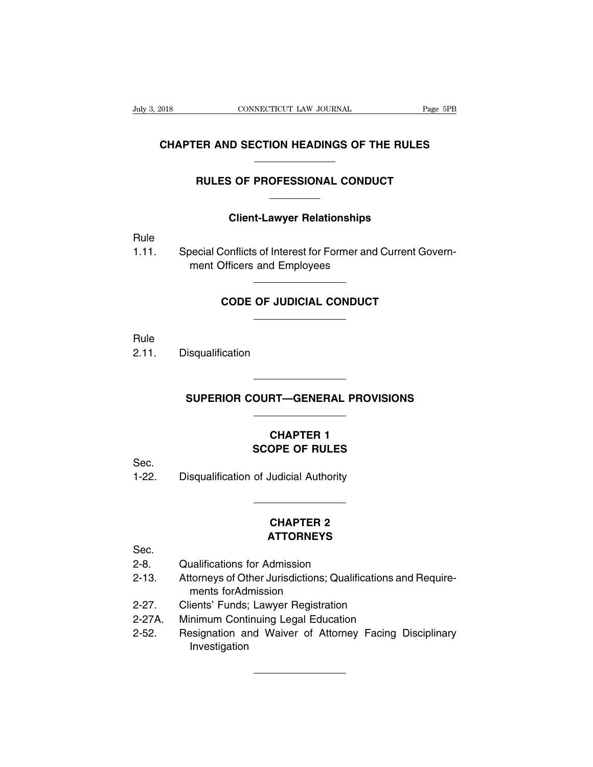# CHAPTER AND SECTION HEADINGS OF THE RULES

## RULES OF PROFESSIONAL CONDUCT

### Client-Lawyer Relationships

Rule

1.11. Special Conflicts of Interest for Former and Current Government Officers and Employees

## CODE OF JUDICIAL CONDUCT

Rule

2.11. Disqualification

## SUPERIOR COURT—GENERAL PROVISIONS

### CHAPTER 1
### SCOPE OF RULES

Sec.

1-22. Disqualification of Judicial Authority

### CHAPTER 2
### ATTORNEYS

Sec.

2-8. Qualifications for Admission

2-13. Attorneys of Other Jurisdictions; Qualifications and Requirements forAdmission

2-27. Clients' Funds; Lawyer Registration

2-27A. Minimum Continuing Legal Education

2-52. Resignation and Waiver of Attorney Facing Disciplinary Investigation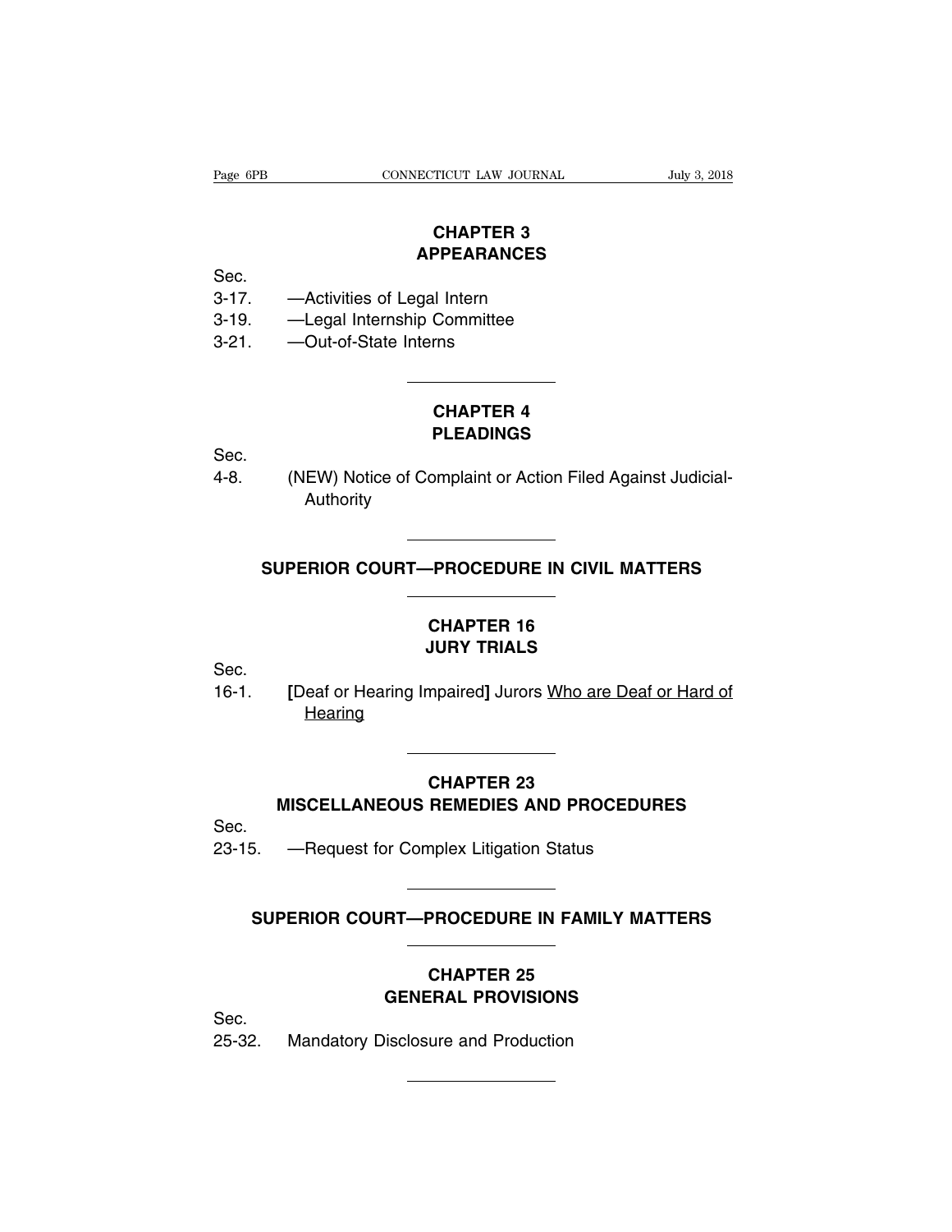## CHAPTER 3
## APPEARANCES

Sec.

3-17. —Activities of Legal Intern

3-19. —Legal Internship Committee

3-21. —Out-of-State Interns

---

## CHAPTER 4
## PLEADINGS

Sec.

4-8. (NEW) Notice of Complaint or Action Filed Against Judicial-Authority

---

# SUPERIOR COURT—PROCEDURE IN CIVIL MATTERS

---

## CHAPTER 16
## JURY TRIALS

Sec.

16-1. [Deaf or Hearing Impaired] Jurors Who are Deaf or Hard of Hearing

---

## CHAPTER 23
## MISCELLANEOUS REMEDIES AND PROCEDURES

Sec.

23-15. —Request for Complex Litigation Status

---

# SUPERIOR COURT—PROCEDURE IN FAMILY MATTERS

---

## CHAPTER 25
## GENERAL PROVISIONS

Sec.

25-32. Mandatory Disclosure and Production

---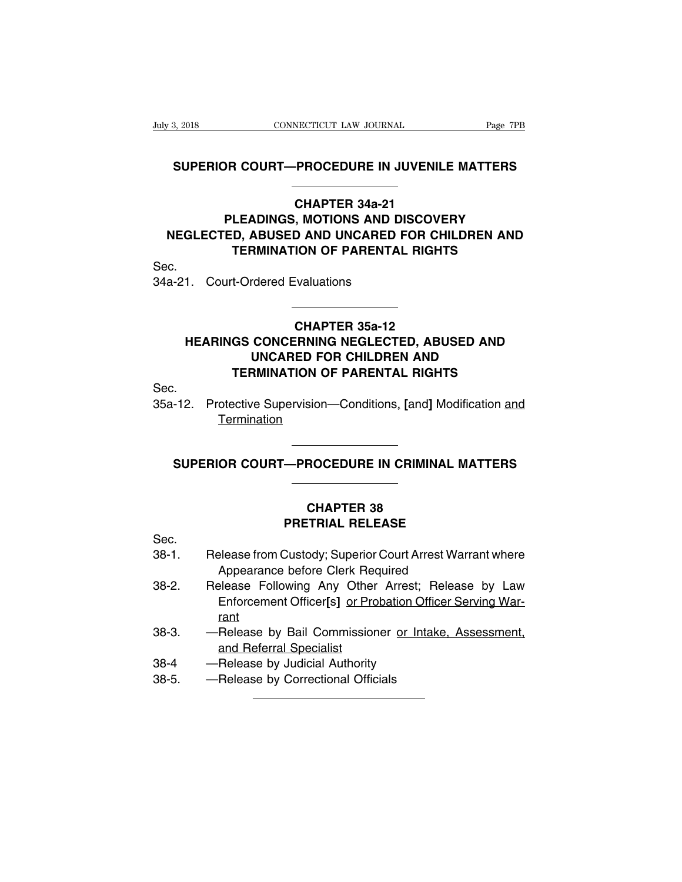# SUPERIOR COURT—PROCEDURE IN JUVENILE MATTERS

## CHAPTER 34a-21
## PLEADINGS, MOTIONS AND DISCOVERY NEGLECTED, ABUSED AND UNCARED FOR CHILDREN AND TERMINATION OF PARENTAL RIGHTS

Sec.

34a-21. Court-Ordered Evaluations

## CHAPTER 35a-12
## HEARINGS CONCERNING NEGLECTED, ABUSED AND UNCARED FOR CHILDREN AND TERMINATION OF PARENTAL RIGHTS

Sec.

35a-12. Protective Supervision—Conditions<u>,</u> **[**and**]** Modification <u>and Termination</u>

# SUPERIOR COURT—PROCEDURE IN CRIMINAL MATTERS

## CHAPTER 38
## PRETRIAL RELEASE

Sec.

38-1. Release from Custody; Superior Court Arrest Warrant where Appearance before Clerk Required

38-2. Release Following Any Other Arrest; Release by Law Enforcement Officer**[**s**]** <u>or Probation Officer Serving Warrant</u>

38-3. —Release by Bail Commissioner <u>or Intake, Assessment, and Referral Specialist</u>

38-4 —Release by Judicial Authority

38-5. —Release by Correctional Officials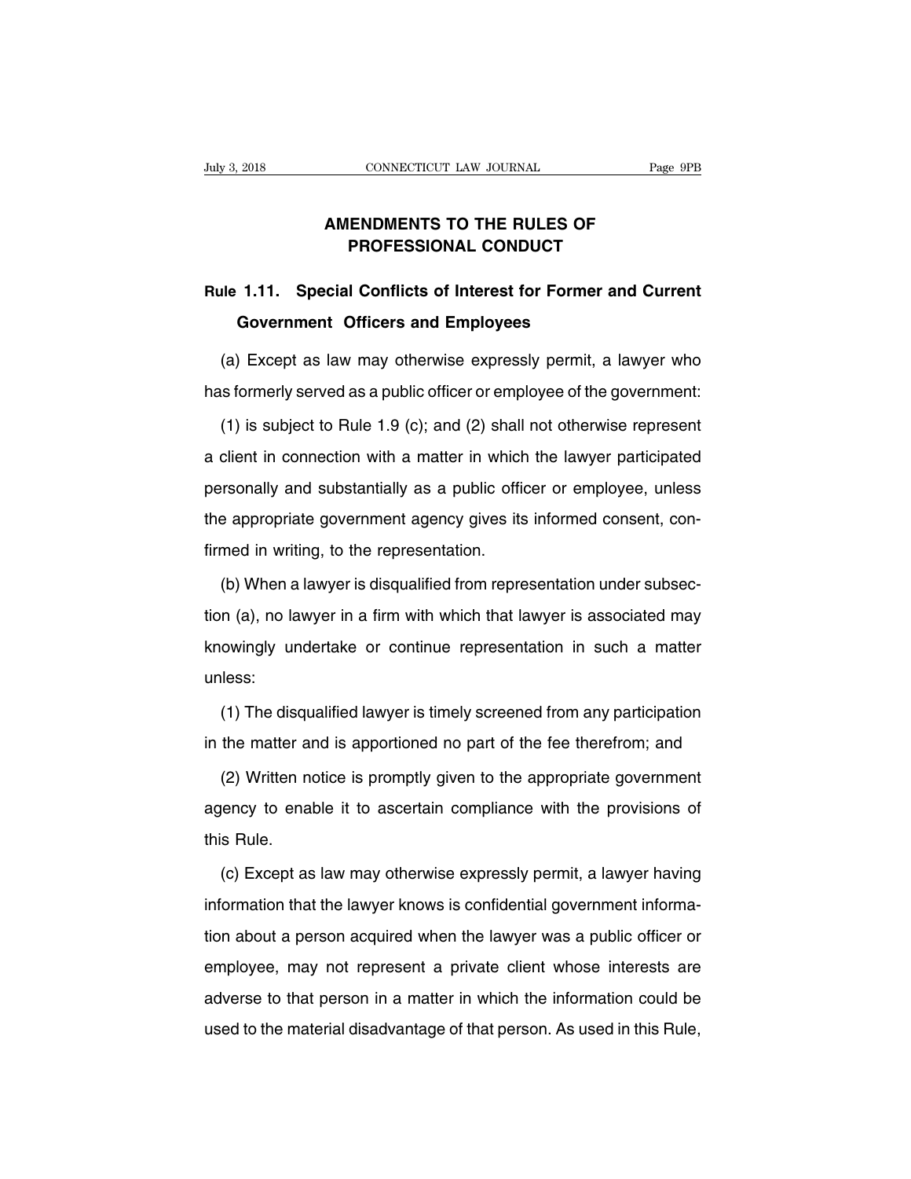# AMENDMENTS TO THE RULES OF PROFESSIONAL CONDUCT

## Rule 1.11. Special Conflicts of Interest for Former and Current Government Officers and Employees

(a) Except as law may otherwise expressly permit, a lawyer who has formerly served as a public officer or employee of the government:

(1) is subject to Rule 1.9 (c); and (2) shall not otherwise represent a client in connection with a matter in which the lawyer participated personally and substantially as a public officer or employee, unless the appropriate government agency gives its informed consent, confirmed in writing, to the representation.

(b) When a lawyer is disqualified from representation under subsection (a), no lawyer in a firm with which that lawyer is associated may knowingly undertake or continue representation in such a matter unless:

(1) The disqualified lawyer is timely screened from any participation in the matter and is apportioned no part of the fee therefrom; and

(2) Written notice is promptly given to the appropriate government agency to enable it to ascertain compliance with the provisions of this Rule.

(c) Except as law may otherwise expressly permit, a lawyer having information that the lawyer knows is confidential government information about a person acquired when the lawyer was a public officer or employee, may not represent a private client whose interests are adverse to that person in a matter in which the information could be used to the material disadvantage of that person. As used in this Rule,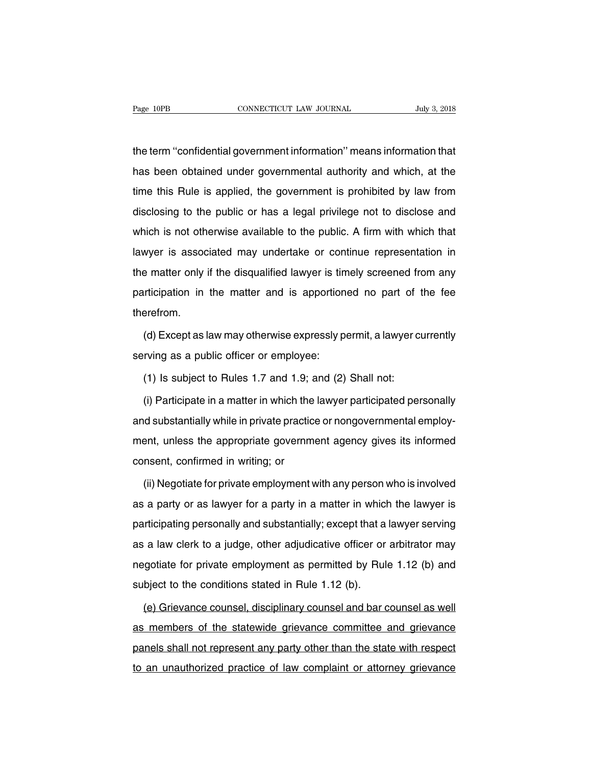the term ''confidential government information'' means information that has been obtained under governmental authority and which, at the time this Rule is applied, the government is prohibited by law from disclosing to the public or has a legal privilege not to disclose and which is not otherwise available to the public. A firm with which that lawyer is associated may undertake or continue representation in the matter only if the disqualified lawyer is timely screened from any participation in the matter and is apportioned no part of the fee therefrom.

(d) Except as law may otherwise expressly permit, a lawyer currently serving as a public officer or employee:

(1) Is subject to Rules 1.7 and 1.9; and (2) Shall not:

(i) Participate in a matter in which the lawyer participated personally and substantially while in private practice or nongovernmental employment, unless the appropriate government agency gives its informed consent, confirmed in writing; or

(ii) Negotiate for private employment with any person who is involved as a party or as lawyer for a party in a matter in which the lawyer is participating personally and substantially; except that a lawyer serving as a law clerk to a judge, other adjudicative officer or arbitrator may negotiate for private employment as permitted by Rule 1.12 (b) and subject to the conditions stated in Rule 1.12 (b).

<u>(e) Grievance counsel, disciplinary counsel and bar counsel as well as members of the statewide grievance committee and grievance panels shall not represent any party other than the state with respect to an unauthorized practice of law complaint or attorney grievance</u>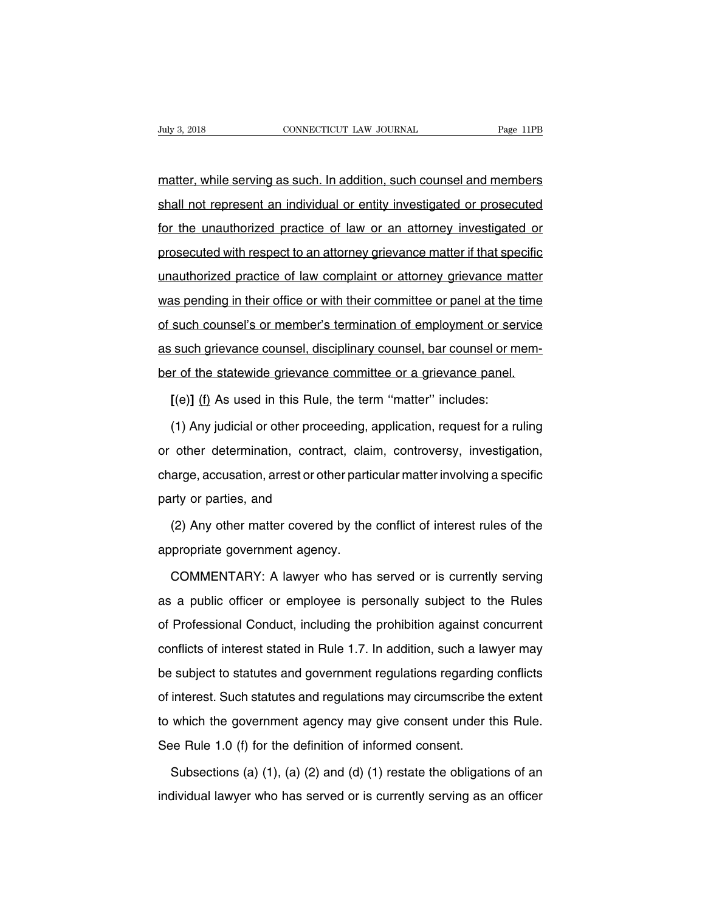matter, while serving as such. In addition, such counsel and members shall not represent an individual or entity investigated or prosecuted for the unauthorized practice of law or an attorney investigated or prosecuted with respect to an attorney grievance matter if that specific unauthorized practice of law complaint or attorney grievance matter was pending in their office or with their committee or panel at the time of such counsel's or member's termination of employment or service as such grievance counsel, disciplinary counsel, bar counsel or member of the statewide grievance committee or a grievance panel.

**[**(e)**]** (f) As used in this Rule, the term ''matter'' includes:

(1) Any judicial or other proceeding, application, request for a ruling or other determination, contract, claim, controversy, investigation, charge, accusation, arrest or other particular matter involving a specific party or parties, and

(2) Any other matter covered by the conflict of interest rules of the appropriate government agency.

COMMENTARY: A lawyer who has served or is currently serving as a public officer or employee is personally subject to the Rules of Professional Conduct, including the prohibition against concurrent conflicts of interest stated in Rule 1.7. In addition, such a lawyer may be subject to statutes and government regulations regarding conflicts of interest. Such statutes and regulations may circumscribe the extent to which the government agency may give consent under this Rule. See Rule 1.0 (f) for the definition of informed consent.

Subsections (a) (1), (a) (2) and (d) (1) restate the obligations of an individual lawyer who has served or is currently serving as an officer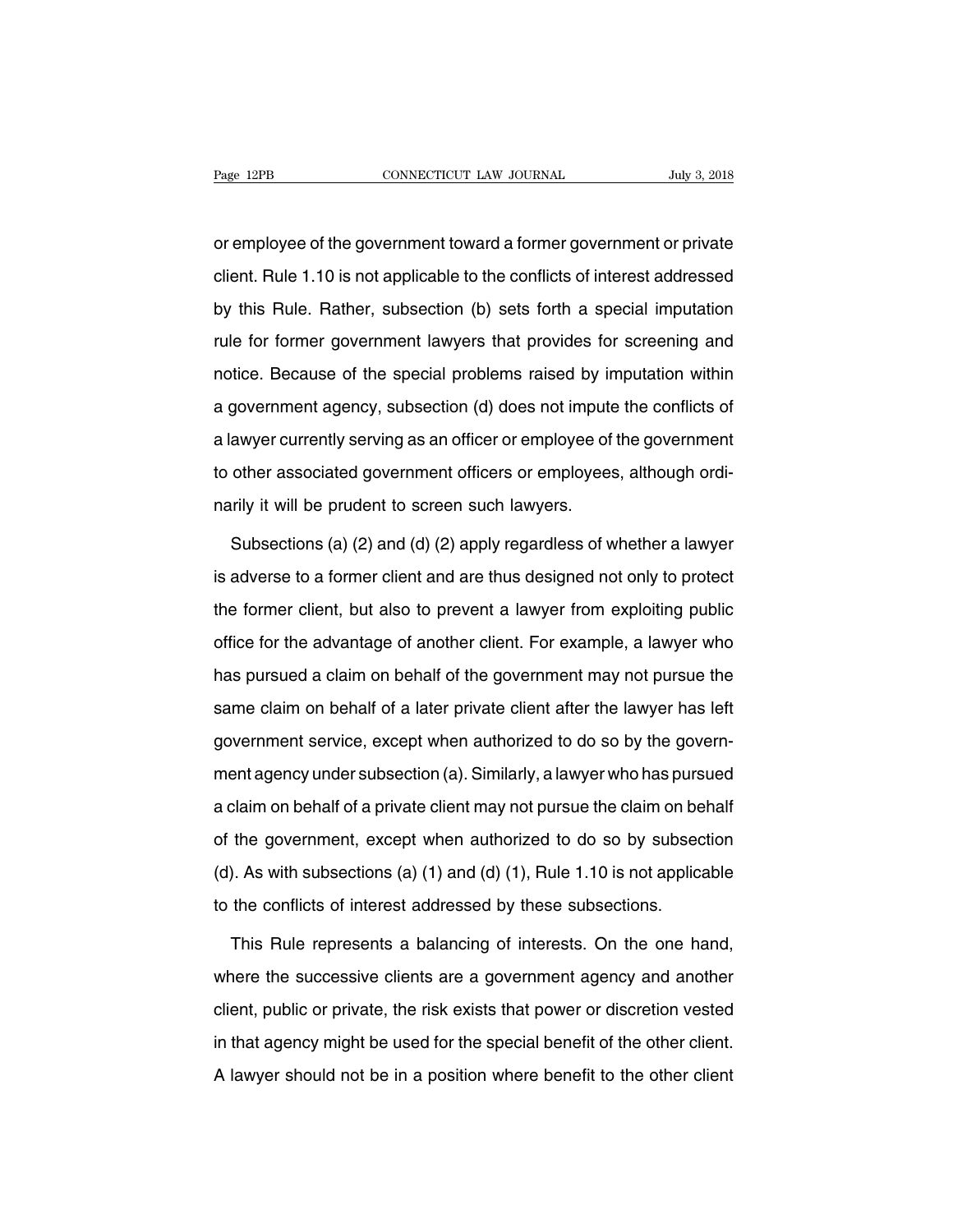or employee of the government toward a former government or private client. Rule 1.10 is not applicable to the conflicts of interest addressed by this Rule. Rather, subsection (b) sets forth a special imputation rule for former government lawyers that provides for screening and notice. Because of the special problems raised by imputation within a government agency, subsection (d) does not impute the conflicts of a lawyer currently serving as an officer or employee of the government to other associated government officers or employees, although ordinarily it will be prudent to screen such lawyers.

Subsections (a) (2) and (d) (2) apply regardless of whether a lawyer is adverse to a former client and are thus designed not only to protect the former client, but also to prevent a lawyer from exploiting public office for the advantage of another client. For example, a lawyer who has pursued a claim on behalf of the government may not pursue the same claim on behalf of a later private client after the lawyer has left government service, except when authorized to do so by the government agency under subsection (a). Similarly, a lawyer who has pursued a claim on behalf of a private client may not pursue the claim on behalf of the government, except when authorized to do so by subsection (d). As with subsections (a) (1) and (d) (1), Rule 1.10 is not applicable to the conflicts of interest addressed by these subsections.

This Rule represents a balancing of interests. On the one hand, where the successive clients are a government agency and another client, public or private, the risk exists that power or discretion vested in that agency might be used for the special benefit of the other client. A lawyer should not be in a position where benefit to the other client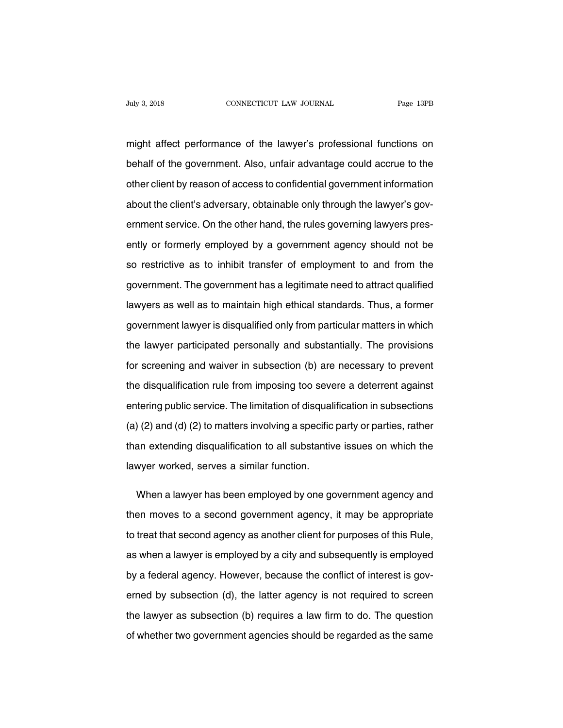might affect performance of the lawyer's professional functions on behalf of the government. Also, unfair advantage could accrue to the other client by reason of access to confidential government information about the client's adversary, obtainable only through the lawyer's government service. On the other hand, the rules governing lawyers presently or formerly employed by a government agency should not be so restrictive as to inhibit transfer of employment to and from the government. The government has a legitimate need to attract qualified lawyers as well as to maintain high ethical standards. Thus, a former government lawyer is disqualified only from particular matters in which the lawyer participated personally and substantially. The provisions for screening and waiver in subsection (b) are necessary to prevent the disqualification rule from imposing too severe a deterrent against entering public service. The limitation of disqualification in subsections (a) (2) and (d) (2) to matters involving a specific party or parties, rather than extending disqualification to all substantive issues on which the lawyer worked, serves a similar function.

When a lawyer has been employed by one government agency and then moves to a second government agency, it may be appropriate to treat that second agency as another client for purposes of this Rule, as when a lawyer is employed by a city and subsequently is employed by a federal agency. However, because the conflict of interest is governed by subsection (d), the latter agency is not required to screen the lawyer as subsection (b) requires a law firm to do. The question of whether two government agencies should be regarded as the same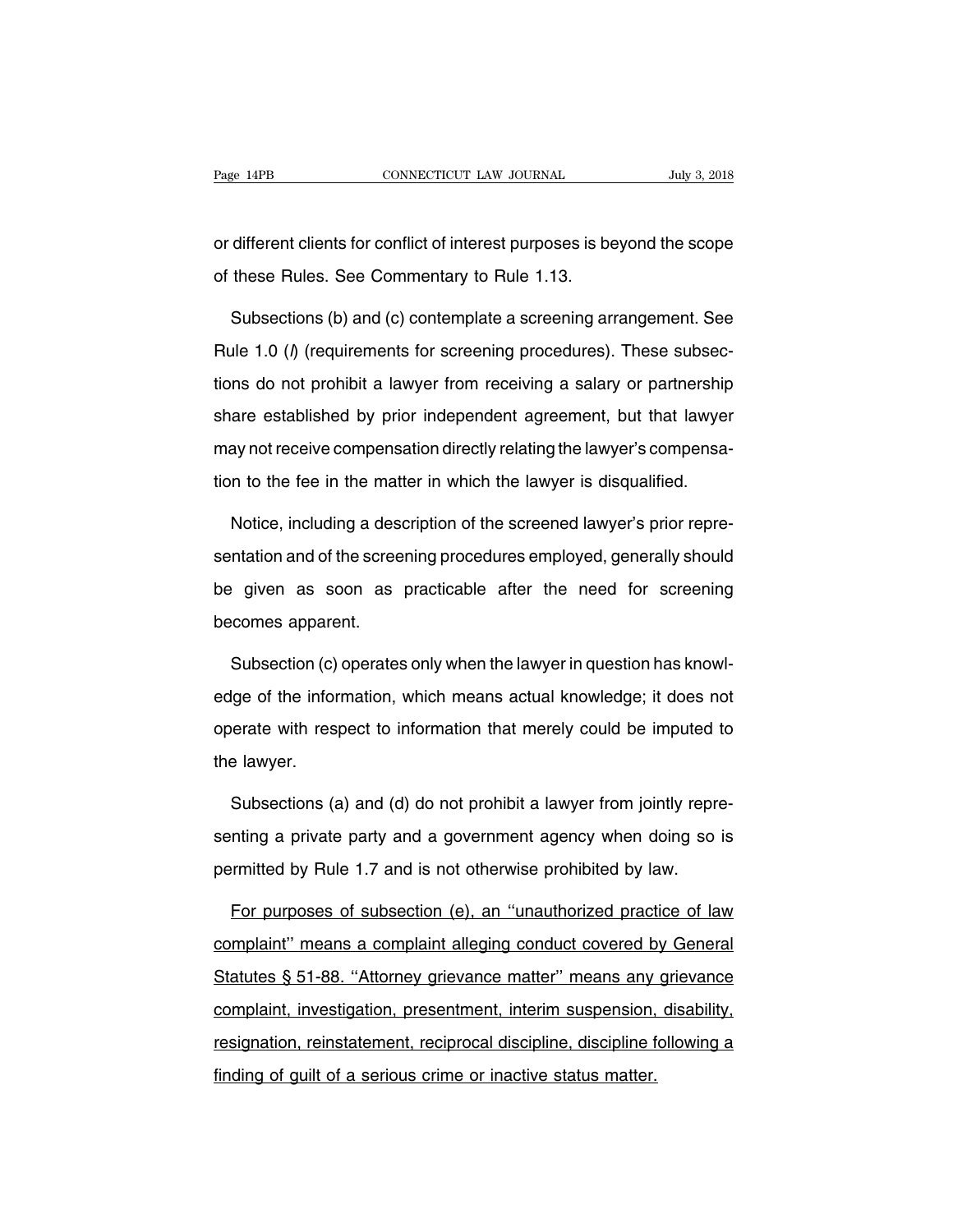or different clients for conflict of interest purposes is beyond the scope of these Rules. See Commentary to Rule 1.13.

Subsections (b) and (c) contemplate a screening arrangement. See Rule 1.0 (*l*) (requirements for screening procedures). These subsections do not prohibit a lawyer from receiving a salary or partnership share established by prior independent agreement, but that lawyer may not receive compensation directly relating the lawyer's compensation to the fee in the matter in which the lawyer is disqualified.

Notice, including a description of the screened lawyer's prior representation and of the screening procedures employed, generally should be given as soon as practicable after the need for screening becomes apparent.

Subsection (c) operates only when the lawyer in question has knowledge of the information, which means actual knowledge; it does not operate with respect to information that merely could be imputed to the lawyer.

Subsections (a) and (d) do not prohibit a lawyer from jointly representing a private party and a government agency when doing so is permitted by Rule 1.7 and is not otherwise prohibited by law.

<u>For purposes of subsection (e), an ''unauthorized practice of law complaint'' means a complaint alleging conduct covered by General Statutes § 51-88. ''Attorney grievance matter'' means any grievance complaint, investigation, presentment, interim suspension, disability, resignation, reinstatement, reciprocal discipline, discipline following a finding of guilt of a serious crime or inactive status matter.</u>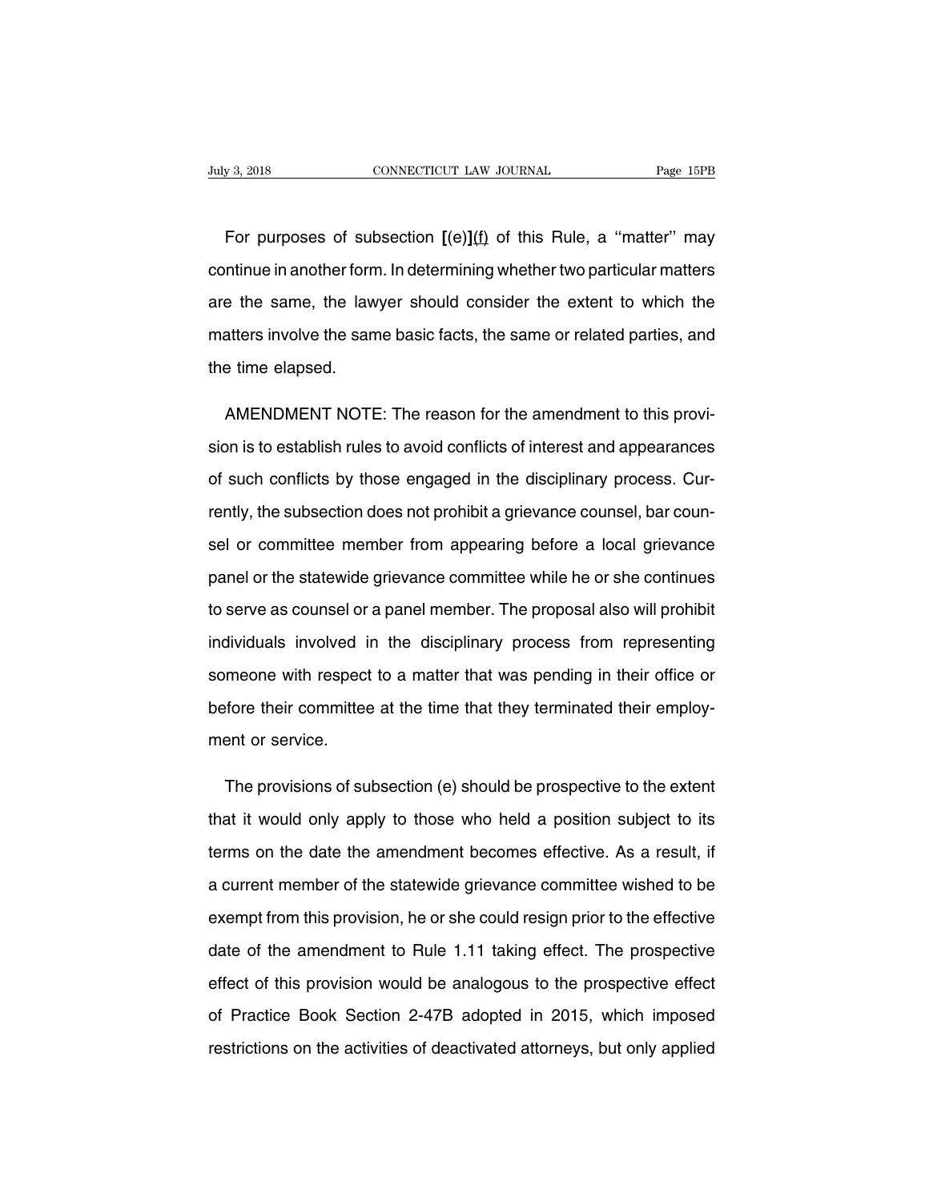For purposes of subsection **[**(e)**]**(f) of this Rule, a ''matter'' may continue in another form. In determining whether two particular matters are the same, the lawyer should consider the extent to which the matters involve the same basic facts, the same or related parties, and the time elapsed.

AMENDMENT NOTE: The reason for the amendment to this provision is to establish rules to avoid conflicts of interest and appearances of such conflicts by those engaged in the disciplinary process. Currently, the subsection does not prohibit a grievance counsel, bar counsel or committee member from appearing before a local grievance panel or the statewide grievance committee while he or she continues to serve as counsel or a panel member. The proposal also will prohibit individuals involved in the disciplinary process from representing someone with respect to a matter that was pending in their office or before their committee at the time that they terminated their employment or service.

The provisions of subsection (e) should be prospective to the extent that it would only apply to those who held a position subject to its terms on the date the amendment becomes effective. As a result, if a current member of the statewide grievance committee wished to be exempt from this provision, he or she could resign prior to the effective date of the amendment to Rule 1.11 taking effect. The prospective effect of this provision would be analogous to the prospective effect of Practice Book Section 2-47B adopted in 2015, which imposed restrictions on the activities of deactivated attorneys, but only applied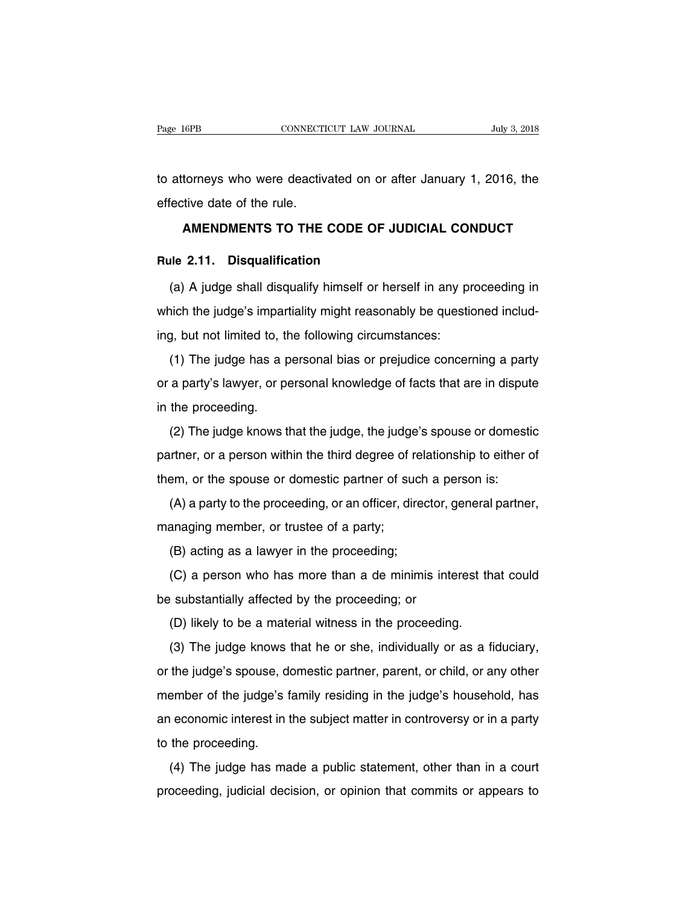to attorneys who were deactivated on or after January 1, 2016, the effective date of the rule.

## AMENDMENTS TO THE CODE OF JUDICIAL CONDUCT

### Rule 2.11. Disqualification

(a) A judge shall disqualify himself or herself in any proceeding in which the judge's impartiality might reasonably be questioned including, but not limited to, the following circumstances:

(1) The judge has a personal bias or prejudice concerning a party or a party's lawyer, or personal knowledge of facts that are in dispute in the proceeding.

(2) The judge knows that the judge, the judge's spouse or domestic partner, or a person within the third degree of relationship to either of them, or the spouse or domestic partner of such a person is:

(A) a party to the proceeding, or an officer, director, general partner, managing member, or trustee of a party;

(B) acting as a lawyer in the proceeding;

(C) a person who has more than a de minimis interest that could be substantially affected by the proceeding; or

(D) likely to be a material witness in the proceeding.

(3) The judge knows that he or she, individually or as a fiduciary, or the judge's spouse, domestic partner, parent, or child, or any other member of the judge's family residing in the judge's household, has an economic interest in the subject matter in controversy or in a party to the proceeding.

(4) The judge has made a public statement, other than in a court proceeding, judicial decision, or opinion that commits or appears to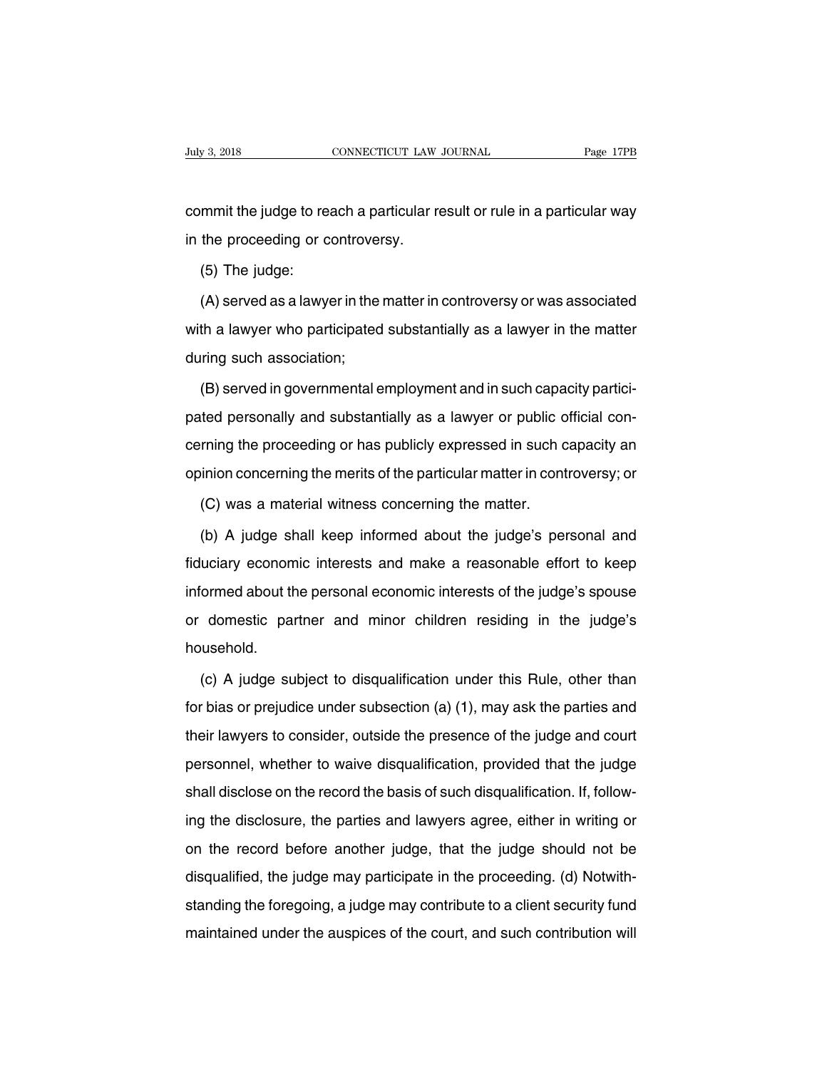commit the judge to reach a particular result or rule in a particular way in the proceeding or controversy.

(5) The judge:

(A) served as a lawyer in the matter in controversy or was associated with a lawyer who participated substantially as a lawyer in the matter during such association;

(B) served in governmental employment and in such capacity participated personally and substantially as a lawyer or public official concerning the proceeding or has publicly expressed in such capacity an opinion concerning the merits of the particular matter in controversy; or

(C) was a material witness concerning the matter.

(b) A judge shall keep informed about the judge's personal and fiduciary economic interests and make a reasonable effort to keep informed about the personal economic interests of the judge's spouse or domestic partner and minor children residing in the judge's household.

(c) A judge subject to disqualification under this Rule, other than for bias or prejudice under subsection (a) (1), may ask the parties and their lawyers to consider, outside the presence of the judge and court personnel, whether to waive disqualification, provided that the judge shall disclose on the record the basis of such disqualification. If, following the disclosure, the parties and lawyers agree, either in writing or on the record before another judge, that the judge should not be disqualified, the judge may participate in the proceeding. (d) Notwithstanding the foregoing, a judge may contribute to a client security fund maintained under the auspices of the court, and such contribution will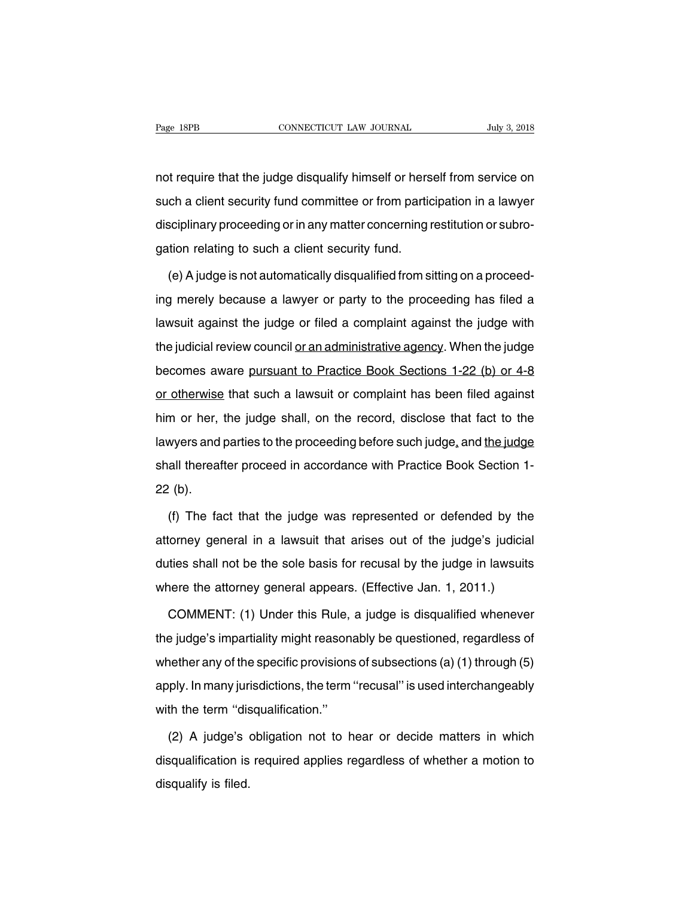not require that the judge disqualify himself or herself from service on such a client security fund committee or from participation in a lawyer disciplinary proceeding or in any matter concerning restitution or subrogation relating to such a client security fund.

(e) A judge is not automatically disqualified from sitting on a proceeding merely because a lawyer or party to the proceeding has filed a lawsuit against the judge or filed a complaint against the judge with the judicial review council <u>or an administrative agency</u>. When the judge becomes aware <u>pursuant to Practice Book Sections 1-22 (b) or 4-8 or otherwise</u> that such a lawsuit or complaint has been filed against him or her, the judge shall, on the record, disclose that fact to the lawyers and parties to the proceeding before such judge<u>,</u> and <u>the judge</u> shall thereafter proceed in accordance with Practice Book Section 1-22 (b).

(f) The fact that the judge was represented or defended by the attorney general in a lawsuit that arises out of the judge's judicial duties shall not be the sole basis for recusal by the judge in lawsuits where the attorney general appears. (Effective Jan. 1, 2011.)

COMMENT: (1) Under this Rule, a judge is disqualified whenever the judge's impartiality might reasonably be questioned, regardless of whether any of the specific provisions of subsections (a) (1) through (5) apply. In many jurisdictions, the term "recusal" is used interchangeably with the term "disqualification."

(2) A judge's obligation not to hear or decide matters in which disqualification is required applies regardless of whether a motion to disqualify is filed.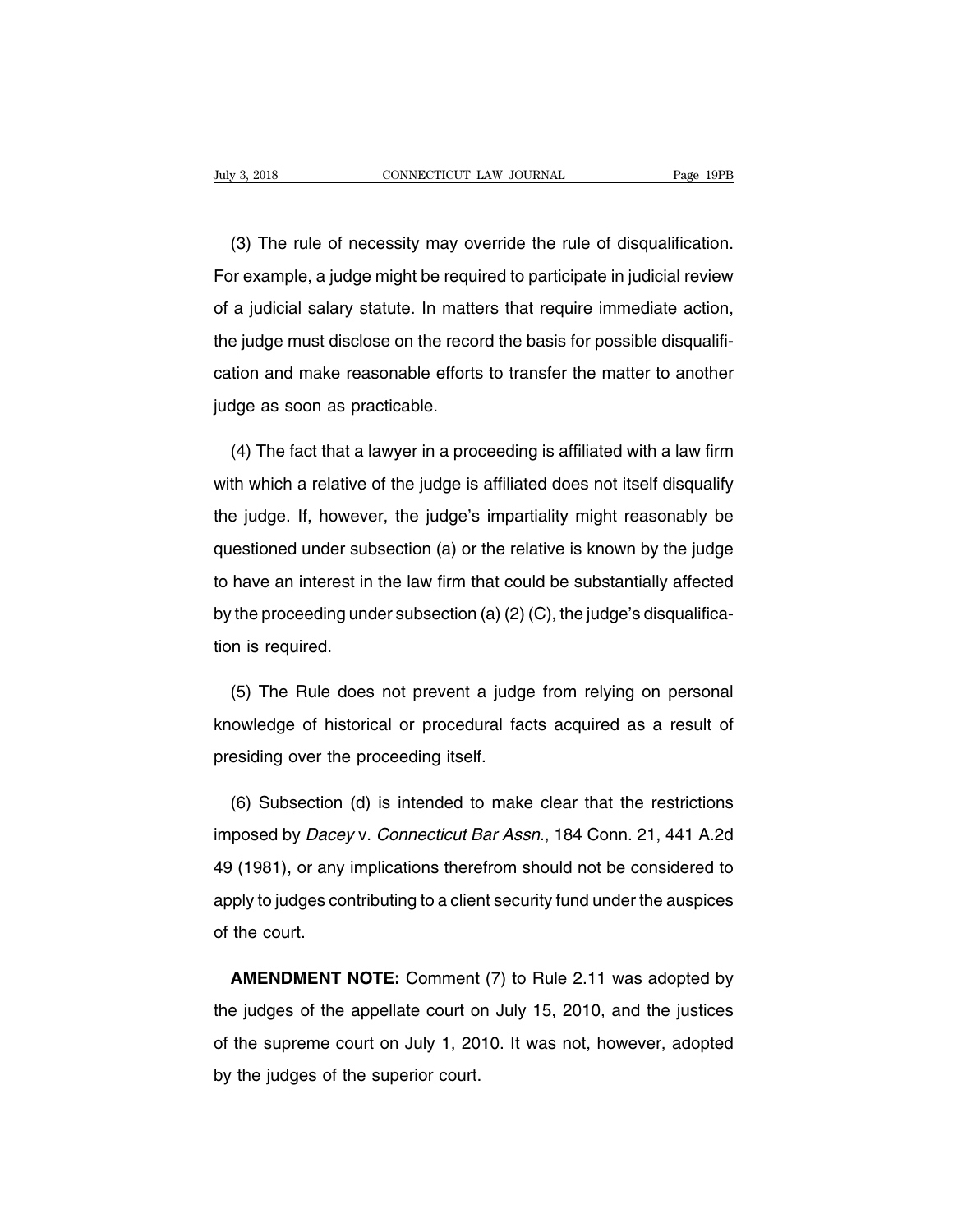(3) The rule of necessity may override the rule of disqualification. For example, a judge might be required to participate in judicial review of a judicial salary statute. In matters that require immediate action, the judge must disclose on the record the basis for possible disqualification and make reasonable efforts to transfer the matter to another judge as soon as practicable.

(4) The fact that a lawyer in a proceeding is affiliated with a law firm with which a relative of the judge is affiliated does not itself disqualify the judge. If, however, the judge's impartiality might reasonably be questioned under subsection (a) or the relative is known by the judge to have an interest in the law firm that could be substantially affected by the proceeding under subsection (a) (2) (C), the judge's disqualification is required.

(5) The Rule does not prevent a judge from relying on personal knowledge of historical or procedural facts acquired as a result of presiding over the proceeding itself.

(6) Subsection (d) is intended to make clear that the restrictions imposed by *Dacey* v. *Connecticut Bar Assn.*, 184 Conn. 21, 441 A.2d 49 (1981), or any implications therefrom should not be considered to apply to judges contributing to a client security fund under the auspices of the court.

**AMENDMENT NOTE:** Comment (7) to Rule 2.11 was adopted by the judges of the appellate court on July 15, 2010, and the justices of the supreme court on July 1, 2010. It was not, however, adopted by the judges of the superior court.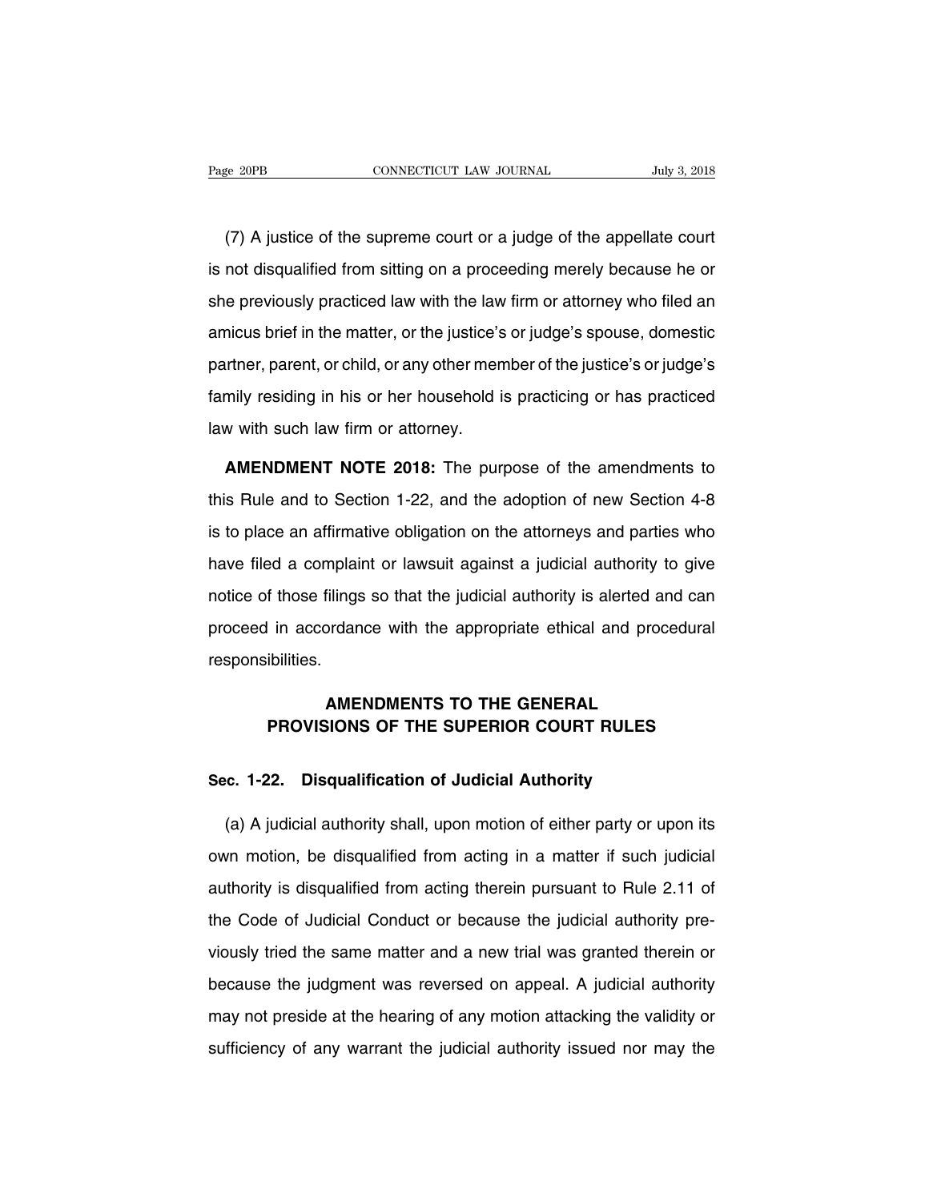(7) A justice of the supreme court or a judge of the appellate court is not disqualified from sitting on a proceeding merely because he or she previously practiced law with the law firm or attorney who filed an amicus brief in the matter, or the justice's or judge's spouse, domestic partner, parent, or child, or any other member of the justice's or judge's family residing in his or her household is practicing or has practiced law with such law firm or attorney.

**AMENDMENT NOTE 2018:** The purpose of the amendments to this Rule and to Section 1-22, and the adoption of new Section 4-8 is to place an affirmative obligation on the attorneys and parties who have filed a complaint or lawsuit against a judicial authority to give notice of those filings so that the judicial authority is alerted and can proceed in accordance with the appropriate ethical and procedural responsibilities.

## AMENDMENTS TO THE GENERAL PROVISIONS OF THE SUPERIOR COURT RULES

### Sec. 1-22. Disqualification of Judicial Authority

(a) A judicial authority shall, upon motion of either party or upon its own motion, be disqualified from acting in a matter if such judicial authority is disqualified from acting therein pursuant to Rule 2.11 of the Code of Judicial Conduct or because the judicial authority previously tried the same matter and a new trial was granted therein or because the judgment was reversed on appeal. A judicial authority may not preside at the hearing of any motion attacking the validity or sufficiency of any warrant the judicial authority issued nor may the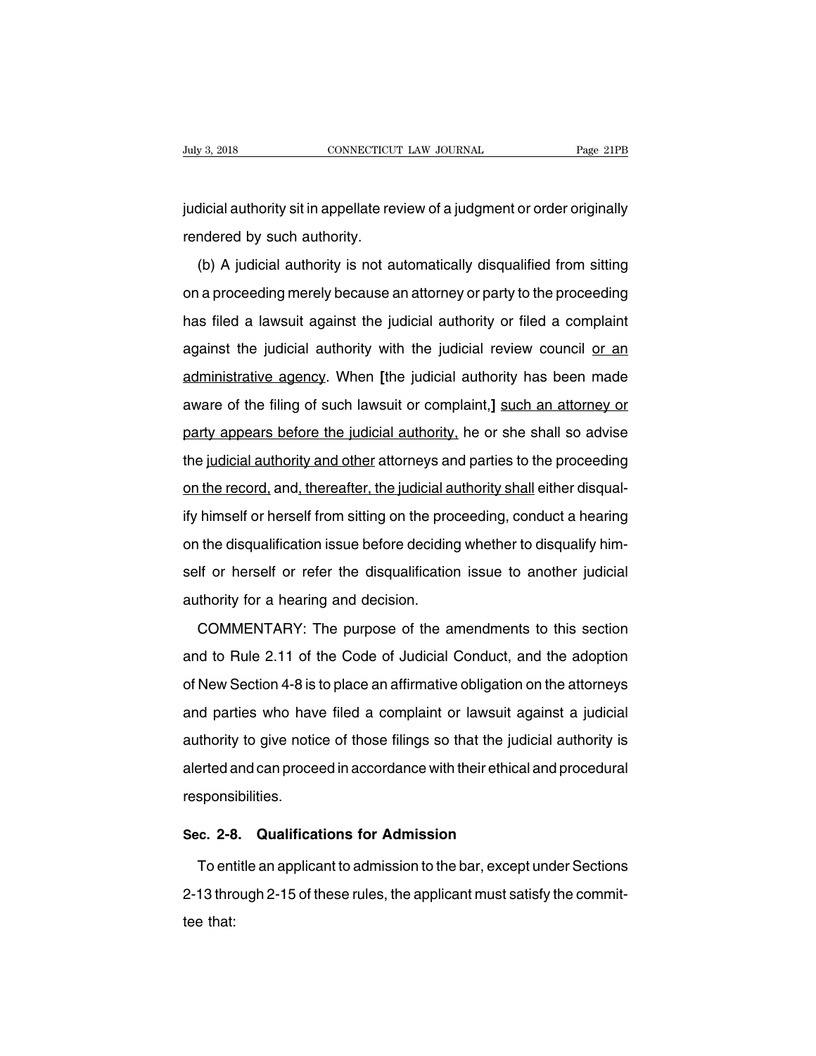judicial authority sit in appellate review of a judgment or order originally rendered by such authority.

(b) A judicial authority is not automatically disqualified from sitting on a proceeding merely because an attorney or party to the proceeding has filed a lawsuit against the judicial authority or filed a complaint against the judicial authority with the judicial review council <u>or an administrative agency</u>. When **[**the judicial authority has been made aware of the filing of such lawsuit or complaint,**]** <u>such an attorney or party appears before the judicial authority,</u> he or she shall so advise the <u>judicial authority and other</u> attorneys and parties to the proceeding <u>on the record,</u> and<u>, thereafter, the judicial authority shall</u> either disqualify himself or herself from sitting on the proceeding, conduct a hearing on the disqualification issue before deciding whether to disqualify himself or herself or refer the disqualification issue to another judicial authority for a hearing and decision.

COMMENTARY: The purpose of the amendments to this section and to Rule 2.11 of the Code of Judicial Conduct, and the adoption of New Section 4-8 is to place an affirmative obligation on the attorneys and parties who have filed a complaint or lawsuit against a judicial authority to give notice of those filings so that the judicial authority is alerted and can proceed in accordance with their ethical and procedural responsibilities.

## Sec. 2-8. Qualifications for Admission

To entitle an applicant to admission to the bar, except under Sections 2-13 through 2-15 of these rules, the applicant must satisfy the committee that: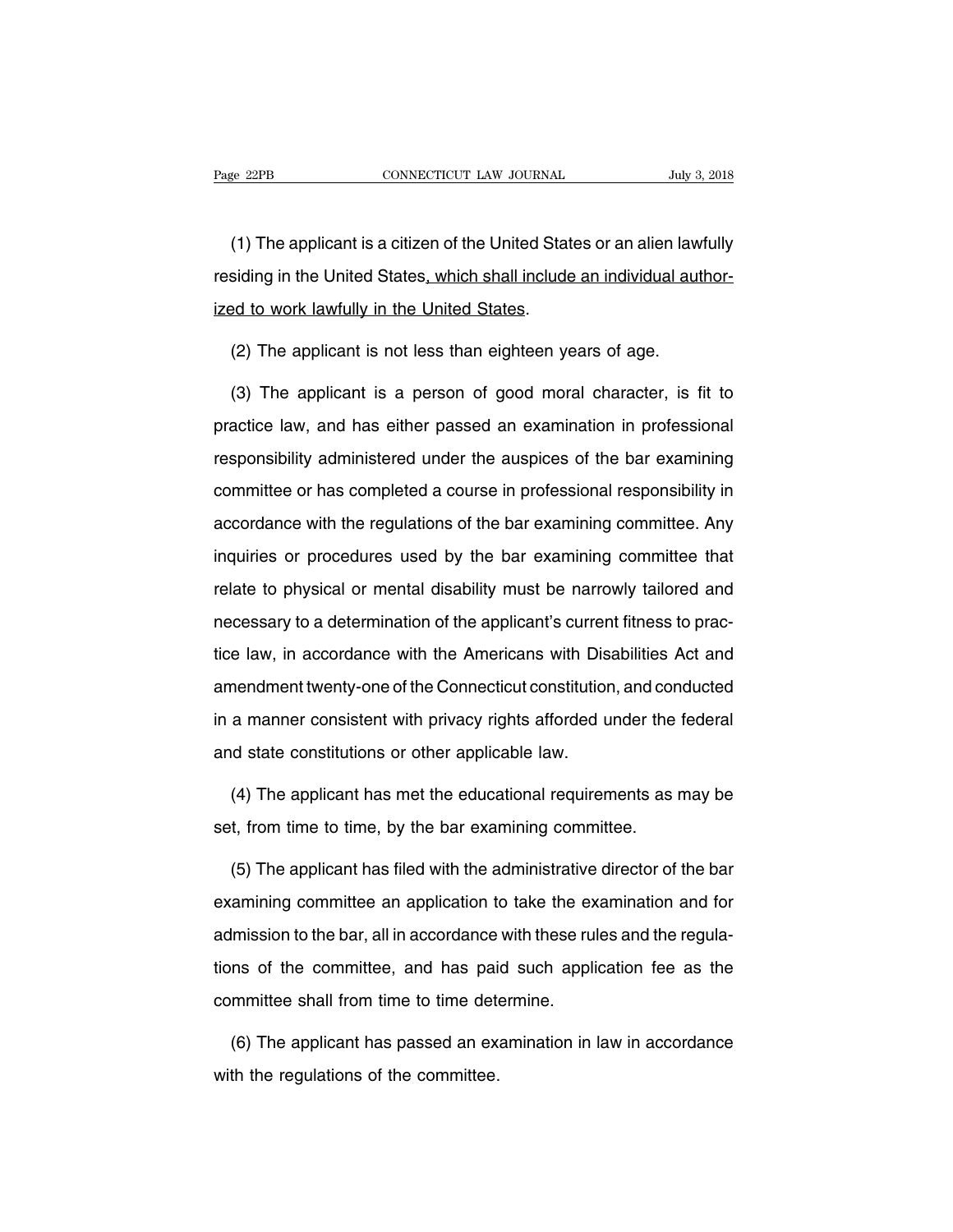(1) The applicant is a citizen of the United States or an alien lawfully residing in the United States<u>, which shall include an individual authorized to work lawfully in the United States</u>.

(2) The applicant is not less than eighteen years of age.

(3) The applicant is a person of good moral character, is fit to practice law, and has either passed an examination in professional responsibility administered under the auspices of the bar examining committee or has completed a course in professional responsibility in accordance with the regulations of the bar examining committee. Any inquiries or procedures used by the bar examining committee that relate to physical or mental disability must be narrowly tailored and necessary to a determination of the applicant's current fitness to practice law, in accordance with the Americans with Disabilities Act and amendment twenty-one of the Connecticut constitution, and conducted in a manner consistent with privacy rights afforded under the federal and state constitutions or other applicable law.

(4) The applicant has met the educational requirements as may be set, from time to time, by the bar examining committee.

(5) The applicant has filed with the administrative director of the bar examining committee an application to take the examination and for admission to the bar, all in accordance with these rules and the regulations of the committee, and has paid such application fee as the committee shall from time to time determine.

(6) The applicant has passed an examination in law in accordance with the regulations of the committee.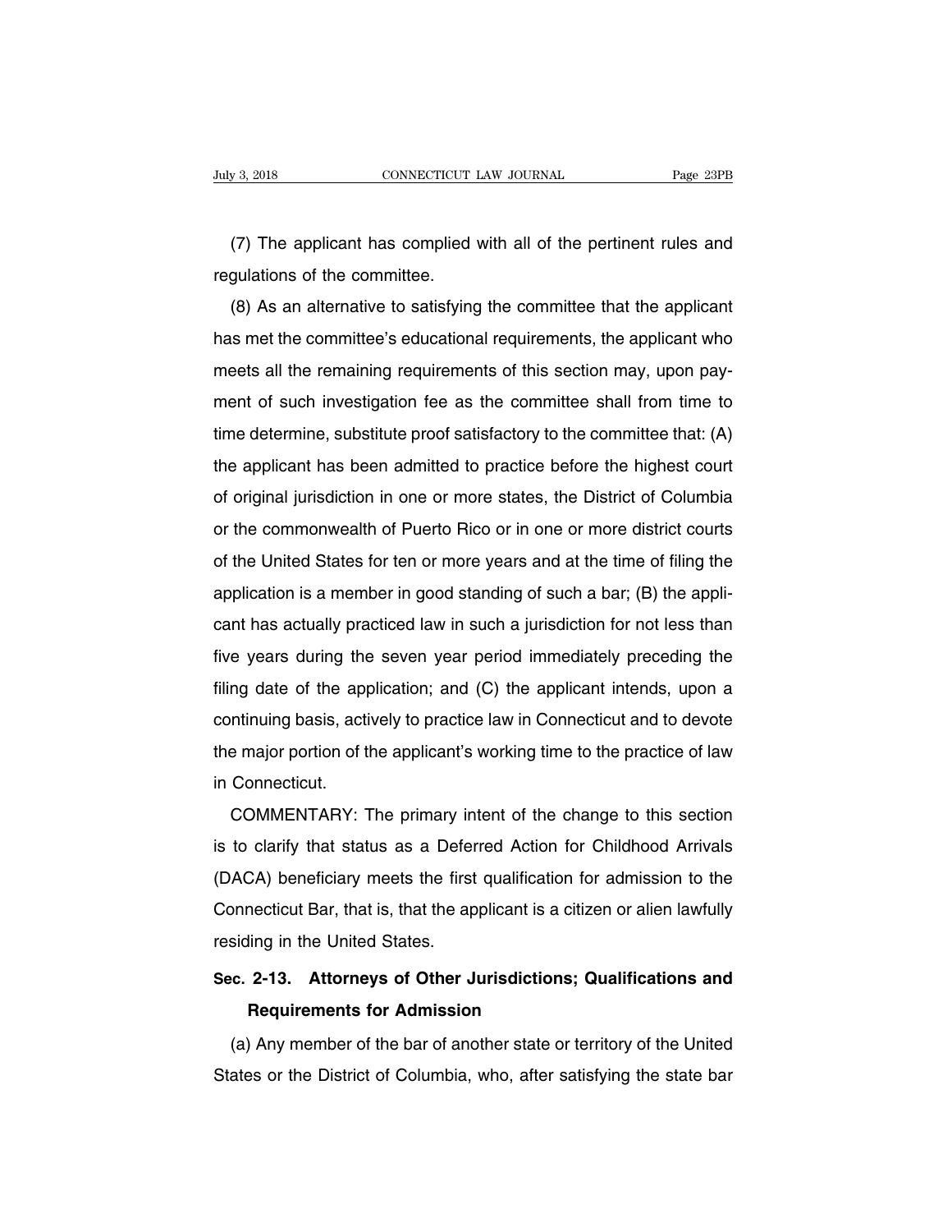(7) The applicant has complied with all of the pertinent rules and regulations of the committee.

(8) As an alternative to satisfying the committee that the applicant has met the committee's educational requirements, the applicant who meets all the remaining requirements of this section may, upon payment of such investigation fee as the committee shall from time to time determine, substitute proof satisfactory to the committee that: (A) the applicant has been admitted to practice before the highest court of original jurisdiction in one or more states, the District of Columbia or the commonwealth of Puerto Rico or in one or more district courts of the United States for ten or more years and at the time of filing the application is a member in good standing of such a bar; (B) the applicant has actually practiced law in such a jurisdiction for not less than five years during the seven year period immediately preceding the filing date of the application; and (C) the applicant intends, upon a continuing basis, actively to practice law in Connecticut and to devote the major portion of the applicant's working time to the practice of law in Connecticut.

COMMENTARY: The primary intent of the change to this section is to clarify that status as a Deferred Action for Childhood Arrivals (DACA) beneficiary meets the first qualification for admission to the Connecticut Bar, that is, that the applicant is a citizen or alien lawfully residing in the United States.

### Sec. 2-13. Attorneys of Other Jurisdictions; Qualifications and Requirements for Admission

(a) Any member of the bar of another state or territory of the United States or the District of Columbia, who, after satisfying the state bar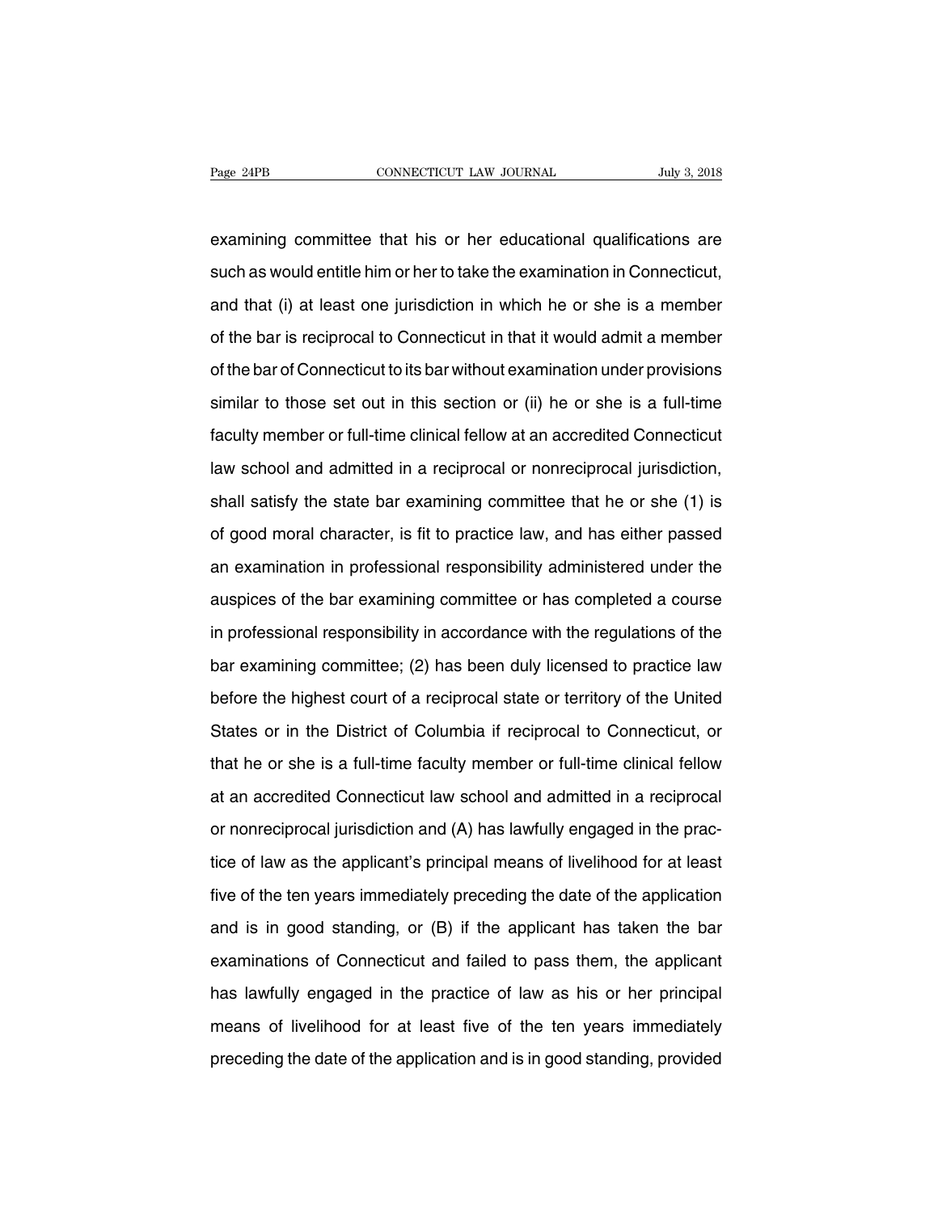examining committee that his or her educational qualifications are such as would entitle him or her to take the examination in Connecticut, and that (i) at least one jurisdiction in which he or she is a member of the bar is reciprocal to Connecticut in that it would admit a member of the bar of Connecticut to its bar without examination under provisions similar to those set out in this section or (ii) he or she is a full-time faculty member or full-time clinical fellow at an accredited Connecticut law school and admitted in a reciprocal or nonreciprocal jurisdiction, shall satisfy the state bar examining committee that he or she (1) is of good moral character, is fit to practice law, and has either passed an examination in professional responsibility administered under the auspices of the bar examining committee or has completed a course in professional responsibility in accordance with the regulations of the bar examining committee; (2) has been duly licensed to practice law before the highest court of a reciprocal state or territory of the United States or in the District of Columbia if reciprocal to Connecticut, or that he or she is a full-time faculty member or full-time clinical fellow at an accredited Connecticut law school and admitted in a reciprocal or nonreciprocal jurisdiction and (A) has lawfully engaged in the practice of law as the applicant's principal means of livelihood for at least five of the ten years immediately preceding the date of the application and is in good standing, or (B) if the applicant has taken the bar examinations of Connecticut and failed to pass them, the applicant has lawfully engaged in the practice of law as his or her principal means of livelihood for at least five of the ten years immediately preceding the date of the application and is in good standing, provided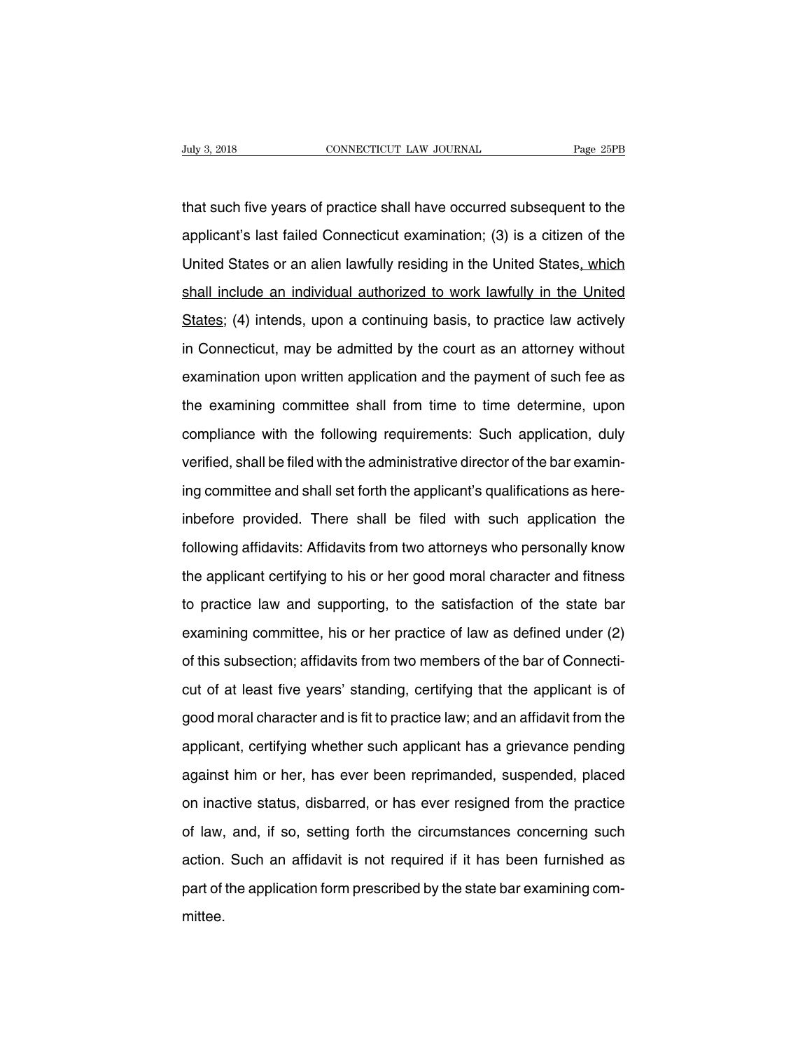that such five years of practice shall have occurred subsequent to the applicant's last failed Connecticut examination; (3) is a citizen of the United States or an alien lawfully residing in the United States<u>, which shall include an individual authorized to work lawfully in the United States</u>; (4) intends, upon a continuing basis, to practice law actively in Connecticut, may be admitted by the court as an attorney without examination upon written application and the payment of such fee as the examining committee shall from time to time determine, upon compliance with the following requirements: Such application, duly verified, shall be filed with the administrative director of the bar examining committee and shall set forth the applicant's qualifications as hereinbefore provided. There shall be filed with such application the following affidavits: Affidavits from two attorneys who personally know the applicant certifying to his or her good moral character and fitness to practice law and supporting, to the satisfaction of the state bar examining committee, his or her practice of law as defined under (2) of this subsection; affidavits from two members of the bar of Connecticut of at least five years' standing, certifying that the applicant is of good moral character and is fit to practice law; and an affidavit from the applicant, certifying whether such applicant has a grievance pending against him or her, has ever been reprimanded, suspended, placed on inactive status, disbarred, or has ever resigned from the practice of law, and, if so, setting forth the circumstances concerning such action. Such an affidavit is not required if it has been furnished as part of the application form prescribed by the state bar examining committee.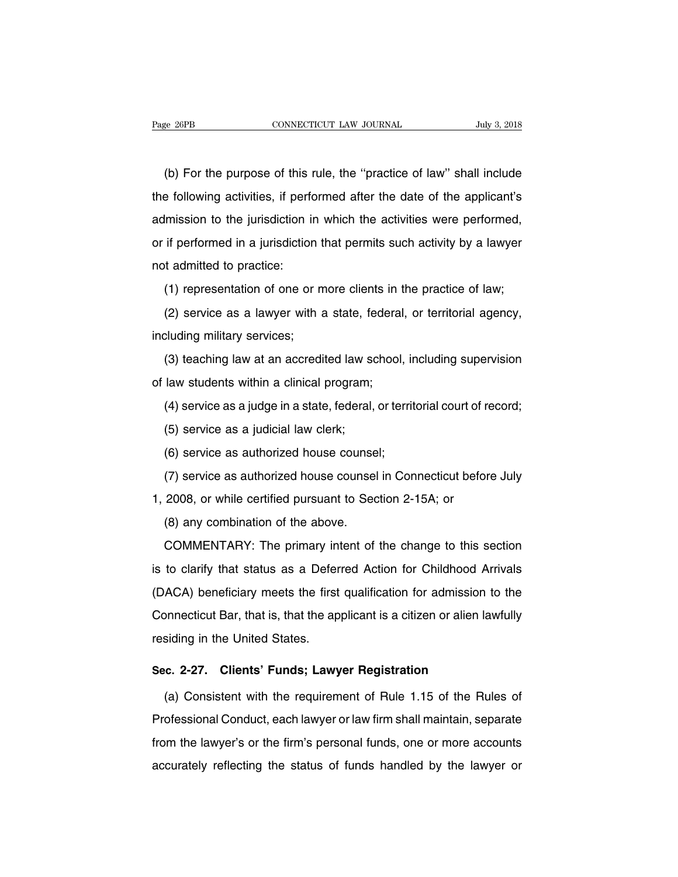(b) For the purpose of this rule, the ''practice of law'' shall include the following activities, if performed after the date of the applicant's admission to the jurisdiction in which the activities were performed, or if performed in a jurisdiction that permits such activity by a lawyer not admitted to practice:

(1) representation of one or more clients in the practice of law;

(2) service as a lawyer with a state, federal, or territorial agency, including military services;

(3) teaching law at an accredited law school, including supervision of law students within a clinical program;

(4) service as a judge in a state, federal, or territorial court of record;

(5) service as a judicial law clerk;

(6) service as authorized house counsel;

(7) service as authorized house counsel in Connecticut before July 1, 2008, or while certified pursuant to Section 2-15A; or

(8) any combination of the above.

COMMENTARY: The primary intent of the change to this section is to clarify that status as a Deferred Action for Childhood Arrivals (DACA) beneficiary meets the first qualification for admission to the Connecticut Bar, that is, that the applicant is a citizen or alien lawfully residing in the United States.

### Sec. 2-27. Clients' Funds; Lawyer Registration

(a) Consistent with the requirement of Rule 1.15 of the Rules of Professional Conduct, each lawyer or law firm shall maintain, separate from the lawyer's or the firm's personal funds, one or more accounts accurately reflecting the status of funds handled by the lawyer or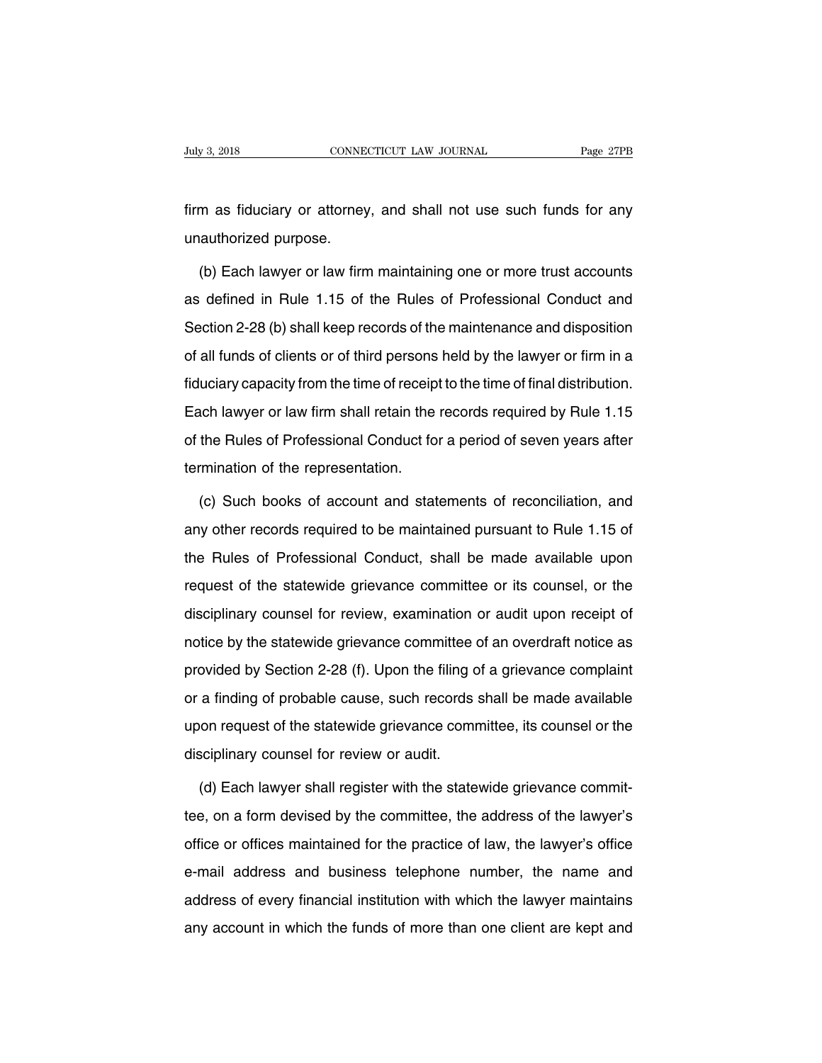firm as fiduciary or attorney, and shall not use such funds for any unauthorized purpose.

(b) Each lawyer or law firm maintaining one or more trust accounts as defined in Rule 1.15 of the Rules of Professional Conduct and Section 2-28 (b) shall keep records of the maintenance and disposition of all funds of clients or of third persons held by the lawyer or firm in a fiduciary capacity from the time of receipt to the time of final distribution. Each lawyer or law firm shall retain the records required by Rule 1.15 of the Rules of Professional Conduct for a period of seven years after termination of the representation.

(c) Such books of account and statements of reconciliation, and any other records required to be maintained pursuant to Rule 1.15 of the Rules of Professional Conduct, shall be made available upon request of the statewide grievance committee or its counsel, or the disciplinary counsel for review, examination or audit upon receipt of notice by the statewide grievance committee of an overdraft notice as provided by Section 2-28 (f). Upon the filing of a grievance complaint or a finding of probable cause, such records shall be made available upon request of the statewide grievance committee, its counsel or the disciplinary counsel for review or audit.

(d) Each lawyer shall register with the statewide grievance committee, on a form devised by the committee, the address of the lawyer's office or offices maintained for the practice of law, the lawyer's office e-mail address and business telephone number, the name and address of every financial institution with which the lawyer maintains any account in which the funds of more than one client are kept and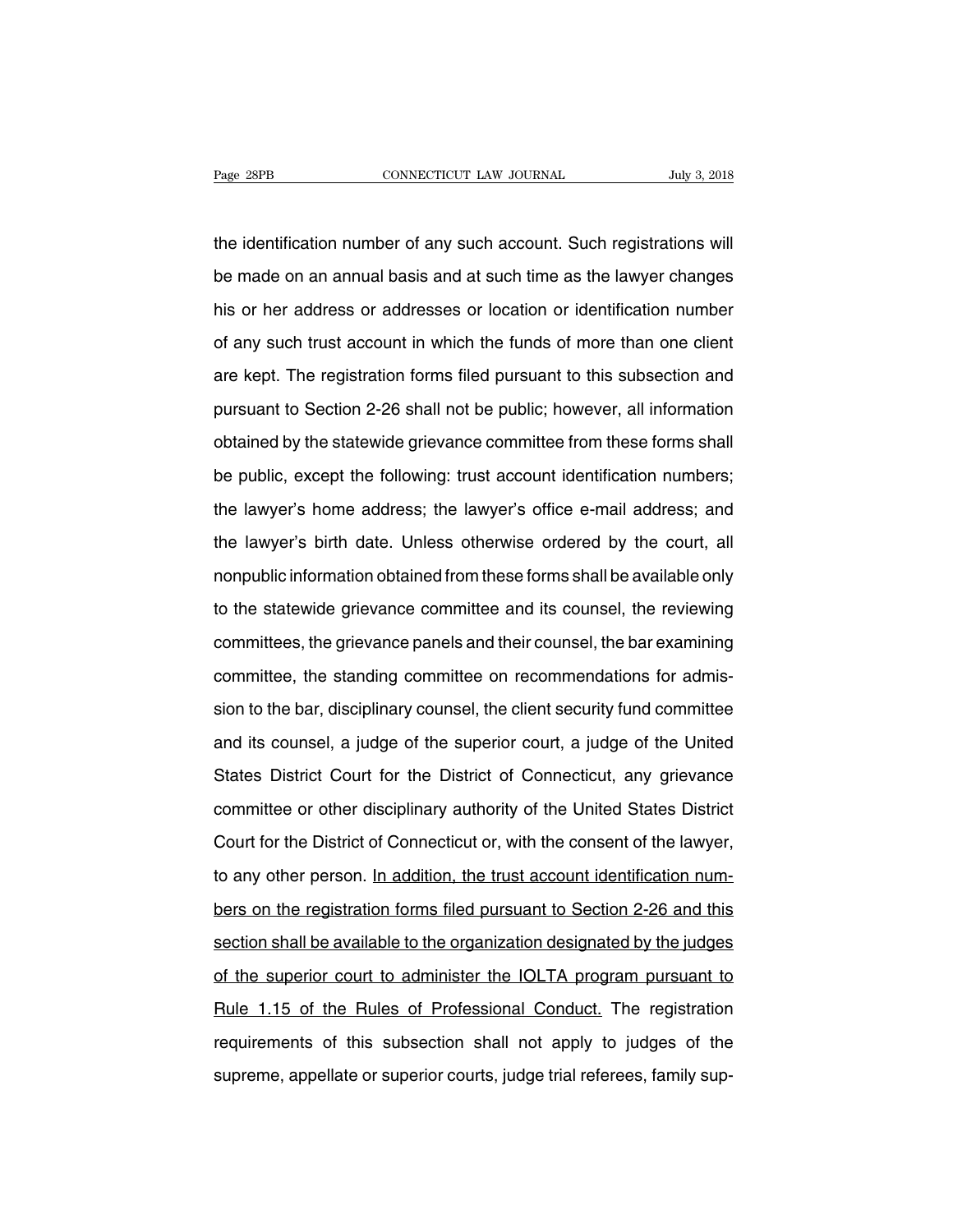the identification number of any such account. Such registrations will be made on an annual basis and at such time as the lawyer changes his or her address or addresses or location or identification number of any such trust account in which the funds of more than one client are kept. The registration forms filed pursuant to this subsection and pursuant to Section 2-26 shall not be public; however, all information obtained by the statewide grievance committee from these forms shall be public, except the following: trust account identification numbers; the lawyer's home address; the lawyer's office e-mail address; and the lawyer's birth date. Unless otherwise ordered by the court, all nonpublic information obtained from these forms shall be available only to the statewide grievance committee and its counsel, the reviewing committees, the grievance panels and their counsel, the bar examining committee, the standing committee on recommendations for admission to the bar, disciplinary counsel, the client security fund committee and its counsel, a judge of the superior court, a judge of the United States District Court for the District of Connecticut, any grievance committee or other disciplinary authority of the United States District Court for the District of Connecticut or, with the consent of the lawyer, to any other person. <u>In addition, the trust account identification numbers on the registration forms filed pursuant to Section 2-26 and this section shall be available to the organization designated by the judges of the superior court to administer the IOLTA program pursuant to Rule 1.15 of the Rules of Professional Conduct.</u> The registration requirements of this subsection shall not apply to judges of the supreme, appellate or superior courts, judge trial referees, family sup-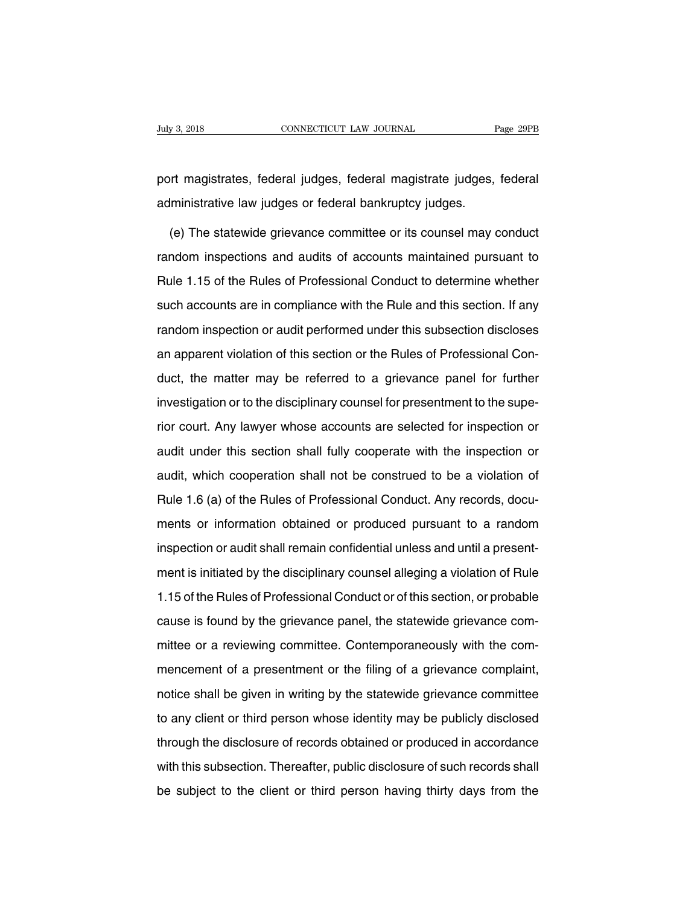port magistrates, federal judges, federal magistrate judges, federal administrative law judges or federal bankruptcy judges.

(e) The statewide grievance committee or its counsel may conduct random inspections and audits of accounts maintained pursuant to Rule 1.15 of the Rules of Professional Conduct to determine whether such accounts are in compliance with the Rule and this section. If any random inspection or audit performed under this subsection discloses an apparent violation of this section or the Rules of Professional Conduct, the matter may be referred to a grievance panel for further investigation or to the disciplinary counsel for presentment to the superior court. Any lawyer whose accounts are selected for inspection or audit under this section shall fully cooperate with the inspection or audit, which cooperation shall not be construed to be a violation of Rule 1.6 (a) of the Rules of Professional Conduct. Any records, documents or information obtained or produced pursuant to a random inspection or audit shall remain confidential unless and until a presentment is initiated by the disciplinary counsel alleging a violation of Rule 1.15 of the Rules of Professional Conduct or of this section, or probable cause is found by the grievance panel, the statewide grievance committee or a reviewing committee. Contemporaneously with the commencement of a presentment or the filing of a grievance complaint, notice shall be given in writing by the statewide grievance committee to any client or third person whose identity may be publicly disclosed through the disclosure of records obtained or produced in accordance with this subsection. Thereafter, public disclosure of such records shall be subject to the client or third person having thirty days from the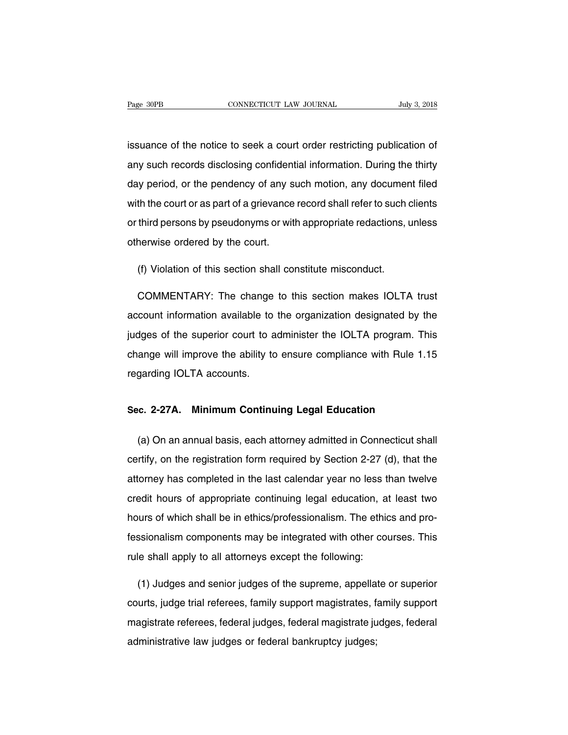issuance of the notice to seek a court order restricting publication of any such records disclosing confidential information. During the thirty day period, or the pendency of any such motion, any document filed with the court or as part of a grievance record shall refer to such clients or third persons by pseudonyms or with appropriate redactions, unless otherwise ordered by the court.

(f) Violation of this section shall constitute misconduct.

COMMENTARY: The change to this section makes IOLTA trust account information available to the organization designated by the judges of the superior court to administer the IOLTA program. This change will improve the ability to ensure compliance with Rule 1.15 regarding IOLTA accounts.

## Sec. 2-27A. Minimum Continuing Legal Education

(a) On an annual basis, each attorney admitted in Connecticut shall certify, on the registration form required by Section 2-27 (d), that the attorney has completed in the last calendar year no less than twelve credit hours of appropriate continuing legal education, at least two hours of which shall be in ethics/professionalism. The ethics and professionalism components may be integrated with other courses. This rule shall apply to all attorneys except the following:

(1) Judges and senior judges of the supreme, appellate or superior courts, judge trial referees, family support magistrates, family support magistrate referees, federal judges, federal magistrate judges, federal administrative law judges or federal bankruptcy judges;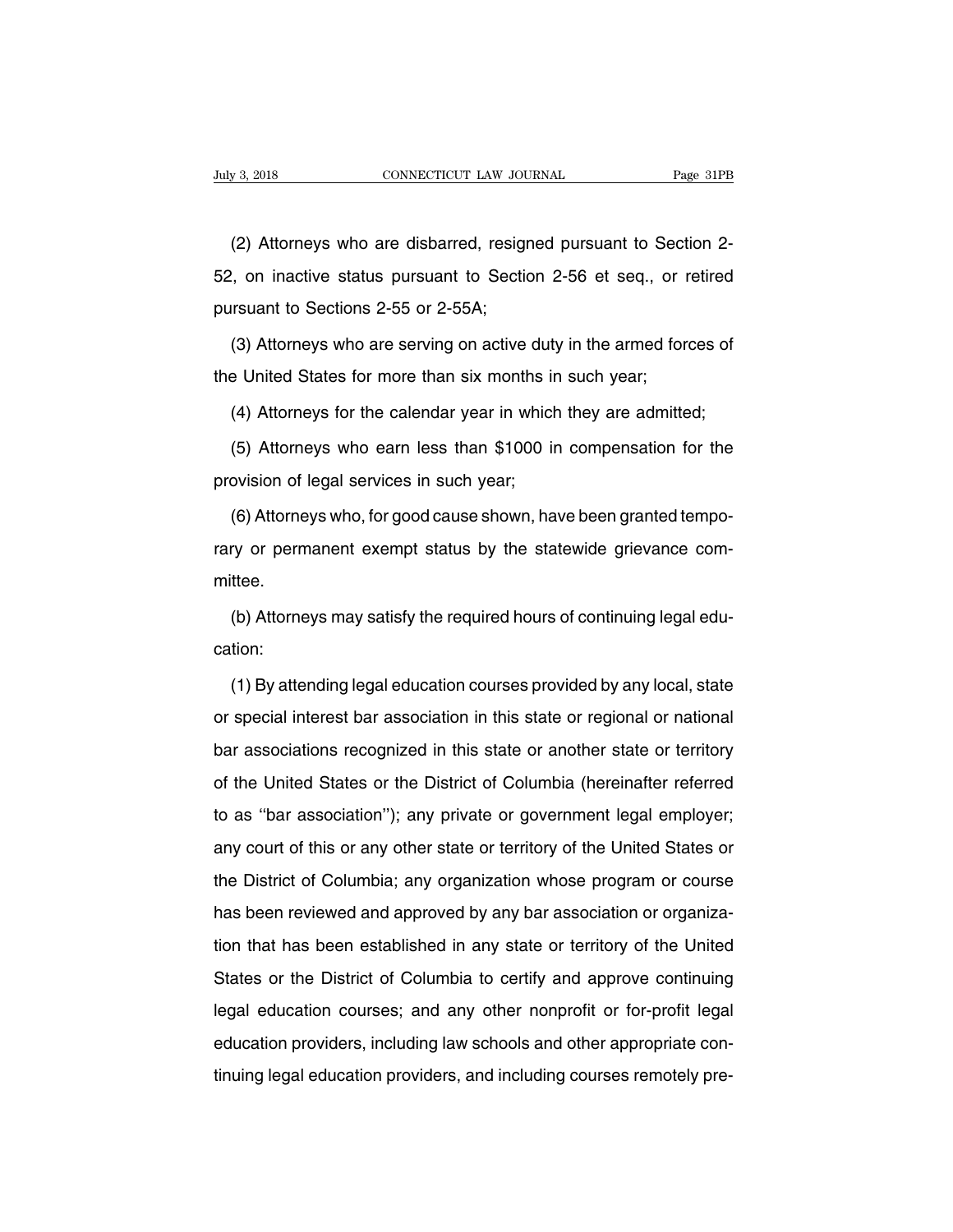(2) Attorneys who are disbarred, resigned pursuant to Section 2-52, on inactive status pursuant to Section 2-56 et seq., or retired pursuant to Sections 2-55 or 2-55A;

(3) Attorneys who are serving on active duty in the armed forces of the United States for more than six months in such year;

(4) Attorneys for the calendar year in which they are admitted;

(5) Attorneys who earn less than $1000 in compensation for the provision of legal services in such year;

(6) Attorneys who, for good cause shown, have been granted temporary or permanent exempt status by the statewide grievance committee.

(b) Attorneys may satisfy the required hours of continuing legal education:

(1) By attending legal education courses provided by any local, state or special interest bar association in this state or regional or national bar associations recognized in this state or another state or territory of the United States or the District of Columbia (hereinafter referred to as ''bar association''); any private or government legal employer; any court of this or any other state or territory of the United States or the District of Columbia; any organization whose program or course has been reviewed and approved by any bar association or organization that has been established in any state or territory of the United States or the District of Columbia to certify and approve continuing legal education courses; and any other nonprofit or for-profit legal education providers, including law schools and other appropriate continuing legal education providers, and including courses remotely pre-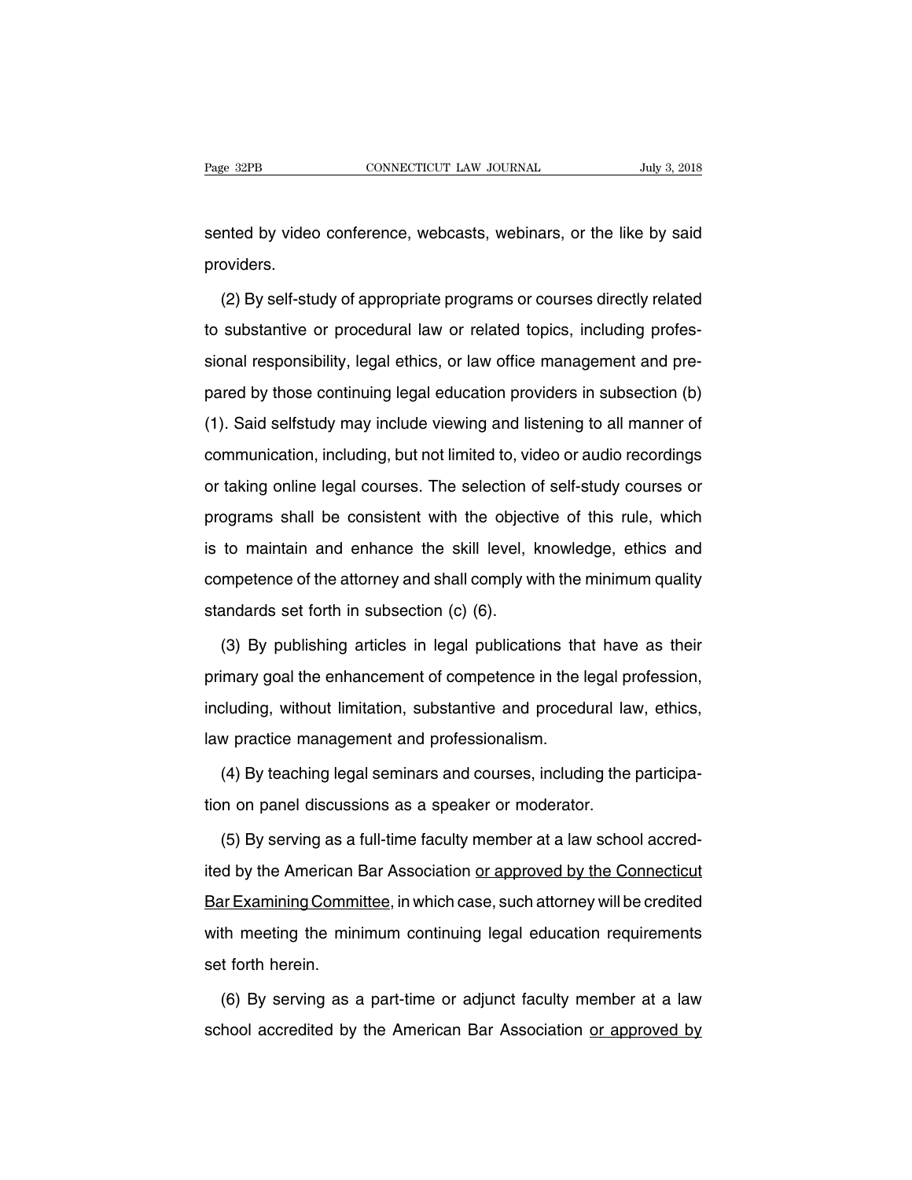sented by video conference, webcasts, webinars, or the like by said providers.

(2) By self-study of appropriate programs or courses directly related to substantive or procedural law or related topics, including professional responsibility, legal ethics, or law office management and prepared by those continuing legal education providers in subsection (b) (1). Said selfstudy may include viewing and listening to all manner of communication, including, but not limited to, video or audio recordings or taking online legal courses. The selection of self-study courses or programs shall be consistent with the objective of this rule, which is to maintain and enhance the skill level, knowledge, ethics and competence of the attorney and shall comply with the minimum quality standards set forth in subsection (c) (6).

(3) By publishing articles in legal publications that have as their primary goal the enhancement of competence in the legal profession, including, without limitation, substantive and procedural law, ethics, law practice management and professionalism.

(4) By teaching legal seminars and courses, including the participation on panel discussions as a speaker or moderator.

(5) By serving as a full-time faculty member at a law school accredited by the American Bar Association <u>or approved by the Connecticut Bar Examining Committee</u>, in which case, such attorney will be credited with meeting the minimum continuing legal education requirements set forth herein.

(6) By serving as a part-time or adjunct faculty member at a law school accredited by the American Bar Association <u>or approved by</u>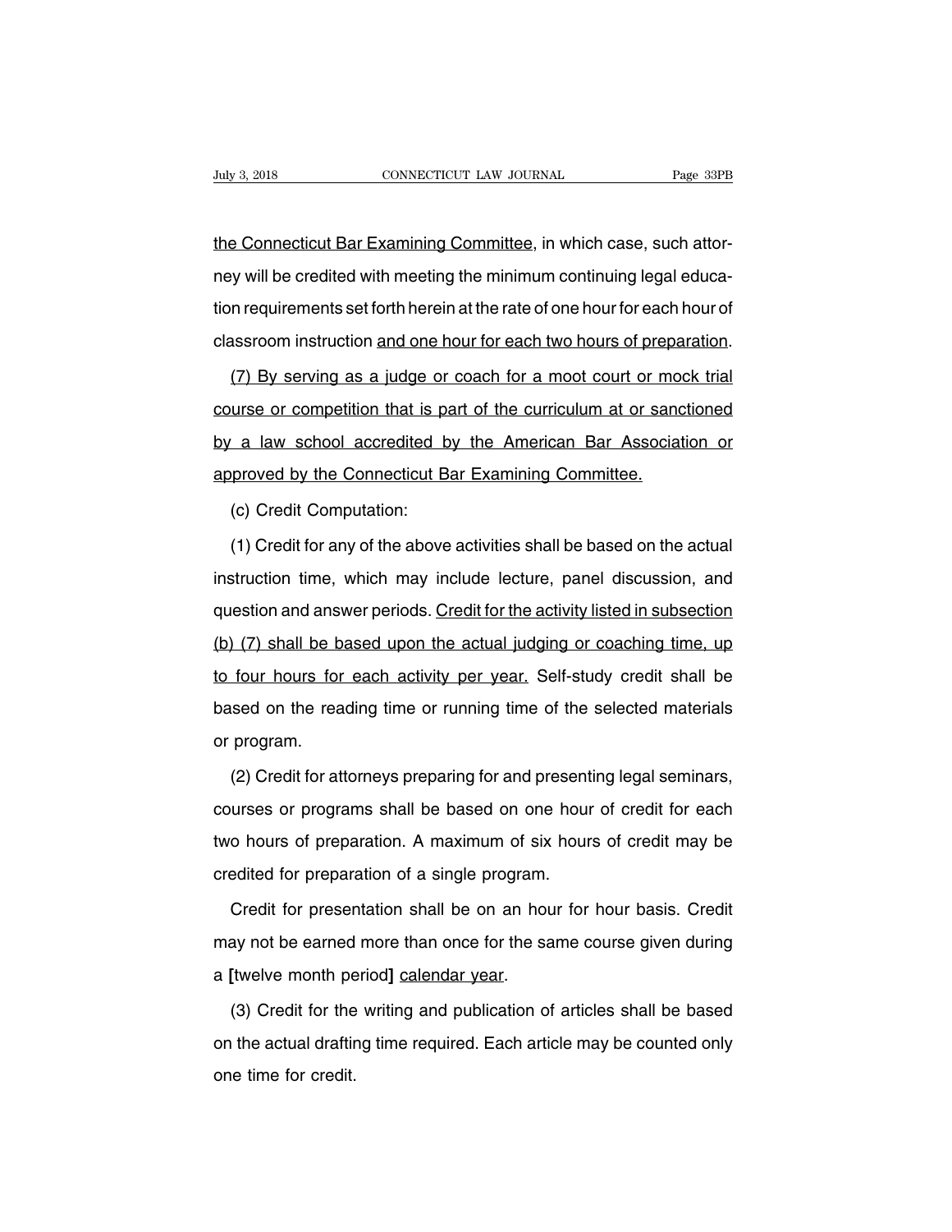the Connecticut Bar Examining Committee, in which case, such attorney will be credited with meeting the minimum continuing legal education requirements set forth herein at the rate of one hour for each hour of classroom instruction <u>and one hour for each two hours of preparation</u>.

<u>(7) By serving as a judge or coach for a moot court or mock trial course or competition that is part of the curriculum at or sanctioned by a law school accredited by the American Bar Association or approved by the Connecticut Bar Examining Committee.</u>

(c) Credit Computation:

(1) Credit for any of the above activities shall be based on the actual instruction time, which may include lecture, panel discussion, and question and answer periods. <u>Credit for the activity listed in subsection (b) (7) shall be based upon the actual judging or coaching time, up to four hours for each activity per year.</u> Self-study credit shall be based on the reading time or running time of the selected materials or program.

(2) Credit for attorneys preparing for and presenting legal seminars, courses or programs shall be based on one hour of credit for each two hours of preparation. A maximum of six hours of credit may be credited for preparation of a single program.

Credit for presentation shall be on an hour for hour basis. Credit may not be earned more than once for the same course given during a **[**twelve month period**]** <u>calendar year</u>.

(3) Credit for the writing and publication of articles shall be based on the actual drafting time required. Each article may be counted only one time for credit.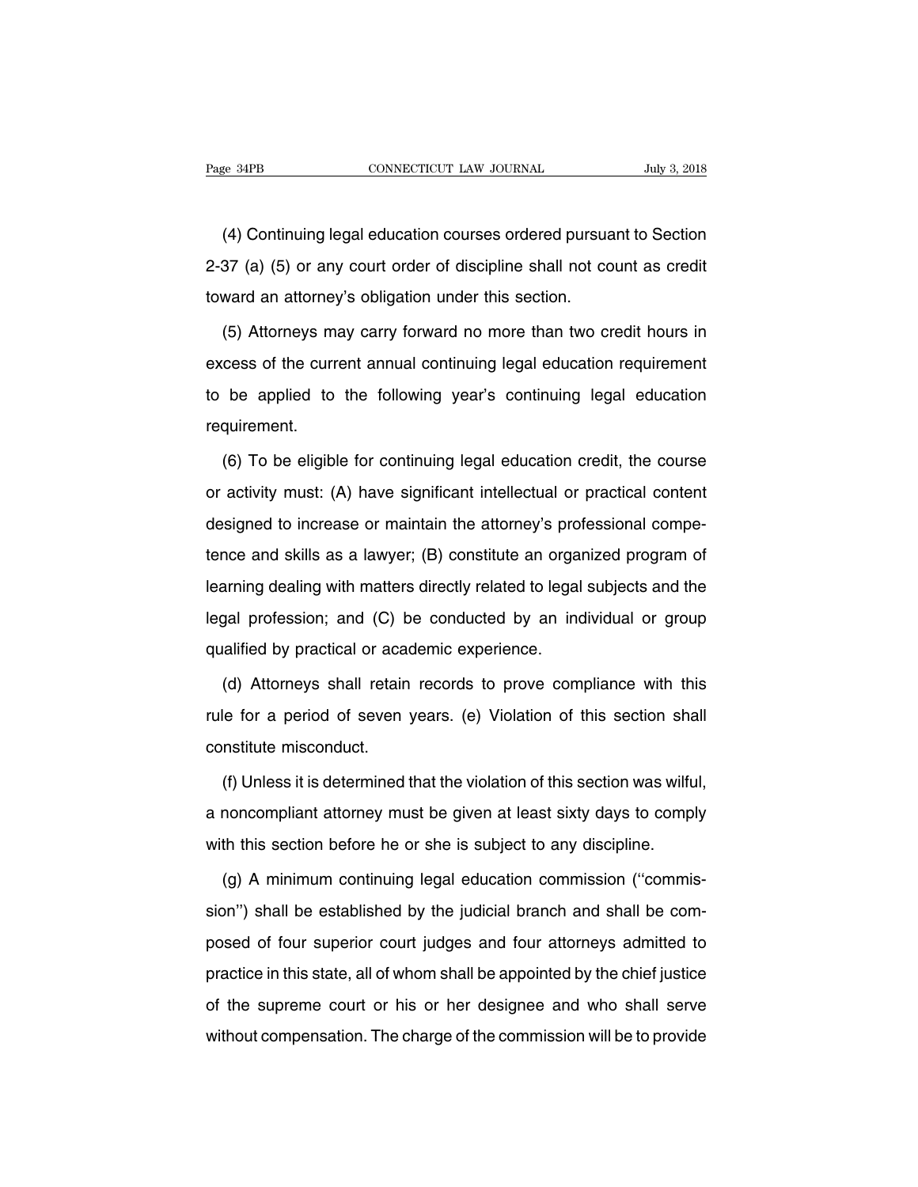(4) Continuing legal education courses ordered pursuant to Section 2-37 (a) (5) or any court order of discipline shall not count as credit toward an attorney's obligation under this section.

(5) Attorneys may carry forward no more than two credit hours in excess of the current annual continuing legal education requirement to be applied to the following year's continuing legal education requirement.

(6) To be eligible for continuing legal education credit, the course or activity must: (A) have significant intellectual or practical content designed to increase or maintain the attorney's professional competence and skills as a lawyer; (B) constitute an organized program of learning dealing with matters directly related to legal subjects and the legal profession; and (C) be conducted by an individual or group qualified by practical or academic experience.

(d) Attorneys shall retain records to prove compliance with this rule for a period of seven years. (e) Violation of this section shall constitute misconduct.

(f) Unless it is determined that the violation of this section was wilful, a noncompliant attorney must be given at least sixty days to comply with this section before he or she is subject to any discipline.

(g) A minimum continuing legal education commission (''commission'') shall be established by the judicial branch and shall be composed of four superior court judges and four attorneys admitted to practice in this state, all of whom shall be appointed by the chief justice of the supreme court or his or her designee and who shall serve without compensation. The charge of the commission will be to provide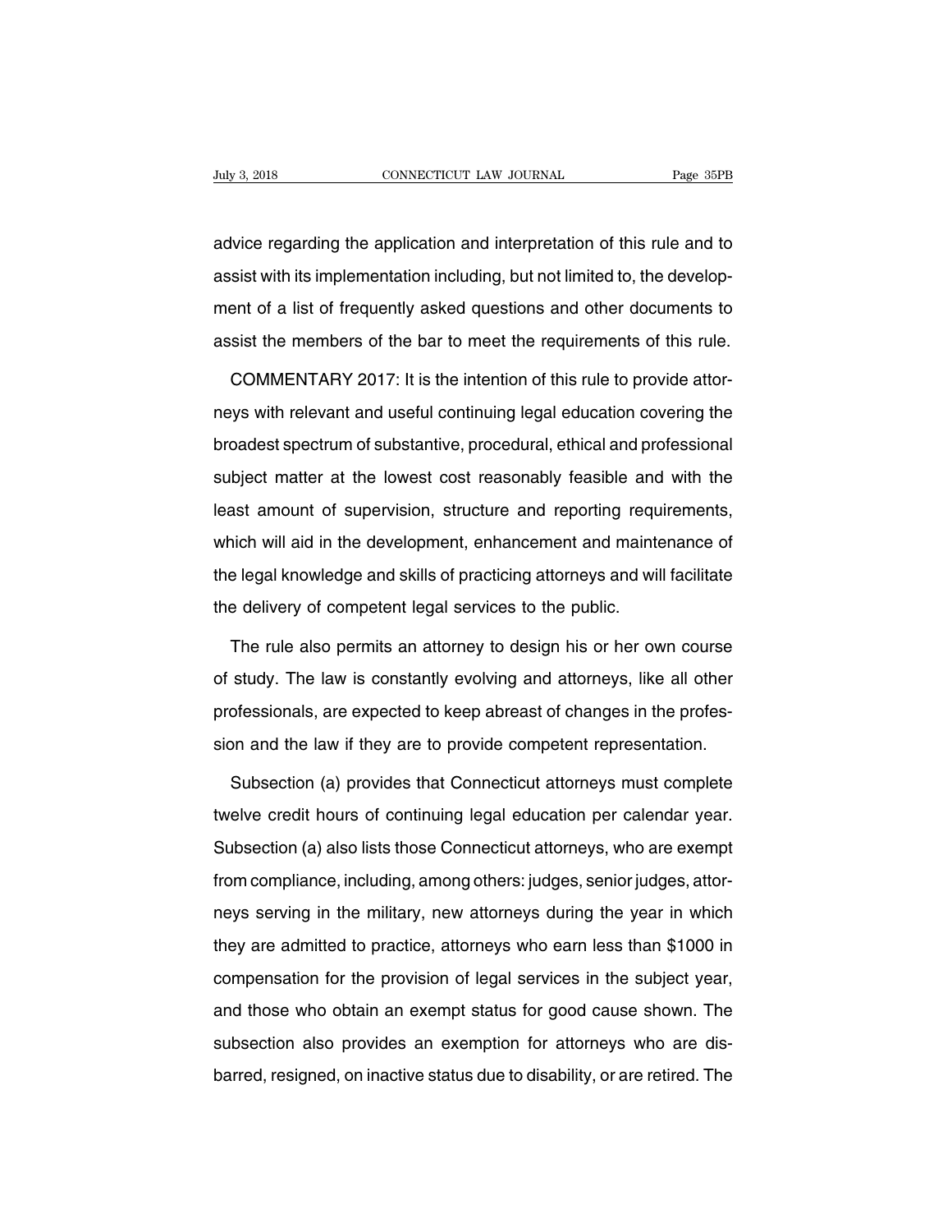advice regarding the application and interpretation of this rule and to assist with its implementation including, but not limited to, the development of a list of frequently asked questions and other documents to assist the members of the bar to meet the requirements of this rule.

COMMENTARY 2017: It is the intention of this rule to provide attorneys with relevant and useful continuing legal education covering the broadest spectrum of substantive, procedural, ethical and professional subject matter at the lowest cost reasonably feasible and with the least amount of supervision, structure and reporting requirements, which will aid in the development, enhancement and maintenance of the legal knowledge and skills of practicing attorneys and will facilitate the delivery of competent legal services to the public.

The rule also permits an attorney to design his or her own course of study. The law is constantly evolving and attorneys, like all other professionals, are expected to keep abreast of changes in the profession and the law if they are to provide competent representation.

Subsection (a) provides that Connecticut attorneys must complete twelve credit hours of continuing legal education per calendar year. Subsection (a) also lists those Connecticut attorneys, who are exempt from compliance, including, among others: judges, senior judges, attorneys serving in the military, new attorneys during the year in which they are admitted to practice, attorneys who earn less than $1000 in compensation for the provision of legal services in the subject year, and those who obtain an exempt status for good cause shown. The subsection also provides an exemption for attorneys who are disbarred, resigned, on inactive status due to disability, or are retired. The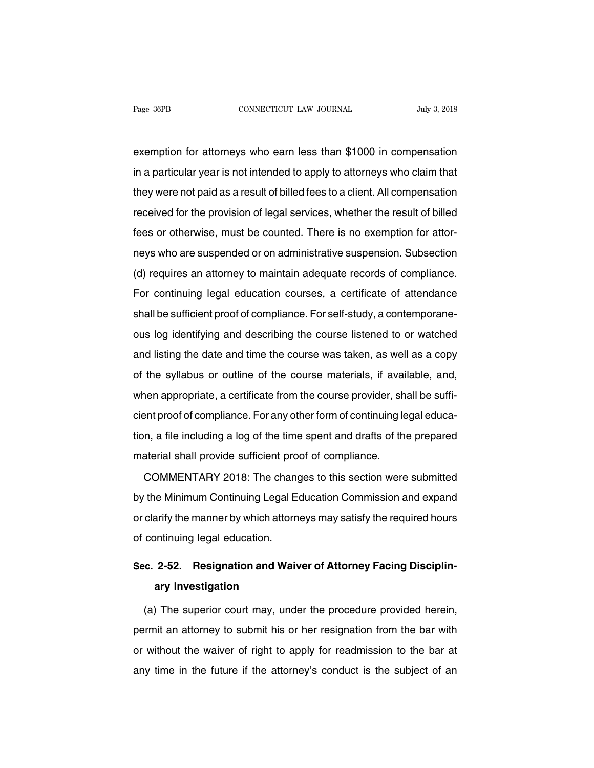exemption for attorneys who earn less than $1000 in compensation in a particular year is not intended to apply to attorneys who claim that they were not paid as a result of billed fees to a client. All compensation received for the provision of legal services, whether the result of billed fees or otherwise, must be counted. There is no exemption for attorneys who are suspended or on administrative suspension. Subsection (d) requires an attorney to maintain adequate records of compliance. For continuing legal education courses, a certificate of attendance shall be sufficient proof of compliance. For self-study, a contemporaneous log identifying and describing the course listened to or watched and listing the date and time the course was taken, as well as a copy of the syllabus or outline of the course materials, if available, and, when appropriate, a certificate from the course provider, shall be sufficient proof of compliance. For any other form of continuing legal education, a file including a log of the time spent and drafts of the prepared material shall provide sufficient proof of compliance.

COMMENTARY 2018: The changes to this section were submitted by the Minimum Continuing Legal Education Commission and expand or clarify the manner by which attorneys may satisfy the required hours of continuing legal education.

## Sec. 2-52. Resignation and Waiver of Attorney Facing Disciplinary Investigation

(a) The superior court may, under the procedure provided herein, permit an attorney to submit his or her resignation from the bar with or without the waiver of right to apply for readmission to the bar at any time in the future if the attorney's conduct is the subject of an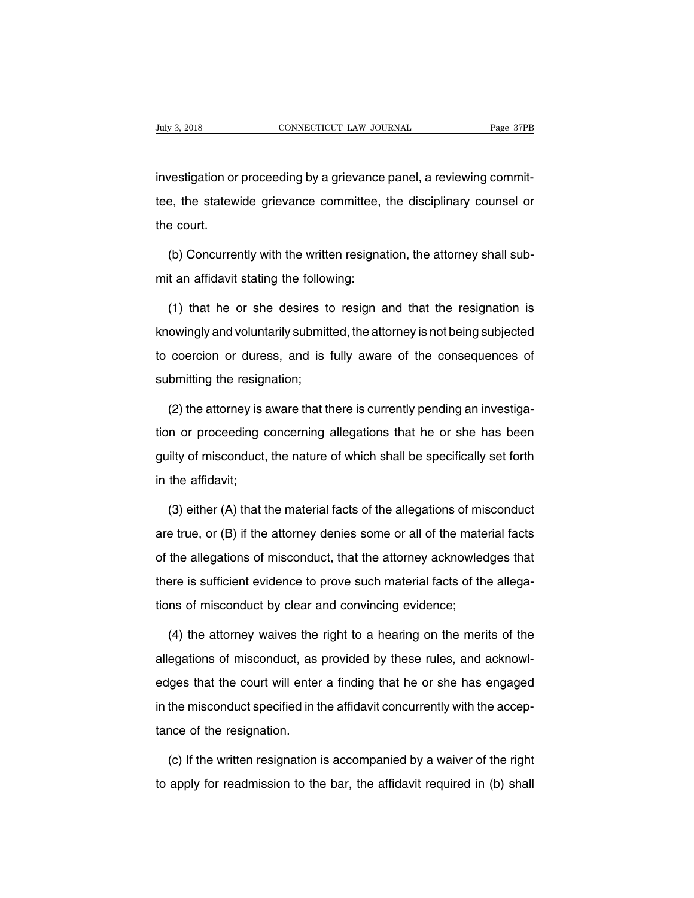investigation or proceeding by a grievance panel, a reviewing committee, the statewide grievance committee, the disciplinary counsel or the court.

(b) Concurrently with the written resignation, the attorney shall submit an affidavit stating the following:

(1) that he or she desires to resign and that the resignation is knowingly and voluntarily submitted, the attorney is not being subjected to coercion or duress, and is fully aware of the consequences of submitting the resignation;

(2) the attorney is aware that there is currently pending an investigation or proceeding concerning allegations that he or she has been guilty of misconduct, the nature of which shall be specifically set forth in the affidavit;

(3) either (A) that the material facts of the allegations of misconduct are true, or (B) if the attorney denies some or all of the material facts of the allegations of misconduct, that the attorney acknowledges that there is sufficient evidence to prove such material facts of the allegations of misconduct by clear and convincing evidence;

(4) the attorney waives the right to a hearing on the merits of the allegations of misconduct, as provided by these rules, and acknowledges that the court will enter a finding that he or she has engaged in the misconduct specified in the affidavit concurrently with the acceptance of the resignation.

(c) If the written resignation is accompanied by a waiver of the right to apply for readmission to the bar, the affidavit required in (b) shall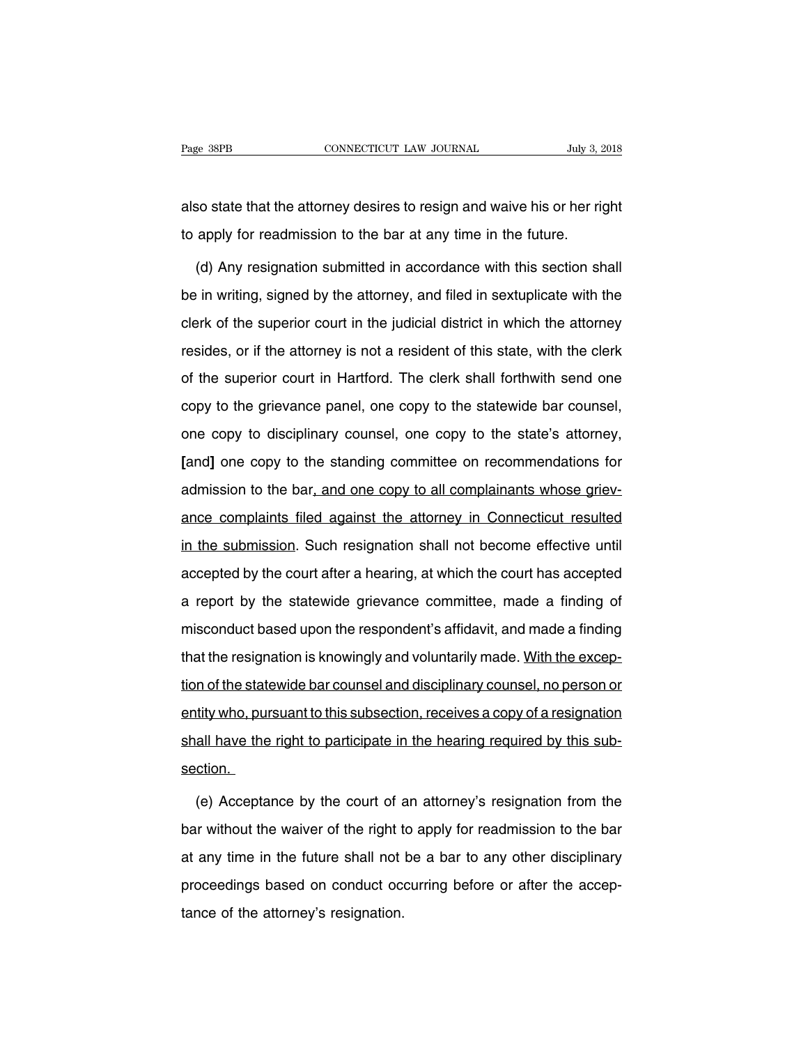also state that the attorney desires to resign and waive his or her right to apply for readmission to the bar at any time in the future.

(d) Any resignation submitted in accordance with this section shall be in writing, signed by the attorney, and filed in sextuplicate with the clerk of the superior court in the judicial district in which the attorney resides, or if the attorney is not a resident of this state, with the clerk of the superior court in Hartford. The clerk shall forthwith send one copy to the grievance panel, one copy to the statewide bar counsel, one copy to disciplinary counsel, one copy to the state's attorney, **[**and**]** one copy to the standing committee on recommendations for admission to the bar<u>, and one copy to all complainants whose grievance complaints filed against the attorney in Connecticut resulted in the submission</u>. Such resignation shall not become effective until accepted by the court after a hearing, at which the court has accepted a report by the statewide grievance committee, made a finding of misconduct based upon the respondent's affidavit, and made a finding that the resignation is knowingly and voluntarily made. <u>With the exception of the statewide bar counsel and disciplinary counsel, no person or entity who, pursuant to this subsection, receives a copy of a resignation shall have the right to participate in the hearing required by this subsection.</u>

(e) Acceptance by the court of an attorney's resignation from the bar without the waiver of the right to apply for readmission to the bar at any time in the future shall not be a bar to any other disciplinary proceedings based on conduct occurring before or after the acceptance of the attorney's resignation.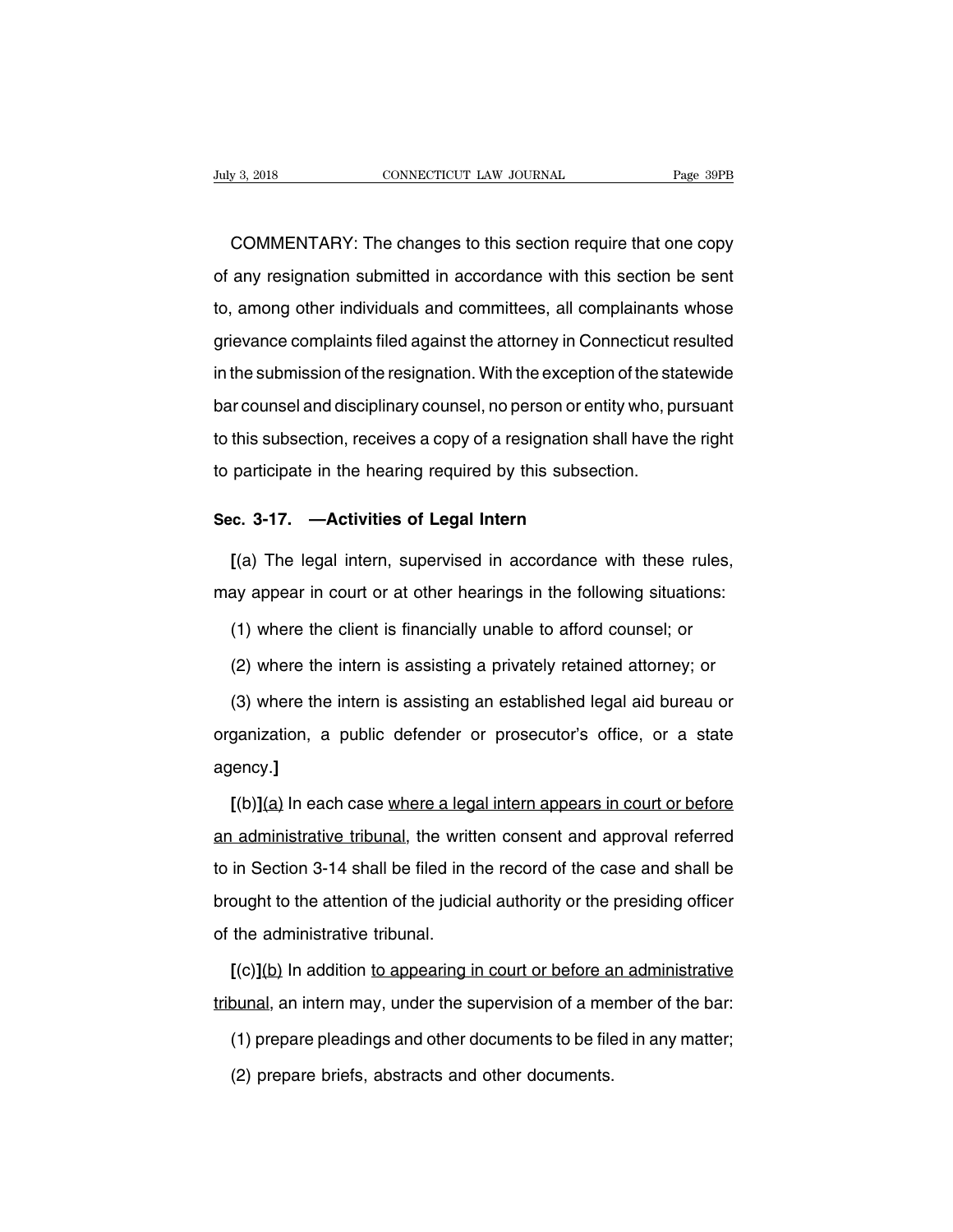COMMENTARY: The changes to this section require that one copy of any resignation submitted in accordance with this section be sent to, among other individuals and committees, all complainants whose grievance complaints filed against the attorney in Connecticut resulted in the submission of the resignation. With the exception of the statewide bar counsel and disciplinary counsel, no person or entity who, pursuant to this subsection, receives a copy of a resignation shall have the right to participate in the hearing required by this subsection.

**Sec. 3-17. —Activities of Legal Intern**

**[**(a) The legal intern, supervised in accordance with these rules, may appear in court or at other hearings in the following situations:

(1) where the client is financially unable to afford counsel; or

(2) where the intern is assisting a privately retained attorney; or

(3) where the intern is assisting an established legal aid bureau or organization, a public defender or prosecutor's office, or a state agency.**]**

**[**(b)**]**<u>(a)</u> In each case <u>where a legal intern appears in court or before an administrative tribunal</u>, the written consent and approval referred to in Section 3-14 shall be filed in the record of the case and shall be brought to the attention of the judicial authority or the presiding officer of the administrative tribunal.

**[**(c)**]**<u>(b)</u> In addition <u>to appearing in court or before an administrative tribunal</u>, an intern may, under the supervision of a member of the bar:

(1) prepare pleadings and other documents to be filed in any matter;

(2) prepare briefs, abstracts and other documents.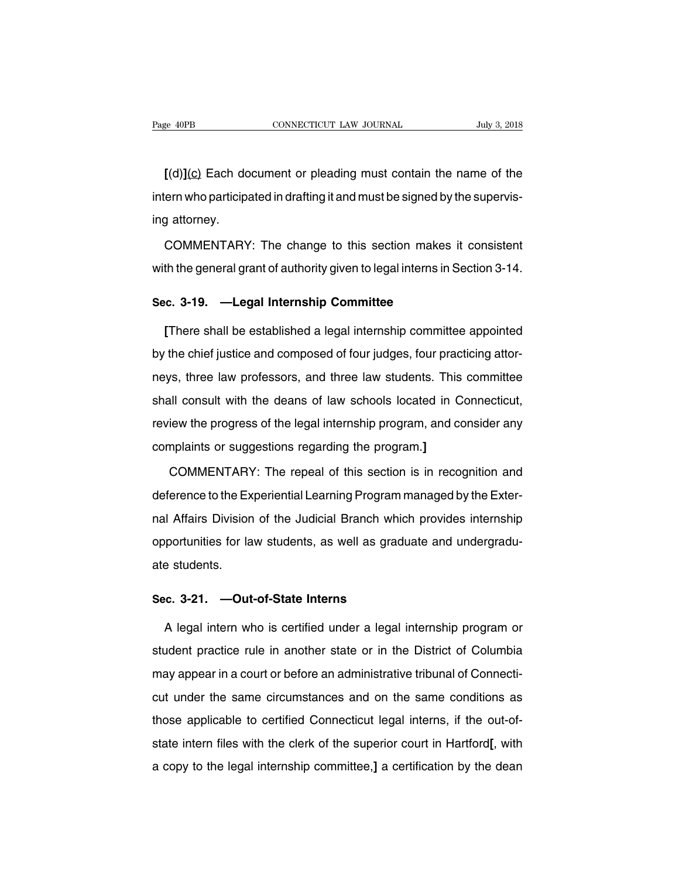**[**(d)**]**<u>(c)</u> Each document or pleading must contain the name of the intern who participated in drafting it and must be signed by the supervising attorney.

COMMENTARY: The change to this section makes it consistent with the general grant of authority given to legal interns in Section 3-14.

**Sec. 3-19. —Legal Internship Committee**

**[**There shall be established a legal internship committee appointed by the chief justice and composed of four judges, four practicing attorneys, three law professors, and three law students. This committee shall consult with the deans of law schools located in Connecticut, review the progress of the legal internship program, and consider any complaints or suggestions regarding the program.**]**

COMMENTARY: The repeal of this section is in recognition and deference to the Experiential Learning Program managed by the External Affairs Division of the Judicial Branch which provides internship opportunities for law students, as well as graduate and undergraduate students.

**Sec. 3-21. —Out-of-State Interns**

A legal intern who is certified under a legal internship program or student practice rule in another state or in the District of Columbia may appear in a court or before an administrative tribunal of Connecticut under the same circumstances and on the same conditions as those applicable to certified Connecticut legal interns, if the out-of-state intern files with the clerk of the superior court in Hartford**[**, with a copy to the legal internship committee,**]** a certification by the dean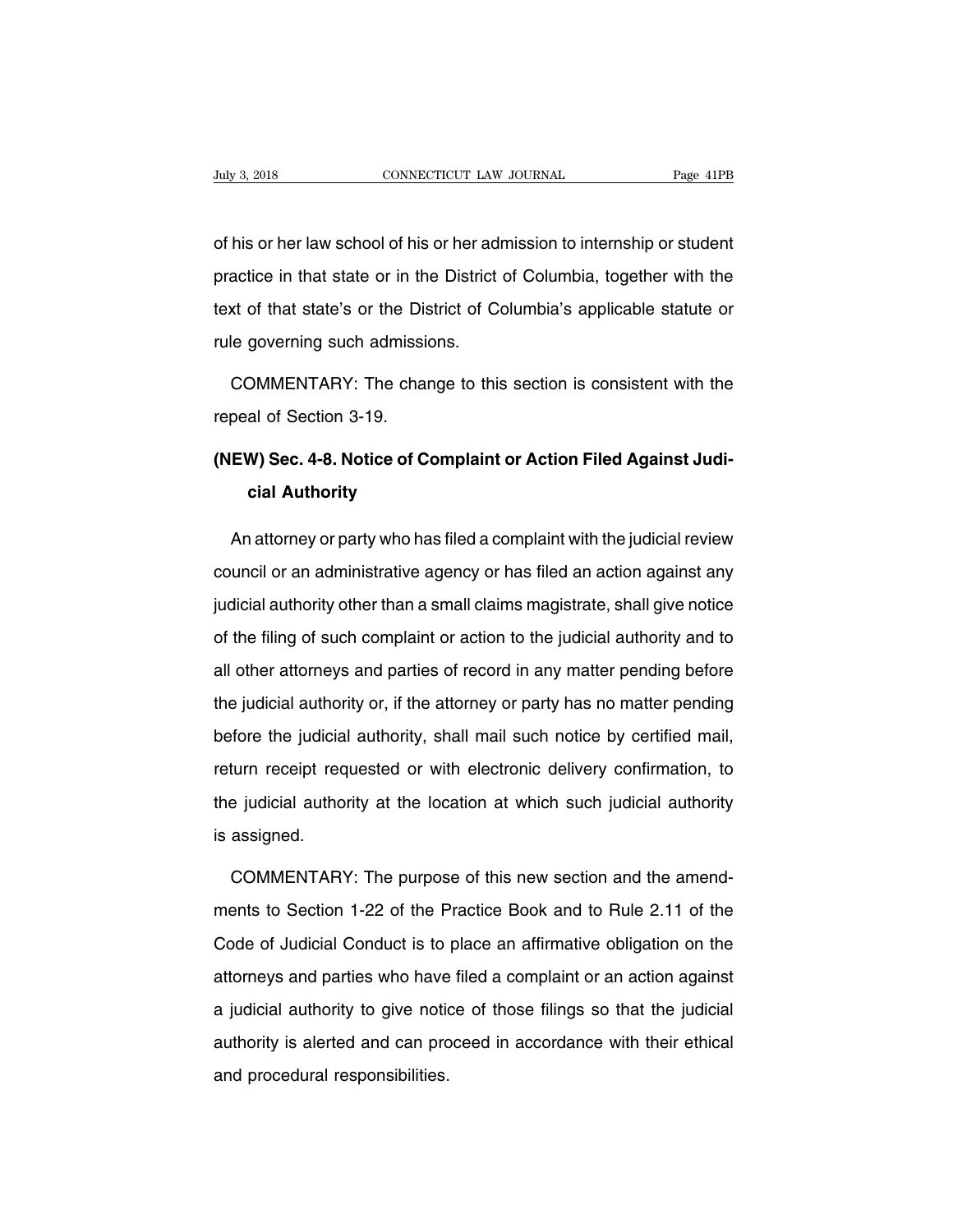of his or her law school of his or her admission to internship or student practice in that state or in the District of Columbia, together with the text of that state's or the District of Columbia's applicable statute or rule governing such admissions.

COMMENTARY: The change to this section is consistent with the repeal of Section 3-19.

### (NEW) Sec. 4-8. Notice of Complaint or Action Filed Against Judicial Authority

An attorney or party who has filed a complaint with the judicial review council or an administrative agency or has filed an action against any judicial authority other than a small claims magistrate, shall give notice of the filing of such complaint or action to the judicial authority and to all other attorneys and parties of record in any matter pending before the judicial authority or, if the attorney or party has no matter pending before the judicial authority, shall mail such notice by certified mail, return receipt requested or with electronic delivery confirmation, to the judicial authority at the location at which such judicial authority is assigned.

COMMENTARY: The purpose of this new section and the amendments to Section 1-22 of the Practice Book and to Rule 2.11 of the Code of Judicial Conduct is to place an affirmative obligation on the attorneys and parties who have filed a complaint or an action against a judicial authority to give notice of those filings so that the judicial authority is alerted and can proceed in accordance with their ethical and procedural responsibilities.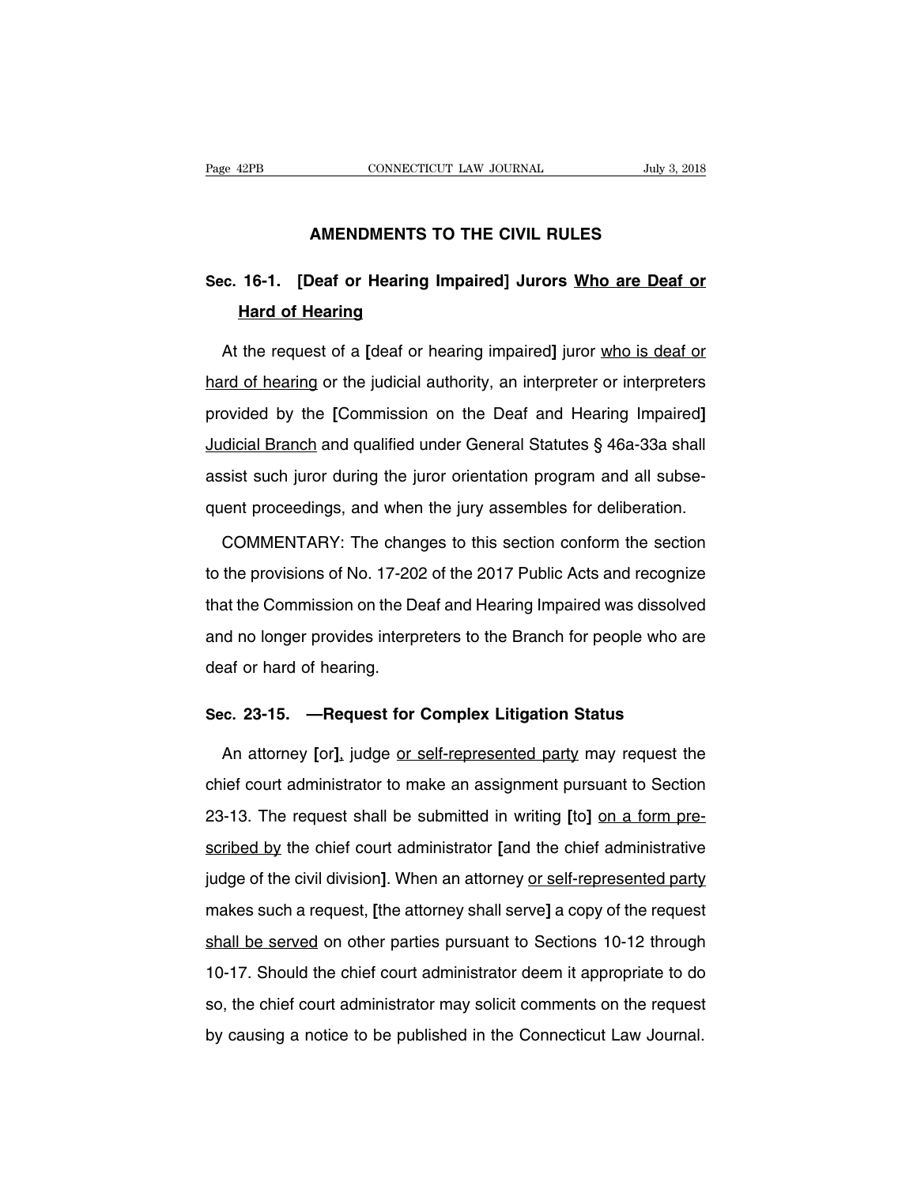# AMENDMENTS TO THE CIVIL RULES

## Sec. 16-1. [Deaf or Hearing Impaired] Jurors <u>Who are Deaf or Hard of Hearing</u>

At the request of a **[**deaf or hearing impaired**]** juror <u>who is deaf or hard of hearing</u> or the judicial authority, an interpreter or interpreters provided by the **[**Commission on the Deaf and Hearing Impaired**]** <u>Judicial Branch</u> and qualified under General Statutes § 46a-33a shall assist such juror during the juror orientation program and all subsequent proceedings, and when the jury assembles for deliberation.

COMMENTARY: The changes to this section conform the section to the provisions of No. 17-202 of the 2017 Public Acts and recognize that the Commission on the Deaf and Hearing Impaired was dissolved and no longer provides interpreters to the Branch for people who are deaf or hard of hearing.

## Sec. 23-15. —Request for Complex Litigation Status

An attorney **[**or**]**<u>,</u> judge <u>or self-represented party</u> may request the chief court administrator to make an assignment pursuant to Section 23-13. The request shall be submitted in writing **[**to**]** <u>on a form prescribed by</u> the chief court administrator **[**and the chief administrative judge of the civil division**]**. When an attorney <u>or self-represented party</u> makes such a request, **[**the attorney shall serve**]** a copy of the request <u>shall be served</u> on other parties pursuant to Sections 10-12 through 10-17. Should the chief court administrator deem it appropriate to do so, the chief court administrator may solicit comments on the request by causing a notice to be published in the Connecticut Law Journal.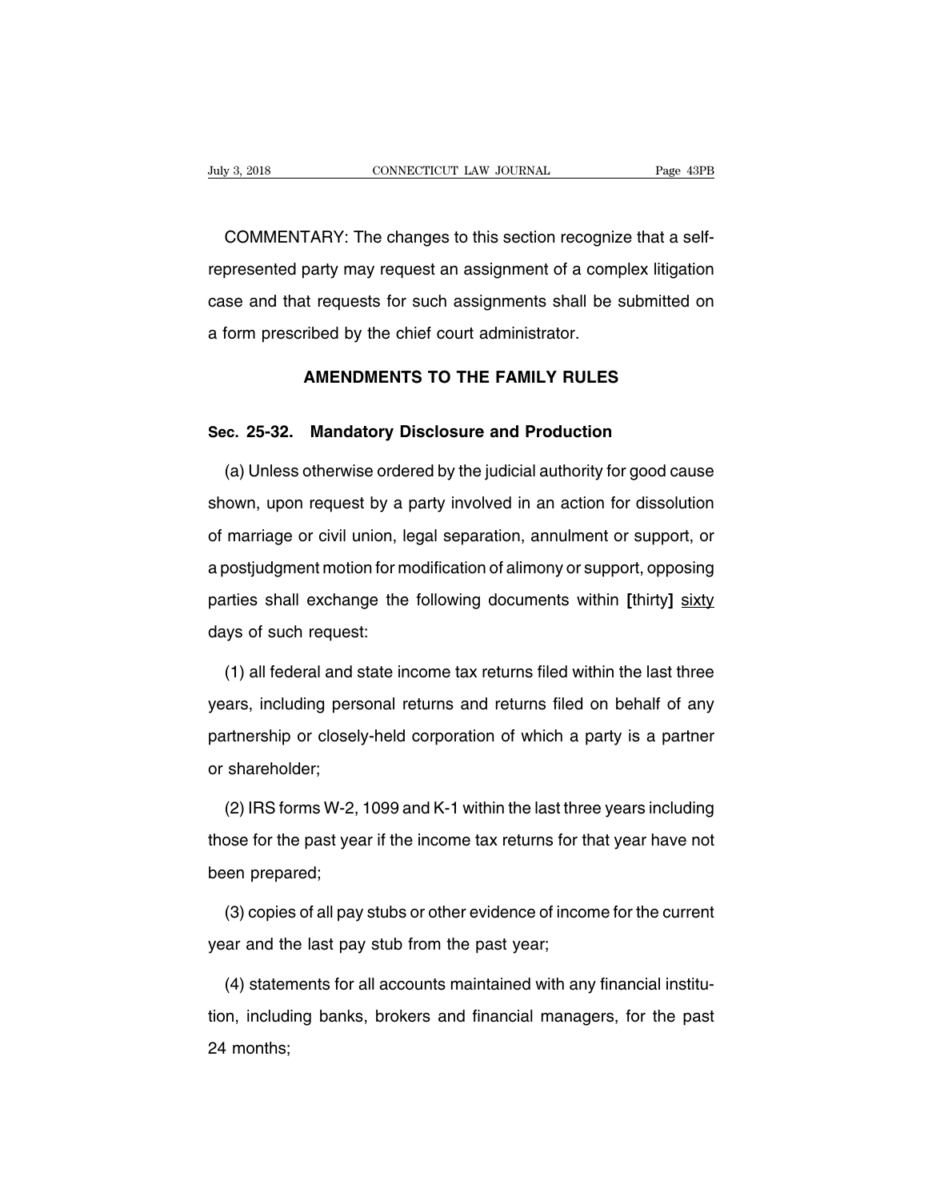COMMENTARY: The changes to this section recognize that a self-represented party may request an assignment of a complex litigation case and that requests for such assignments shall be submitted on a form prescribed by the chief court administrator.

## AMENDMENTS TO THE FAMILY RULES

### Sec. 25-32. Mandatory Disclosure and Production

(a) Unless otherwise ordered by the judicial authority for good cause shown, upon request by a party involved in an action for dissolution of marriage or civil union, legal separation, annulment or support, or a postjudgment motion for modification of alimony or support, opposing parties shall exchange the following documents within **[**thirty**]** sixty days of such request:

(1) all federal and state income tax returns filed within the last three years, including personal returns and returns filed on behalf of any partnership or closely-held corporation of which a party is a partner or shareholder;

(2) IRS forms W-2, 1099 and K-1 within the last three years including those for the past year if the income tax returns for that year have not been prepared;

(3) copies of all pay stubs or other evidence of income for the current year and the last pay stub from the past year;

(4) statements for all accounts maintained with any financial institution, including banks, brokers and financial managers, for the past 24 months;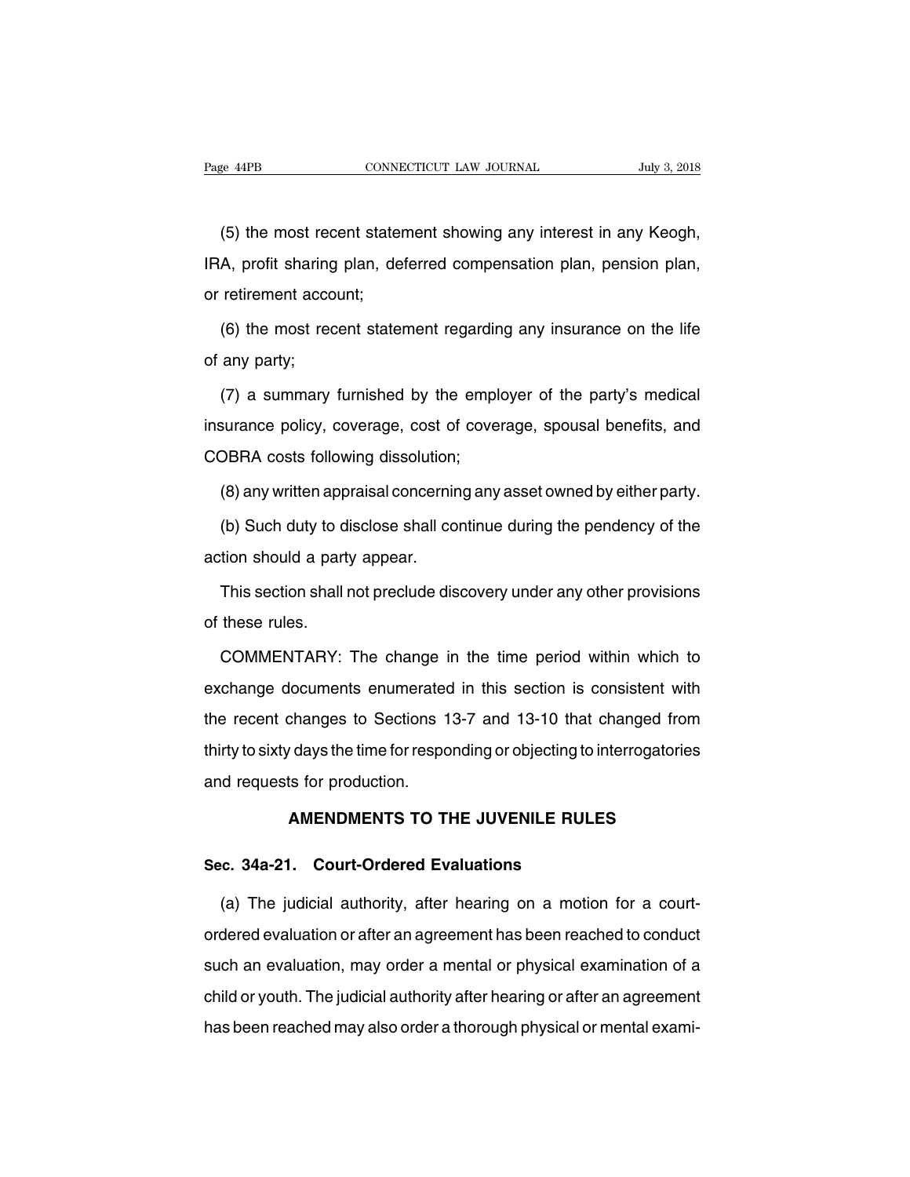(5) the most recent statement showing any interest in any Keogh, IRA, profit sharing plan, deferred compensation plan, pension plan, or retirement account;

(6) the most recent statement regarding any insurance on the life of any party;

(7) a summary furnished by the employer of the party's medical insurance policy, coverage, cost of coverage, spousal benefits, and COBRA costs following dissolution;

(8) any written appraisal concerning any asset owned by either party.

(b) Such duty to disclose shall continue during the pendency of the action should a party appear.

This section shall not preclude discovery under any other provisions of these rules.

COMMENTARY: The change in the time period within which to exchange documents enumerated in this section is consistent with the recent changes to Sections 13-7 and 13-10 that changed from thirty to sixty days the time for responding or objecting to interrogatories and requests for production.

## AMENDMENTS TO THE JUVENILE RULES

### Sec. 34a-21. Court-Ordered Evaluations

(a) The judicial authority, after hearing on a motion for a court-ordered evaluation or after an agreement has been reached to conduct such an evaluation, may order a mental or physical examination of a child or youth. The judicial authority after hearing or after an agreement has been reached may also order a thorough physical or mental exami-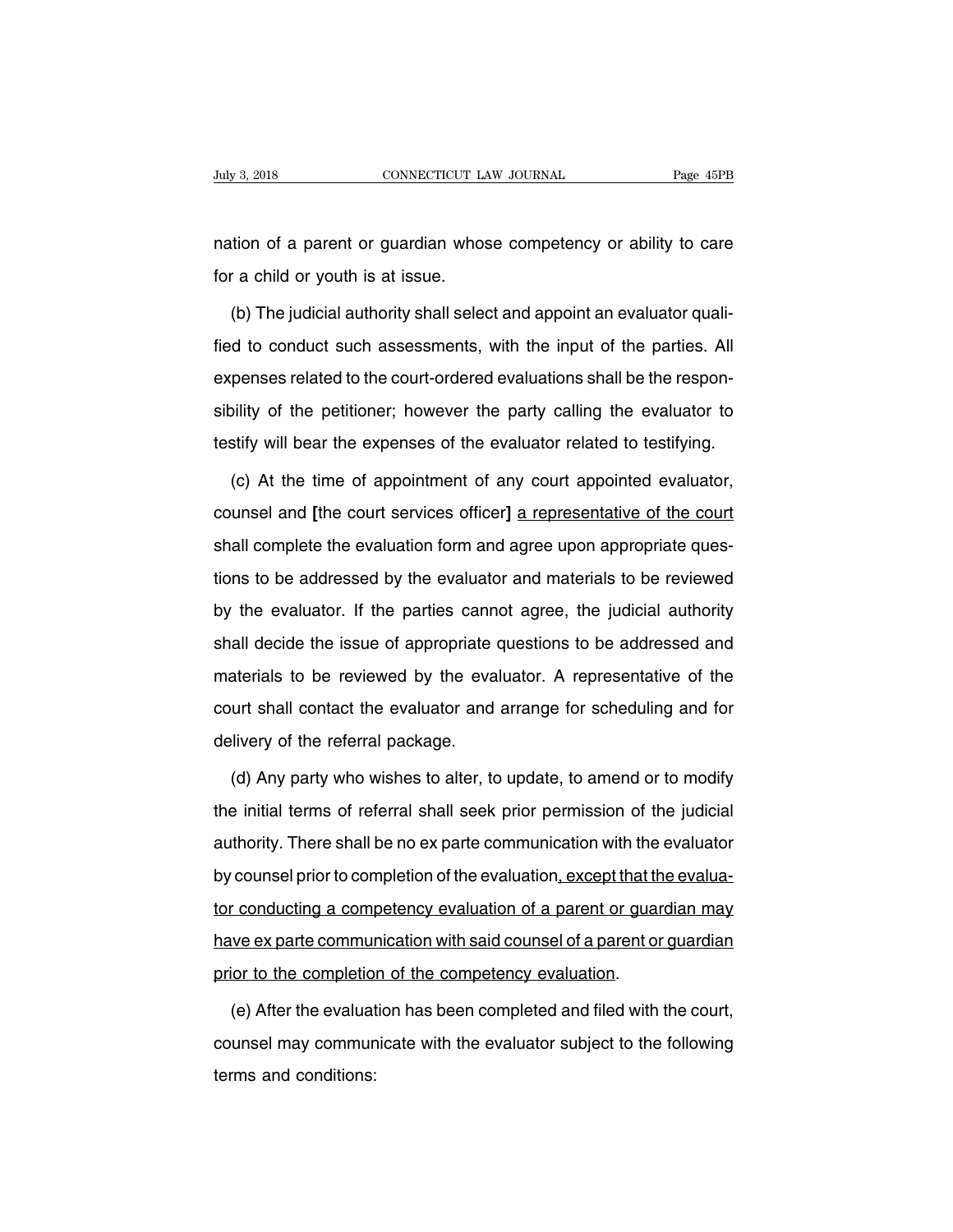nation of a parent or guardian whose competency or ability to care for a child or youth is at issue.

(b) The judicial authority shall select and appoint an evaluator qualified to conduct such assessments, with the input of the parties. All expenses related to the court-ordered evaluations shall be the responsibility of the petitioner; however the party calling the evaluator to testify will bear the expenses of the evaluator related to testifying.

(c) At the time of appointment of any court appointed evaluator, counsel and [the court services officer] <u>a representative of the court</u> shall complete the evaluation form and agree upon appropriate questions to be addressed by the evaluator and materials to be reviewed by the evaluator. If the parties cannot agree, the judicial authority shall decide the issue of appropriate questions to be addressed and materials to be reviewed by the evaluator. A representative of the court shall contact the evaluator and arrange for scheduling and for delivery of the referral package.

(d) Any party who wishes to alter, to update, to amend or to modify the initial terms of referral shall seek prior permission of the judicial authority. There shall be no ex parte communication with the evaluator by counsel prior to completion of the evaluation<u>, except that the evaluator conducting a competency evaluation of a parent or guardian may have ex parte communication with said counsel of a parent or guardian prior to the completion of the competency evaluation</u>.

(e) After the evaluation has been completed and filed with the court, counsel may communicate with the evaluator subject to the following terms and conditions: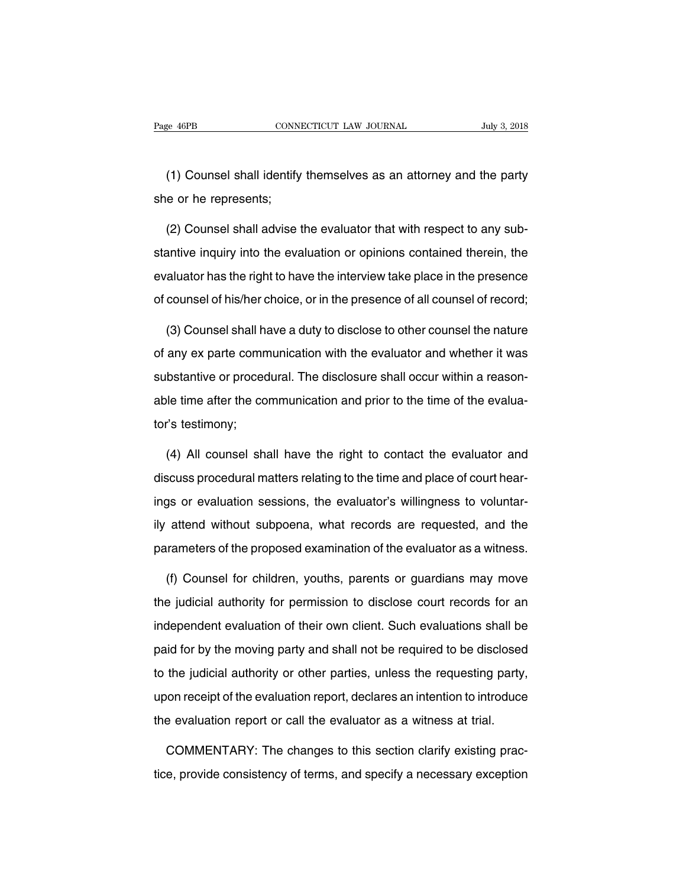(1) Counsel shall identify themselves as an attorney and the party she or he represents;

(2) Counsel shall advise the evaluator that with respect to any substantive inquiry into the evaluation or opinions contained therein, the evaluator has the right to have the interview take place in the presence of counsel of his/her choice, or in the presence of all counsel of record;

(3) Counsel shall have a duty to disclose to other counsel the nature of any ex parte communication with the evaluator and whether it was substantive or procedural. The disclosure shall occur within a reasonable time after the communication and prior to the time of the evaluator's testimony;

(4) All counsel shall have the right to contact the evaluator and discuss procedural matters relating to the time and place of court hearings or evaluation sessions, the evaluator's willingness to voluntarily attend without subpoena, what records are requested, and the parameters of the proposed examination of the evaluator as a witness.

(f) Counsel for children, youths, parents or guardians may move the judicial authority for permission to disclose court records for an independent evaluation of their own client. Such evaluations shall be paid for by the moving party and shall not be required to be disclosed to the judicial authority or other parties, unless the requesting party, upon receipt of the evaluation report, declares an intention to introduce the evaluation report or call the evaluator as a witness at trial.

COMMENTARY: The changes to this section clarify existing practice, provide consistency of terms, and specify a necessary exception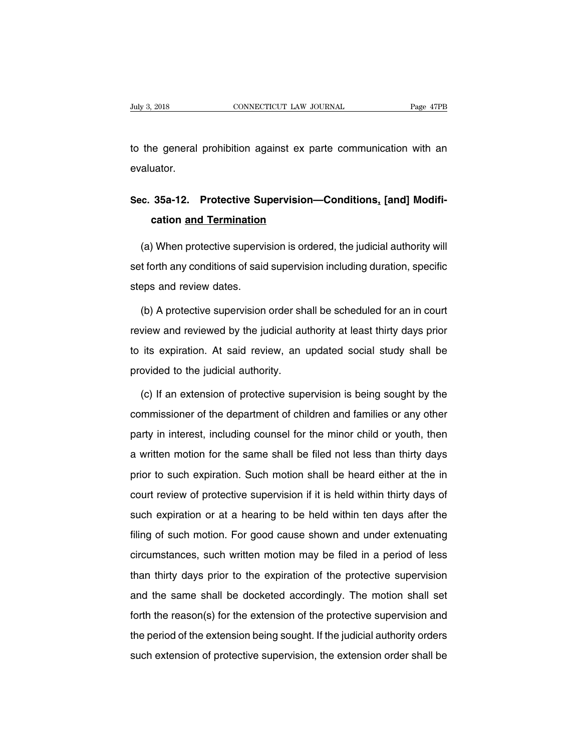to the general prohibition against ex parte communication with an evaluator.

## Sec. 35a-12. Protective Supervision—Conditions, [and] Modification and Termination

(a) When protective supervision is ordered, the judicial authority will set forth any conditions of said supervision including duration, specific steps and review dates.

(b) A protective supervision order shall be scheduled for an in court review and reviewed by the judicial authority at least thirty days prior to its expiration. At said review, an updated social study shall be provided to the judicial authority.

(c) If an extension of protective supervision is being sought by the commissioner of the department of children and families or any other party in interest, including counsel for the minor child or youth, then a written motion for the same shall be filed not less than thirty days prior to such expiration. Such motion shall be heard either at the in court review of protective supervision if it is held within thirty days of such expiration or at a hearing to be held within ten days after the filing of such motion. For good cause shown and under extenuating circumstances, such written motion may be filed in a period of less than thirty days prior to the expiration of the protective supervision and the same shall be docketed accordingly. The motion shall set forth the reason(s) for the extension of the protective supervision and the period of the extension being sought. If the judicial authority orders such extension of protective supervision, the extension order shall be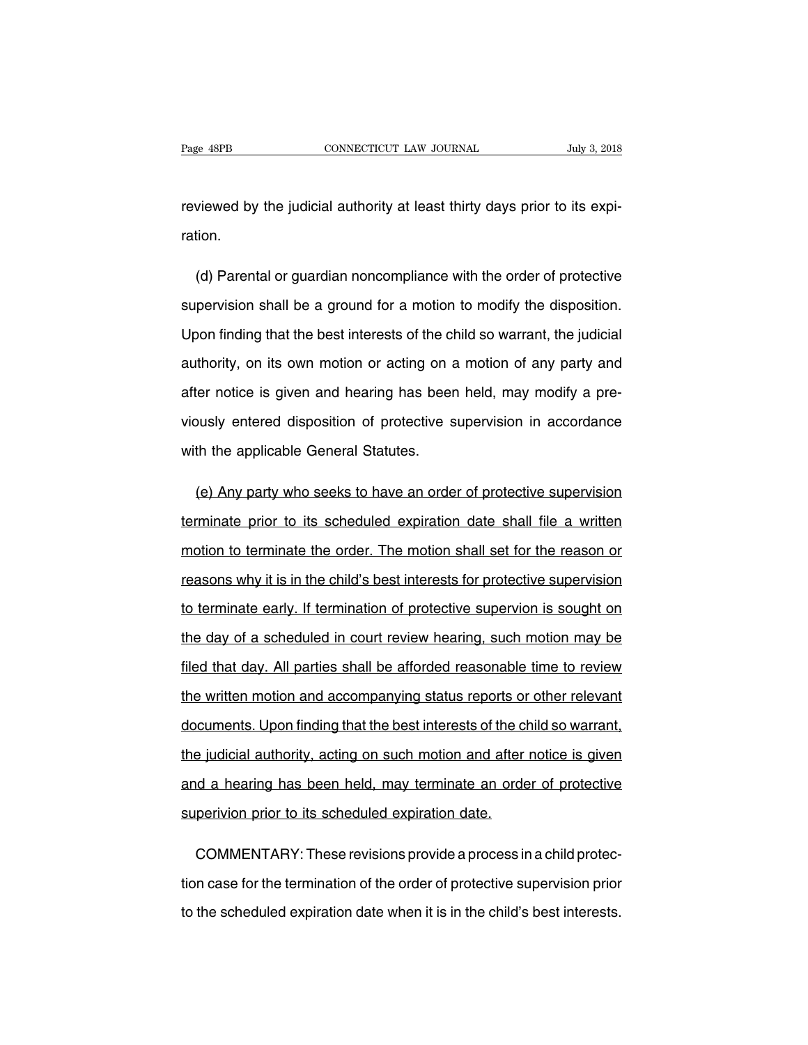reviewed by the judicial authority at least thirty days prior to its expiration.

(d) Parental or guardian noncompliance with the order of protective supervision shall be a ground for a motion to modify the disposition. Upon finding that the best interests of the child so warrant, the judicial authority, on its own motion or acting on a motion of any party and after notice is given and hearing has been held, may modify a previously entered disposition of protective supervision in accordance with the applicable General Statutes.

<u>(e) Any party who seeks to have an order of protective supervision terminate prior to its scheduled expiration date shall file a written motion to terminate the order. The motion shall set for the reason or reasons why it is in the child's best interests for protective supervision to terminate early. If termination of protective supervion is sought on the day of a scheduled in court review hearing, such motion may be filed that day. All parties shall be afforded reasonable time to review the written motion and accompanying status reports or other relevant documents. Upon finding that the best interests of the child so warrant, the judicial authority, acting on such motion and after notice is given and a hearing has been held, may terminate an order of protective superivion prior to its scheduled expiration date.</u>

COMMENTARY: These revisions provide a process in a child protection case for the termination of the order of protective supervision prior to the scheduled expiration date when it is in the child's best interests.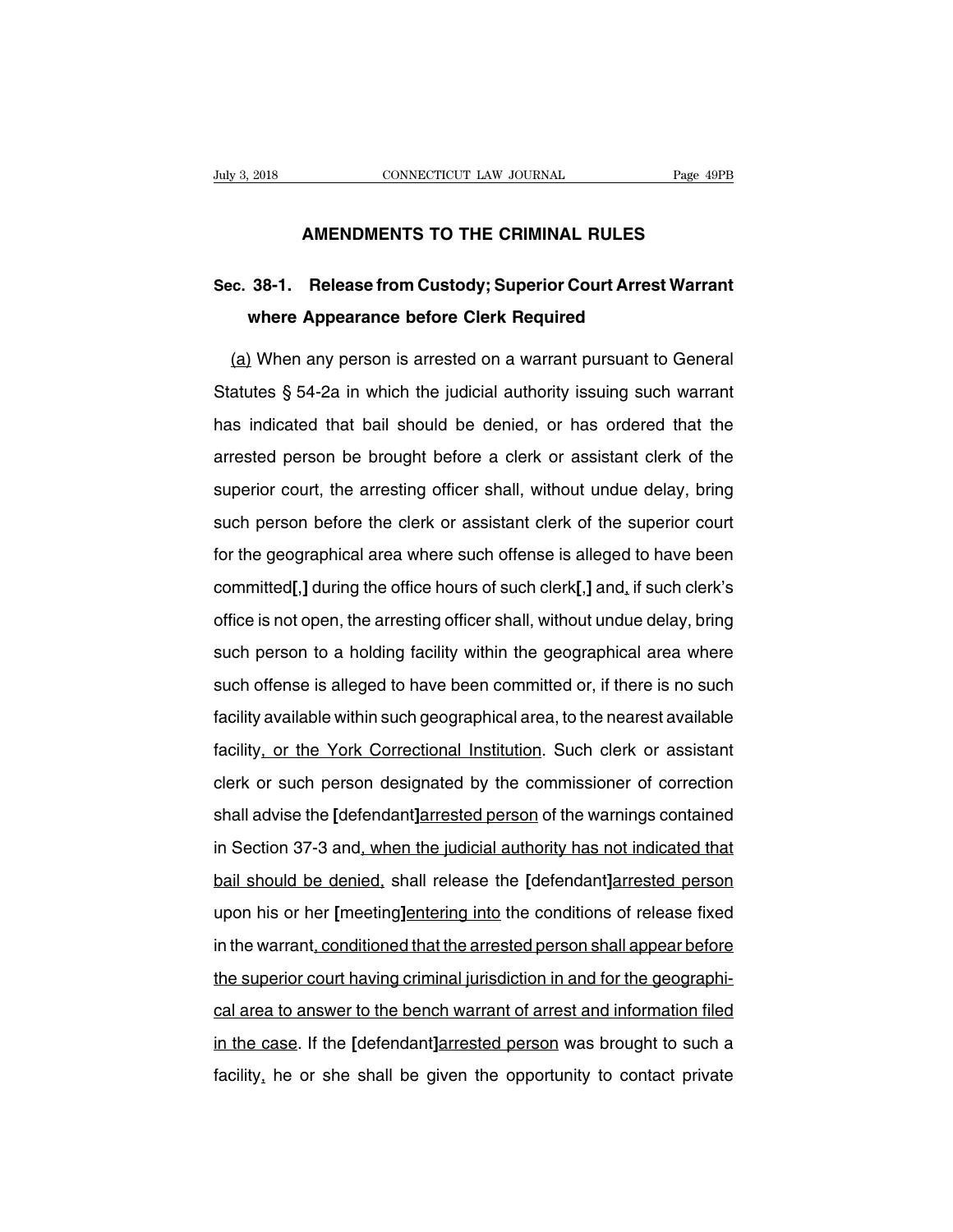## AMENDMENTS TO THE CRIMINAL RULES

### Sec. 38-1. Release from Custody; Superior Court Arrest Warrant where Appearance before Clerk Required

(a) When any person is arrested on a warrant pursuant to General Statutes § 54-2a in which the judicial authority issuing such warrant has indicated that bail should be denied, or has ordered that the arrested person be brought before a clerk or assistant clerk of the superior court, the arresting officer shall, without undue delay, bring such person before the clerk or assistant clerk of the superior court for the geographical area where such offense is alleged to have been committed**[**,**]** during the office hours of such clerk**[**,**]** and, if such clerk's office is not open, the arresting officer shall, without undue delay, bring such person to a holding facility within the geographical area where such offense is alleged to have been committed or, if there is no such facility available within such geographical area, to the nearest available facility, or the York Correctional Institution. Such clerk or assistant clerk or such person designated by the commissioner of correction shall advise the **[**defendant**]**arrested person of the warnings contained in Section 37-3 and, when the judicial authority has not indicated that bail should be denied, shall release the **[**defendant**]**arrested person upon his or her **[**meeting**]**entering into the conditions of release fixed in the warrant, conditioned that the arrested person shall appear before the superior court having criminal jurisdiction in and for the geographical area to answer to the bench warrant of arrest and information filed in the case. If the **[**defendant**]**arrested person was brought to such a facility, he or she shall be given the opportunity to contact private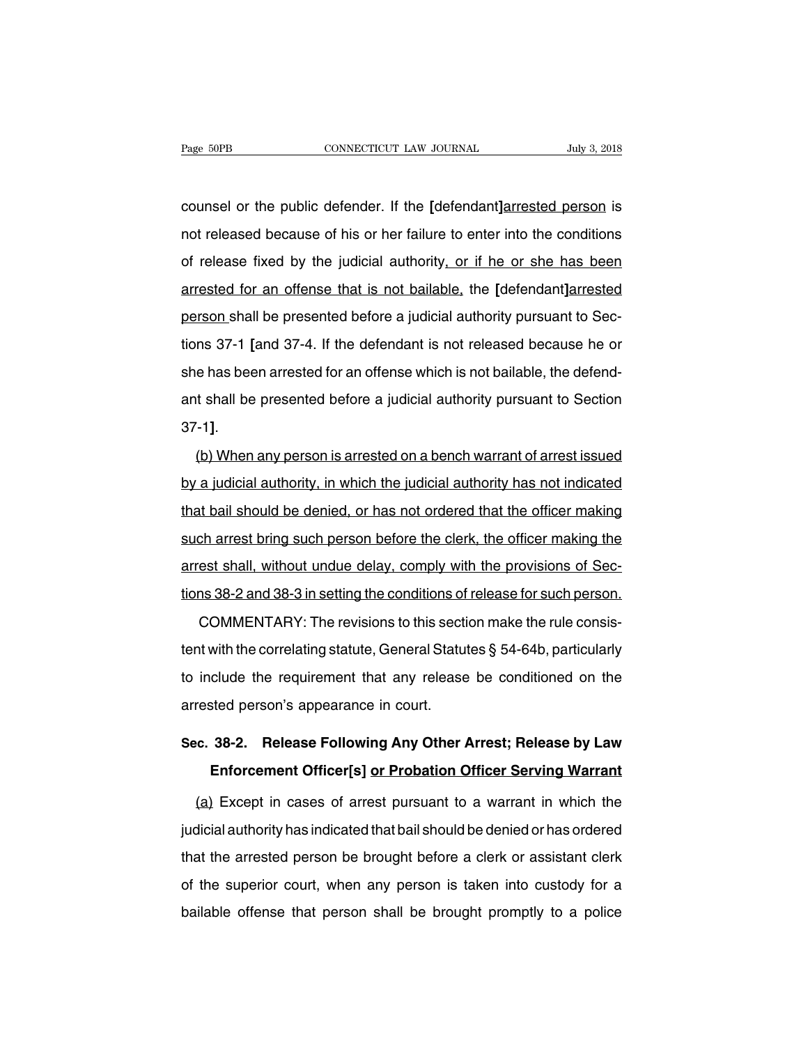counsel or the public defender. If the [defendant]<u>arrested person</u> is not released because of his or her failure to enter into the conditions of release fixed by the judicial authority<u>, or if he or she has been arrested for an offense that is not bailable,</u> the [defendant]<u>arrested person</u> shall be presented before a judicial authority pursuant to Sections 37-1 [and 37-4. If the defendant is not released because he or she has been arrested for an offense which is not bailable, the defendant shall be presented before a judicial authority pursuant to Section 37-1].

<u>(b) When any person is arrested on a bench warrant of arrest issued by a judicial authority, in which the judicial authority has not indicated that bail should be denied, or has not ordered that the officer making such arrest bring such person before the clerk, the officer making the arrest shall, without undue delay, comply with the provisions of Sections 38-2 and 38-3 in setting the conditions of release for such person.</u>

COMMENTARY: The revisions to this section make the rule consistent with the correlating statute, General Statutes § 54-64b, particularly to include the requirement that any release be conditioned on the arrested person's appearance in court.

## Sec. 38-2. Release Following Any Other Arrest; Release by Law Enforcement Officer[s] <u>or Probation Officer Serving Warrant</u>

<u>(a)</u> Except in cases of arrest pursuant to a warrant in which the judicial authority has indicated that bail should be denied or has ordered that the arrested person be brought before a clerk or assistant clerk of the superior court, when any person is taken into custody for a bailable offense that person shall be brought promptly to a police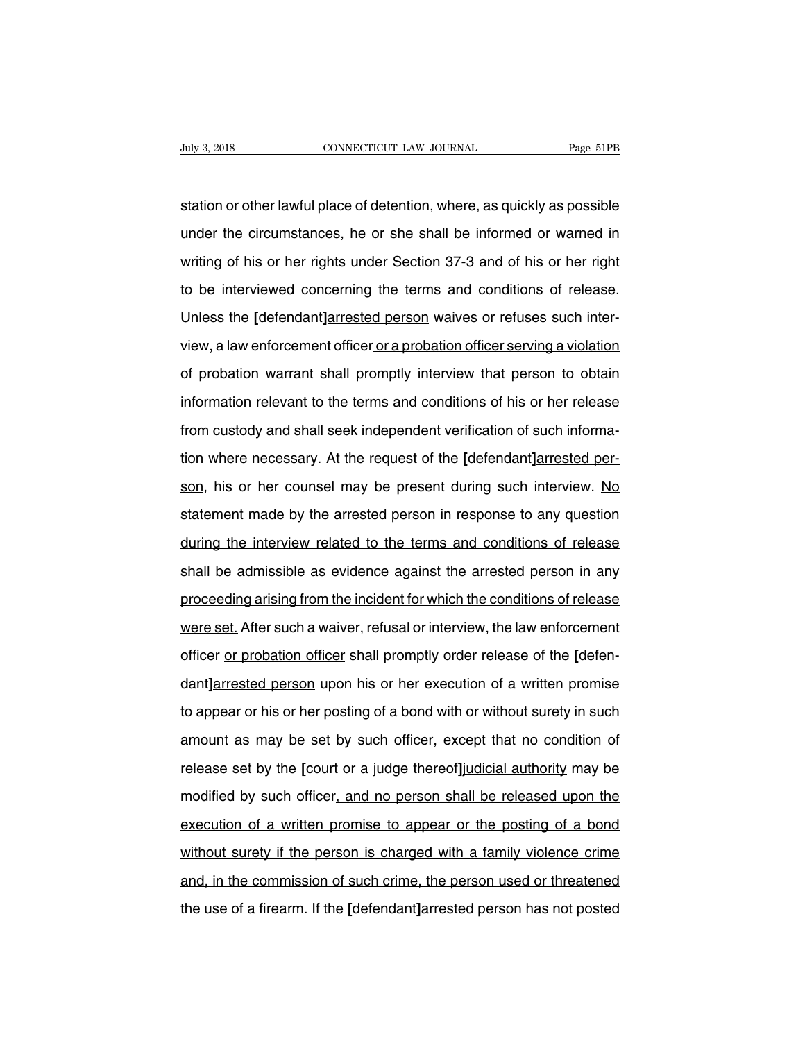station or other lawful place of detention, where, as quickly as possible under the circumstances, he or she shall be informed or warned in writing of his or her rights under Section 37-3 and of his or her right to be interviewed concerning the terms and conditions of release. Unless the **[**defendant**]**<u>arrested person</u> waives or refuses such interview, a law enforcement officer<u> or a probation officer serving a violation of probation warrant</u> shall promptly interview that person to obtain information relevant to the terms and conditions of his or her release from custody and shall seek independent verification of such information where necessary. At the request of the **[**defendant**]**<u>arrested person</u>, his or her counsel may be present during such interview. <u>No statement made by the arrested person in response to any question during the interview related to the terms and conditions of release shall be admissible as evidence against the arrested person in any proceeding arising from the incident for which the conditions of release were set.</u> After such a waiver, refusal or interview, the law enforcement officer <u>or probation officer</u> shall promptly order release of the **[**defendant**]**<u>arrested person</u> upon his or her execution of a written promise to appear or his or her posting of a bond with or without surety in such amount as may be set by such officer, except that no condition of release set by the **[**court or a judge thereof**]**<u>judicial authority</u> may be modified by such officer<u>, and no person shall be released upon the execution of a written promise to appear or the posting of a bond without surety if the person is charged with a family violence crime and, in the commission of such crime, the person used or threatened the use of a firearm</u>. If the **[**defendant**]**<u>arrested person</u> has not posted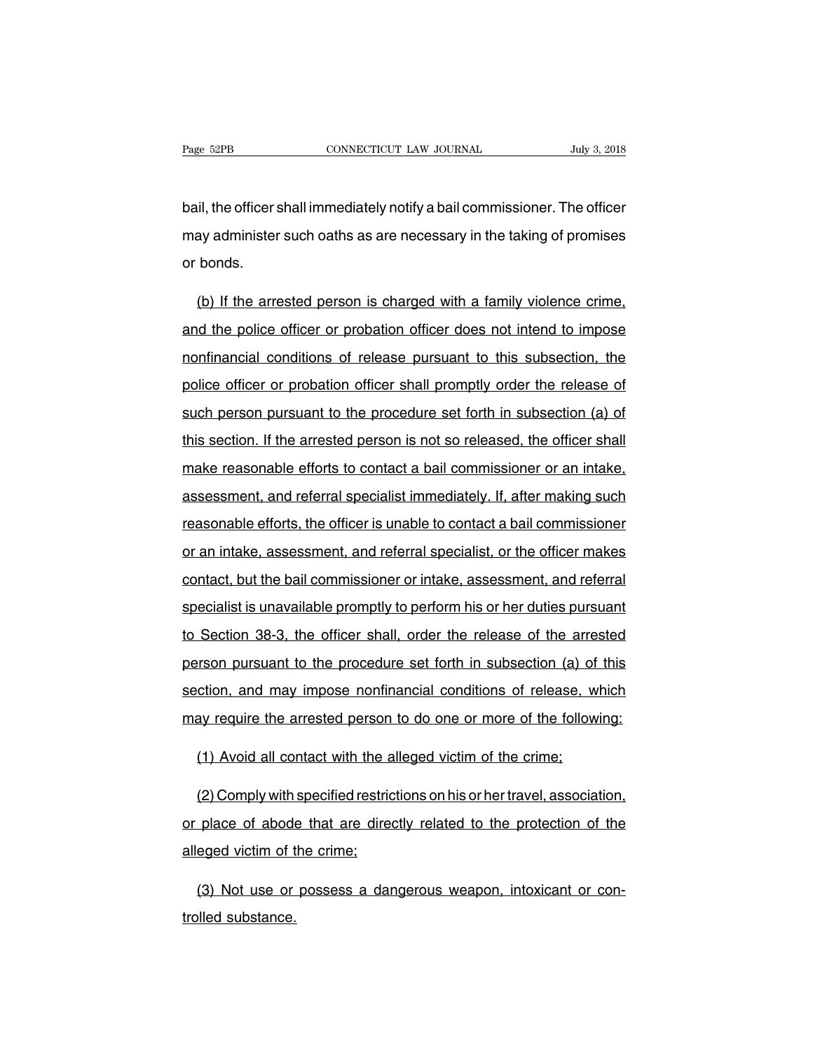bail, the officer shall immediately notify a bail commissioner. The officer may administer such oaths as are necessary in the taking of promises or bonds.

<u>(b) If the arrested person is charged with a family violence crime, and the police officer or probation officer does not intend to impose nonfinancial conditions of release pursuant to this subsection, the police officer or probation officer shall promptly order the release of such person pursuant to the procedure set forth in subsection (a) of this section. If the arrested person is not so released, the officer shall make reasonable efforts to contact a bail commissioner or an intake, assessment, and referral specialist immediately. If, after making such reasonable efforts, the officer is unable to contact a bail commissioner or an intake, assessment, and referral specialist, or the officer makes contact, but the bail commissioner or intake, assessment, and referral specialist is unavailable promptly to perform his or her duties pursuant to Section 38-3, the officer shall, order the release of the arrested person pursuant to the procedure set forth in subsection (a) of this section, and may impose nonfinancial conditions of release, which may require the arrested person to do one or more of the following:</u>

<u>(1) Avoid all contact with the alleged victim of the crime;</u>

<u>(2) Comply with specified restrictions on his or her travel, association, or place of abode that are directly related to the protection of the alleged victim of the crime;</u>

<u>(3) Not use or possess a dangerous weapon, intoxicant or controlled substance.</u>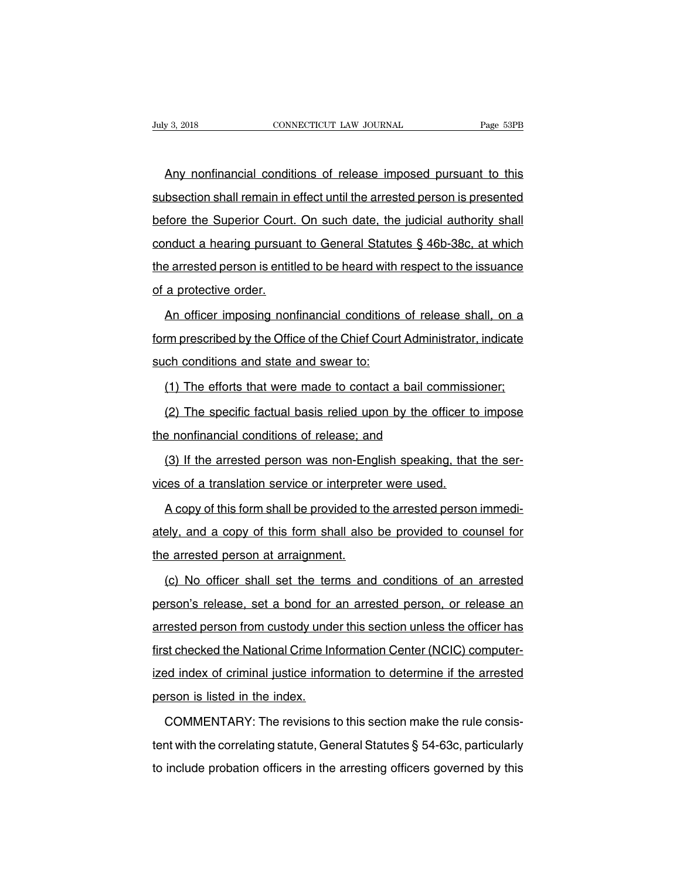Any nonfinancial conditions of release imposed pursuant to this subsection shall remain in effect until the arrested person is presented before the Superior Court. On such date, the judicial authority shall conduct a hearing pursuant to General Statutes § 46b-38c, at which the arrested person is entitled to be heard with respect to the issuance of a protective order.

An officer imposing nonfinancial conditions of release shall, on a form prescribed by the Office of the Chief Court Administrator, indicate such conditions and state and swear to:

(1) The efforts that were made to contact a bail commissioner;

(2) The specific factual basis relied upon by the officer to impose the nonfinancial conditions of release; and

(3) If the arrested person was non-English speaking, that the services of a translation service or interpreter were used.

A copy of this form shall be provided to the arrested person immediately, and a copy of this form shall also be provided to counsel for the arrested person at arraignment.

(c) No officer shall set the terms and conditions of an arrested person's release, set a bond for an arrested person, or release an arrested person from custody under this section unless the officer has first checked the National Crime Information Center (NCIC) computerized index of criminal justice information to determine if the arrested person is listed in the index.

COMMENTARY: The revisions to this section make the rule consistent with the correlating statute, General Statutes § 54-63c, particularly to include probation officers in the arresting officers governed by this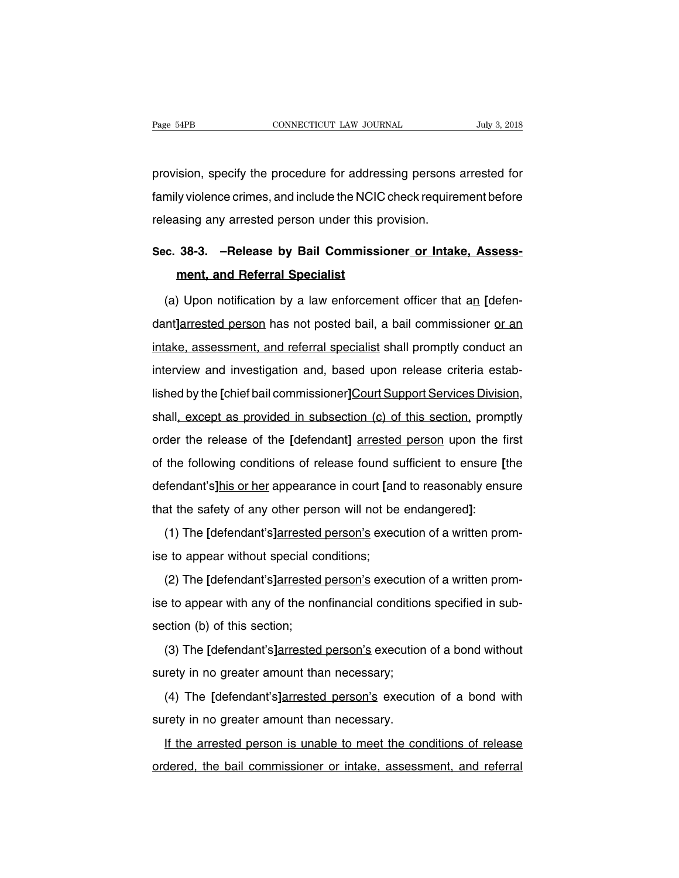provision, specify the procedure for addressing persons arrested for family violence crimes, and include the NCIC check requirement before releasing any arrested person under this provision.

**Sec. 38-3. –Release by Bail Commissioner or Intake, Assessment, and Referral Specialist**

(a) Upon notification by a law enforcement officer that an [defendant]arrested person has not posted bail, a bail commissioner or an intake, assessment, and referral specialist shall promptly conduct an interview and investigation and, based upon release criteria established by the [chief bail commissioner]Court Support Services Division, shall, except as provided in subsection (c) of this section, promptly order the release of the [defendant] arrested person upon the first of the following conditions of release found sufficient to ensure [the defendant's]his or her appearance in court [and to reasonably ensure that the safety of any other person will not be endangered]:

(1) The [defendant's]arrested person's execution of a written promise to appear without special conditions;

(2) The [defendant's]arrested person's execution of a written promise to appear with any of the nonfinancial conditions specified in subsection (b) of this section;

(3) The [defendant's]arrested person's execution of a bond without surety in no greater amount than necessary;

(4) The [defendant's]arrested person's execution of a bond with surety in no greater amount than necessary.

If the arrested person is unable to meet the conditions of release ordered, the bail commissioner or intake, assessment, and referral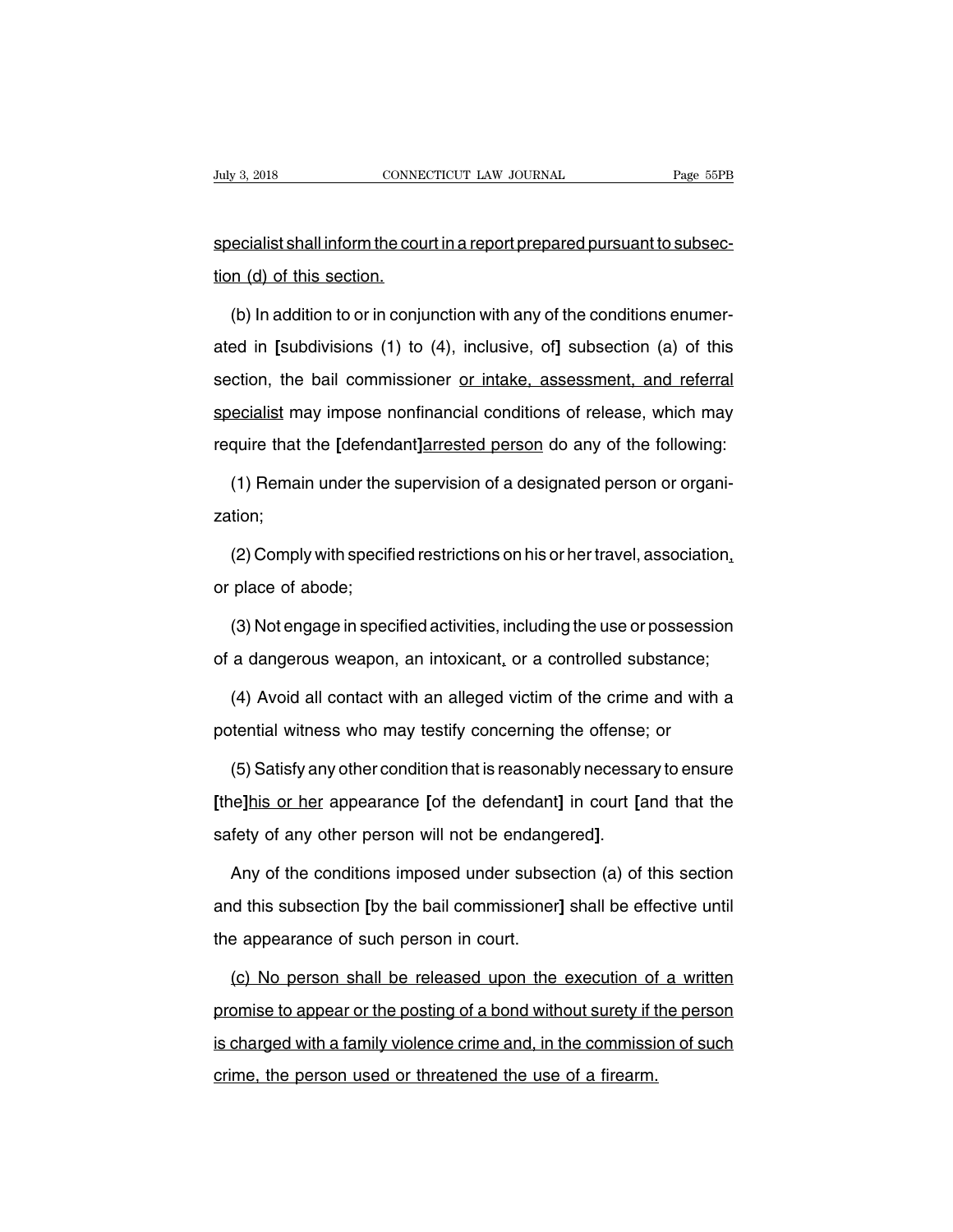specialist shall inform the court in a report prepared pursuant to subsection (d) of this section.

(b) In addition to or in conjunction with any of the conditions enumerated in [subdivisions (1) to (4), inclusive, of] subsection (a) of this section, the bail commissioner or intake, assessment, and referral specialist may impose nonfinancial conditions of release, which may require that the [defendant]arrested person do any of the following:

(1) Remain under the supervision of a designated person or organization;

(2) Comply with specified restrictions on his or her travel, association, or place of abode;

(3) Not engage in specified activities, including the use or possession of a dangerous weapon, an intoxicant, or a controlled substance;

(4) Avoid all contact with an alleged victim of the crime and with a potential witness who may testify concerning the offense; or

(5) Satisfy any other condition that is reasonably necessary to ensure [the]his or her appearance [of the defendant] in court [and that the safety of any other person will not be endangered].

Any of the conditions imposed under subsection (a) of this section and this subsection [by the bail commissioner] shall be effective until the appearance of such person in court.

(c) No person shall be released upon the execution of a written promise to appear or the posting of a bond without surety if the person is charged with a family violence crime and, in the commission of such crime, the person used or threatened the use of a firearm.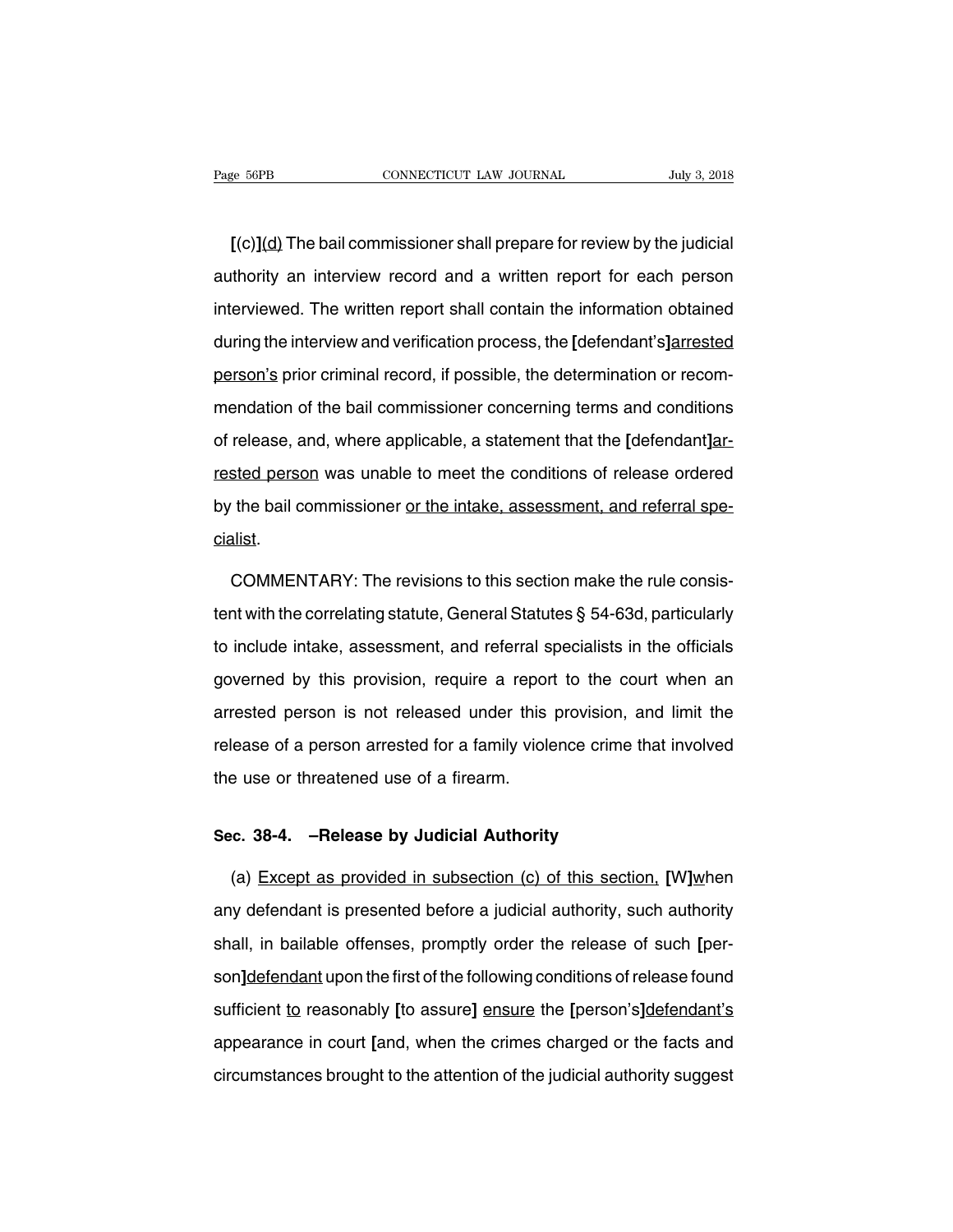[(c)]<u>(d)</u> The bail commissioner shall prepare for review by the judicial authority an interview record and a written report for each person interviewed. The written report shall contain the information obtained during the interview and verification process, the **[**defendant's**]**<u>arrested person's</u> prior criminal record, if possible, the determination or recommendation of the bail commissioner concerning terms and conditions of release, and, where applicable, a statement that the **[**defendant**]**<u>arrested person</u> was unable to meet the conditions of release ordered by the bail commissioner <u>or the intake, assessment, and referral specialist</u>.

COMMENTARY: The revisions to this section make the rule consistent with the correlating statute, General Statutes § 54-63d, particularly to include intake, assessment, and referral specialists in the officials governed by this provision, require a report to the court when an arrested person is not released under this provision, and limit the release of a person arrested for a family violence crime that involved the use or threatened use of a firearm.

### Sec. 38-4. —Release by Judicial Authority

(a) <u>Except as provided in subsection (c) of this section,</u> **[**W**]**<u>w</u>hen any defendant is presented before a judicial authority, such authority shall, in bailable offenses, promptly order the release of such **[**person**]**<u>defendant</u> upon the first of the following conditions of release found sufficient <u>to</u> reasonably **[**to assure**]** <u>ensure</u> the **[**person's**]**<u>defendant's</u> appearance in court **[**and, when the crimes charged or the facts and circumstances brought to the attention of the judicial authority suggest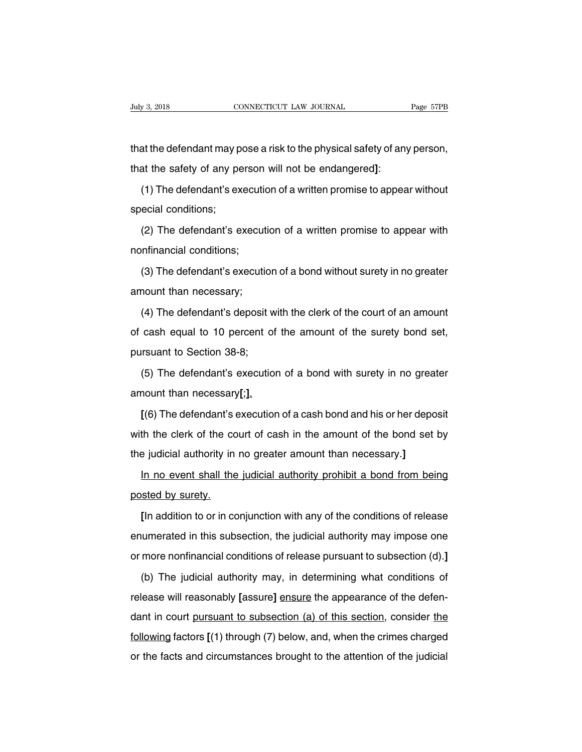that the defendant may pose a risk to the physical safety of any person, that the safety of any person will not be endangered]:

(1) The defendant's execution of a written promise to appear without special conditions;

(2) The defendant's execution of a written promise to appear with nonfinancial conditions;

(3) The defendant's execution of a bond without surety in no greater amount than necessary;

(4) The defendant's deposit with the clerk of the court of an amount of cash equal to 10 percent of the amount of the surety bond set, pursuant to Section 38-8;

(5) The defendant's execution of a bond with surety in no greater amount than necessary[;]<u>.</u>

[(6) The defendant's execution of a cash bond and his or her deposit with the clerk of the court of cash in the amount of the bond set by the judicial authority in no greater amount than necessary.]

<u>In no event shall the judicial authority prohibit a bond from being posted by surety.</u>

[In addition to or in conjunction with any of the conditions of release enumerated in this subsection, the judicial authority may impose one or more nonfinancial conditions of release pursuant to subsection (d).]

(b) The judicial authority may, in determining what conditions of release will reasonably [assure] <u>ensure</u> the appearance of the defendant in court <u>pursuant to subsection (a) of this section</u>, consider <u>the following</u> factors [(1) through (7) below, and, when the crimes charged or the facts and circumstances brought to the attention of the judicial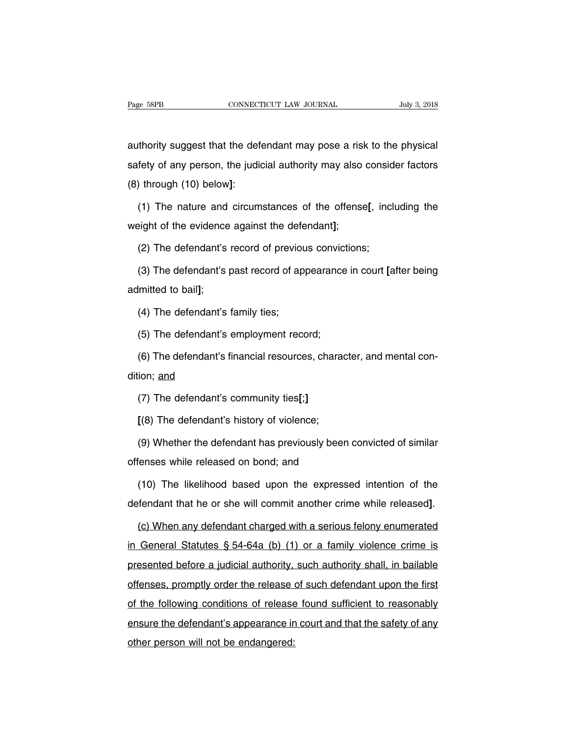authority suggest that the defendant may pose a risk to the physical safety of any person, the judicial authority may also consider factors (8) through (10) below**]**:

(1) The nature and circumstances of the offense**[**, including the weight of the evidence against the defendant**]**;

(2) The defendant's record of previous convictions;

(3) The defendant's past record of appearance in court **[**after being admitted to bail**]**;

(4) The defendant's family ties;

(5) The defendant's employment record;

(6) The defendant's financial resources, character, and mental condition; <u>and</u>

(7) The defendant's community ties**[**;**]**

**[**(8) The defendant's history of violence;

(9) Whether the defendant has previously been convicted of similar offenses while released on bond; and

(10) The likelihood based upon the expressed intention of the defendant that he or she will commit another crime while released**]**.

<u>(c) When any defendant charged with a serious felony enumerated in General Statutes § 54-64a (b) (1) or a family violence crime is presented before a judicial authority, such authority shall, in bailable offenses, promptly order the release of such defendant upon the first of the following conditions of release found sufficient to reasonably ensure the defendant's appearance in court and that the safety of any other person will not be endangered:</u>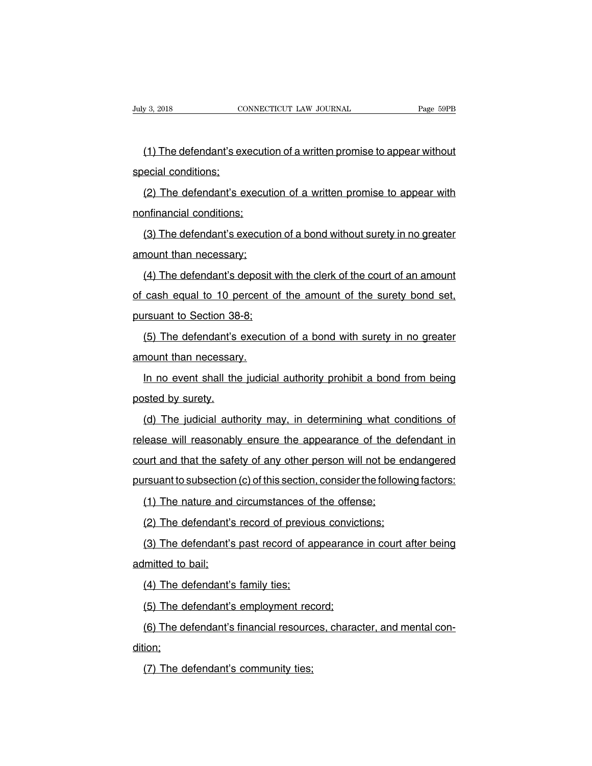(1) The defendant's execution of a written promise to appear without special conditions;

(2) The defendant's execution of a written promise to appear with nonfinancial conditions;

(3) The defendant's execution of a bond without surety in no greater amount than necessary;

(4) The defendant's deposit with the clerk of the court of an amount of cash equal to 10 percent of the amount of the surety bond set, pursuant to Section 38-8;

(5) The defendant's execution of a bond with surety in no greater amount than necessary.

In no event shall the judicial authority prohibit a bond from being posted by surety.

(d) The judicial authority may, in determining what conditions of release will reasonably ensure the appearance of the defendant in court and that the safety of any other person will not be endangered pursuant to subsection (c) of this section, consider the following factors:

(1) The nature and circumstances of the offense;

(2) The defendant's record of previous convictions;

(3) The defendant's past record of appearance in court after being admitted to bail;

(4) The defendant's family ties;

(5) The defendant's employment record;

(6) The defendant's financial resources, character, and mental condition;

(7) The defendant's community ties;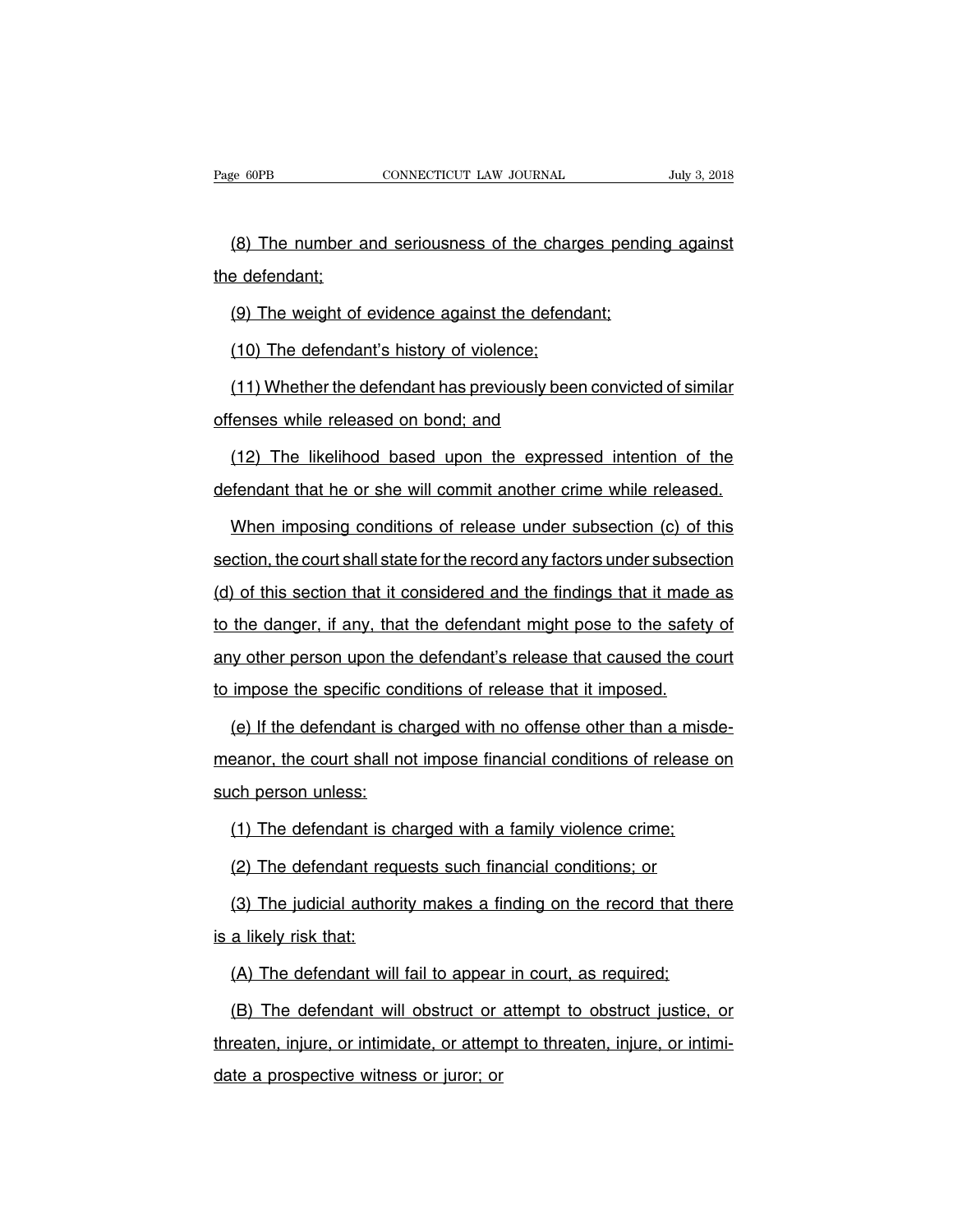(8) The number and seriousness of the charges pending against the defendant;

(9) The weight of evidence against the defendant;

(10) The defendant's history of violence;

(11) Whether the defendant has previously been convicted of similar offenses while released on bond; and

(12) The likelihood based upon the expressed intention of the defendant that he or she will commit another crime while released.

When imposing conditions of release under subsection (c) of this section, the court shall state for the record any factors under subsection (d) of this section that it considered and the findings that it made as to the danger, if any, that the defendant might pose to the safety of any other person upon the defendant's release that caused the court to impose the specific conditions of release that it imposed.

(e) If the defendant is charged with no offense other than a misdemeanor, the court shall not impose financial conditions of release on such person unless:

(1) The defendant is charged with a family violence crime;

(2) The defendant requests such financial conditions; or

(3) The judicial authority makes a finding on the record that there is a likely risk that:

(A) The defendant will fail to appear in court, as required;

(B) The defendant will obstruct or attempt to obstruct justice, or threaten, injure, or intimidate, or attempt to threaten, injure, or intimidate a prospective witness or juror; or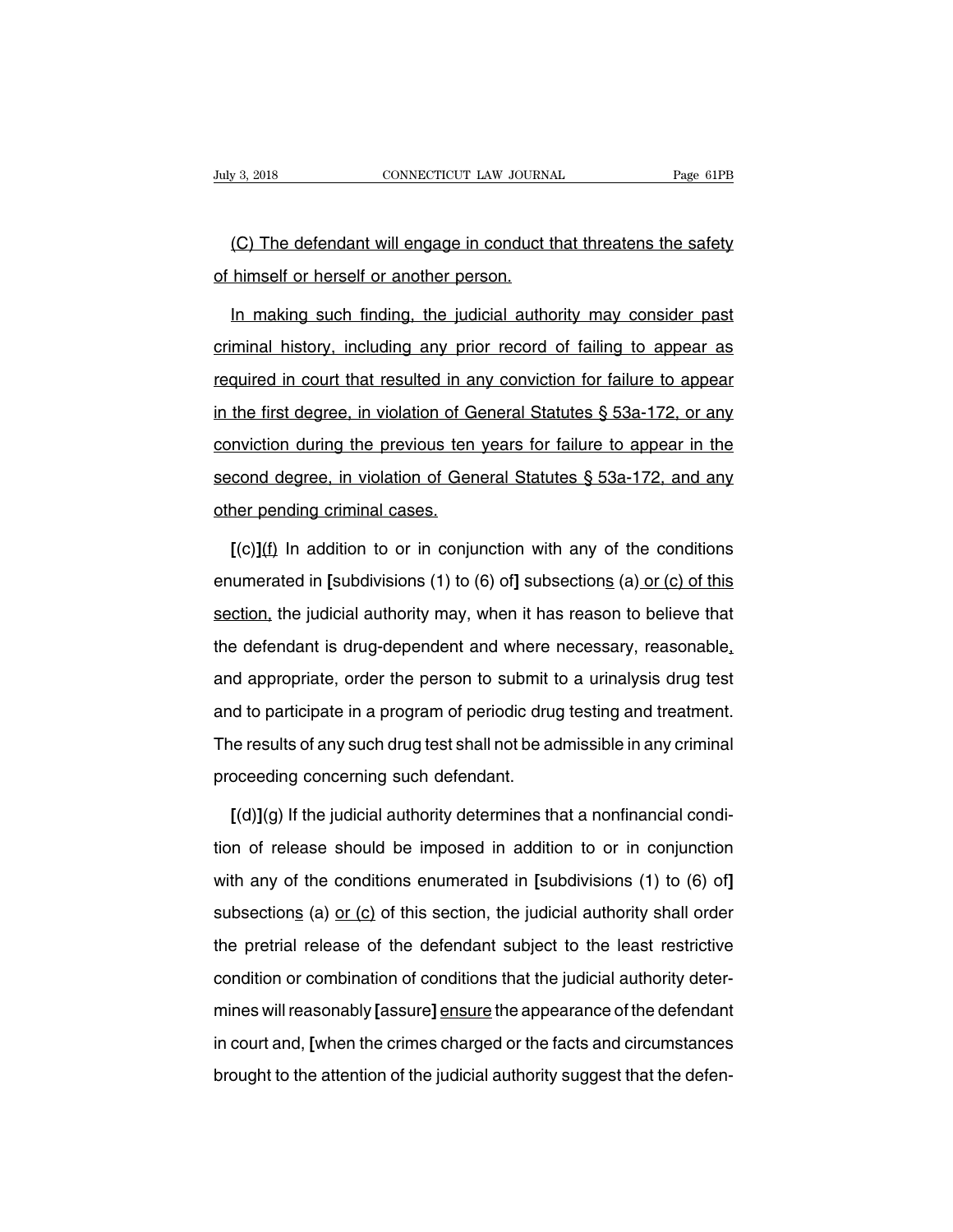(C) The defendant will engage in conduct that threatens the safety of himself or herself or another person.

In making such finding, the judicial authority may consider past criminal history, including any prior record of failing to appear as required in court that resulted in any conviction for failure to appear in the first degree, in violation of General Statutes § 53a-172, or any conviction during the previous ten years for failure to appear in the second degree, in violation of General Statutes § 53a-172, and any other pending criminal cases.

**[**(c)**]**(f) In addition to or in conjunction with any of the conditions enumerated in **[**subdivisions (1) to (6) of**]** subsections (a) or (c) of this section, the judicial authority may, when it has reason to believe that the defendant is drug-dependent and where necessary, reasonable, and appropriate, order the person to submit to a urinalysis drug test and to participate in a program of periodic drug testing and treatment. The results of any such drug test shall not be admissible in any criminal proceeding concerning such defendant.

**[**(d)**]**(g) If the judicial authority determines that a nonfinancial condition of release should be imposed in addition to or in conjunction with any of the conditions enumerated in **[**subdivisions (1) to (6) of**]** subsections (a) or (c) of this section, the judicial authority shall order the pretrial release of the defendant subject to the least restrictive condition or combination of conditions that the judicial authority determines will reasonably **[**assure**]** ensure the appearance of the defendant in court and, **[**when the crimes charged or the facts and circumstances brought to the attention of the judicial authority suggest that the defen-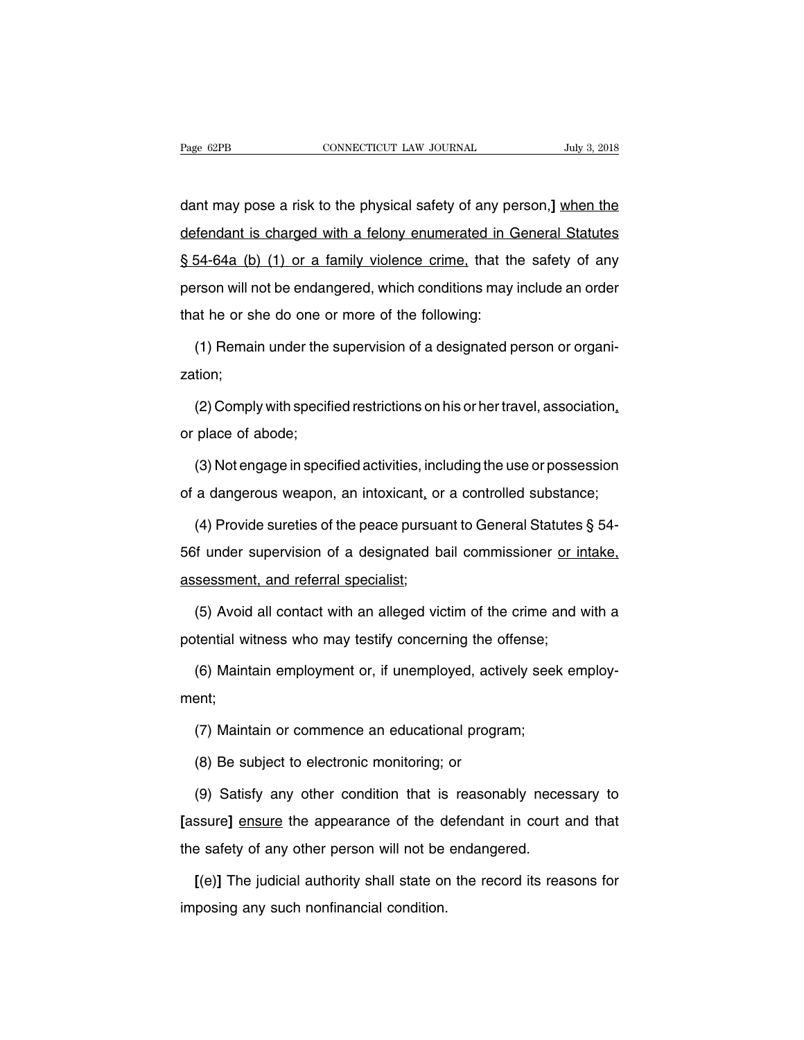dant may pose a risk to the physical safety of any person,**]** <u>when the defendant is charged with a felony enumerated in General Statutes § 54-64a (b) (1) or a family violence crime,</u> that the safety of any person will not be endangered, which conditions may include an order that he or she do one or more of the following:

(1) Remain under the supervision of a designated person or organization;

(2) Comply with specified restrictions on his or her travel, association<u>,</u> or place of abode;

(3) Not engage in specified activities, including the use or possession of a dangerous weapon, an intoxicant<u>,</u> or a controlled substance;

(4) Provide sureties of the peace pursuant to General Statutes § 54-56f under supervision of a designated bail commissioner <u>or intake, assessment, and referral specialist</u>;

(5) Avoid all contact with an alleged victim of the crime and with a potential witness who may testify concerning the offense;

(6) Maintain employment or, if unemployed, actively seek employment;

(7) Maintain or commence an educational program;

(8) Be subject to electronic monitoring; or

(9) Satisfy any other condition that is reasonably necessary to **[**assure**]** <u>ensure</u> the appearance of the defendant in court and that the safety of any other person will not be endangered.

**[**(e)**]** The judicial authority shall state on the record its reasons for imposing any such nonfinancial condition.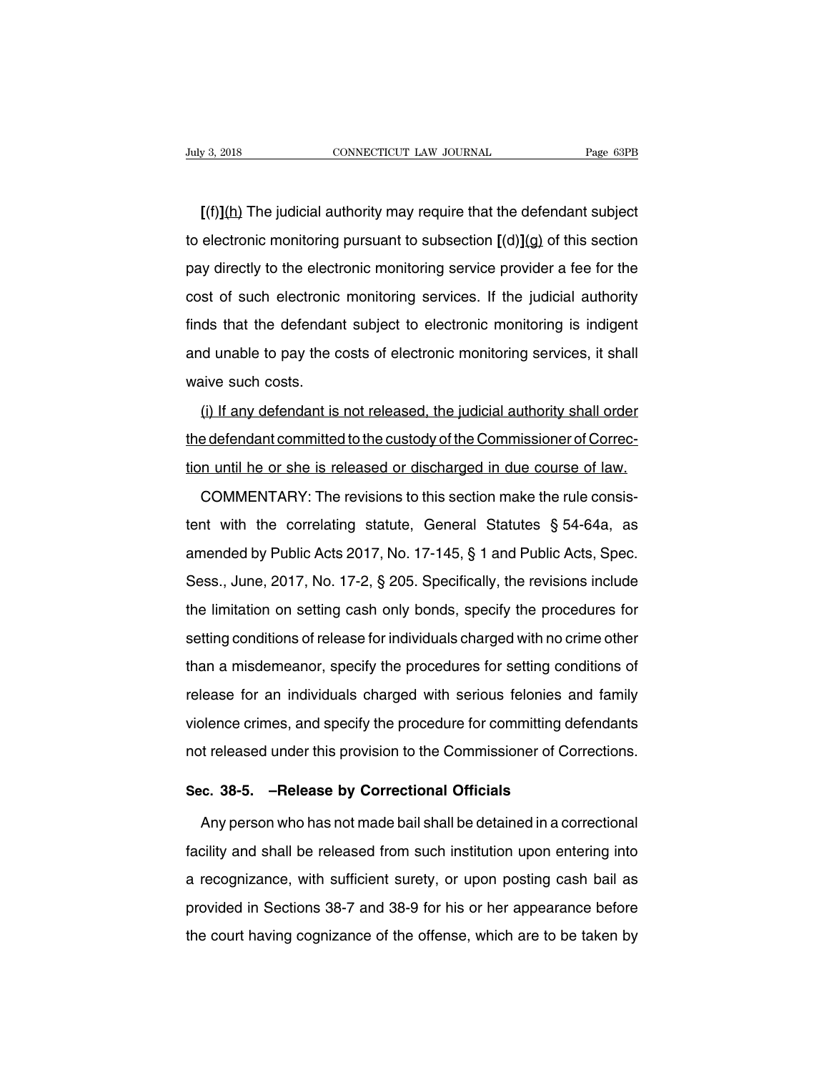**[**(f)**]**<u>(h)</u> The judicial authority may require that the defendant subject to electronic monitoring pursuant to subsection **[**(d)**]**<u>(g)</u> of this section pay directly to the electronic monitoring service provider a fee for the cost of such electronic monitoring services. If the judicial authority finds that the defendant subject to electronic monitoring is indigent and unable to pay the costs of electronic monitoring services, it shall waive such costs.

<u>(i) If any defendant is not released, the judicial authority shall order the defendant committed to the custody of the Commissioner of Correction until he or she is released or discharged in due course of law.</u>

COMMENTARY: The revisions to this section make the rule consistent with the correlating statute, General Statutes § 54-64a, as amended by Public Acts 2017, No. 17-145, § 1 and Public Acts, Spec. Sess., June, 2017, No. 17-2, § 205. Specifically, the revisions include the limitation on setting cash only bonds, specify the procedures for setting conditions of release for individuals charged with no crime other than a misdemeanor, specify the procedures for setting conditions of release for an individuals charged with serious felonies and family violence crimes, and specify the procedure for committing defendants not released under this provision to the Commissioner of Corrections.

**Sec. 38-5. —Release by Correctional Officials**

Any person who has not made bail shall be detained in a correctional facility and shall be released from such institution upon entering into a recognizance, with sufficient surety, or upon posting cash bail as provided in Sections 38-7 and 38-9 for his or her appearance before the court having cognizance of the offense, which are to be taken by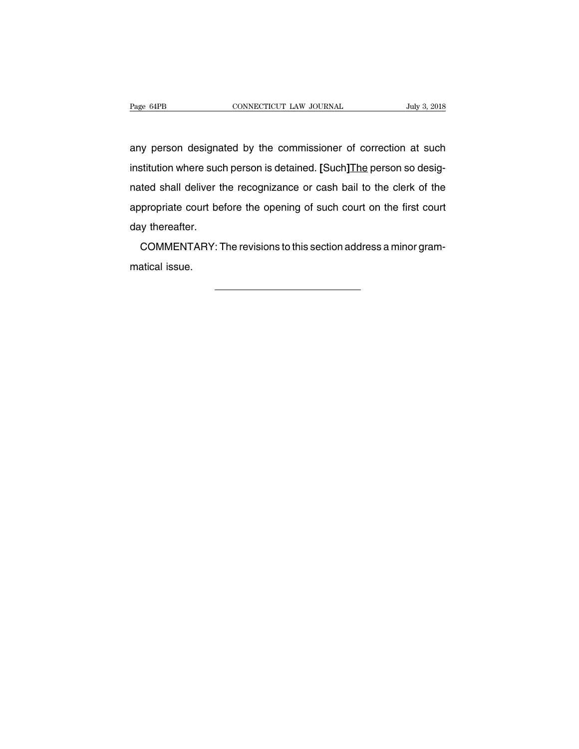any person designated by the commissioner of correction at such institution where such person is detained. **[**Such**]**<u>The</u> person so designated shall deliver the recognizance or cash bail to the clerk of the appropriate court before the opening of such court on the first court day thereafter.

COMMENTARY: The revisions to this section address a minor grammatical issue.